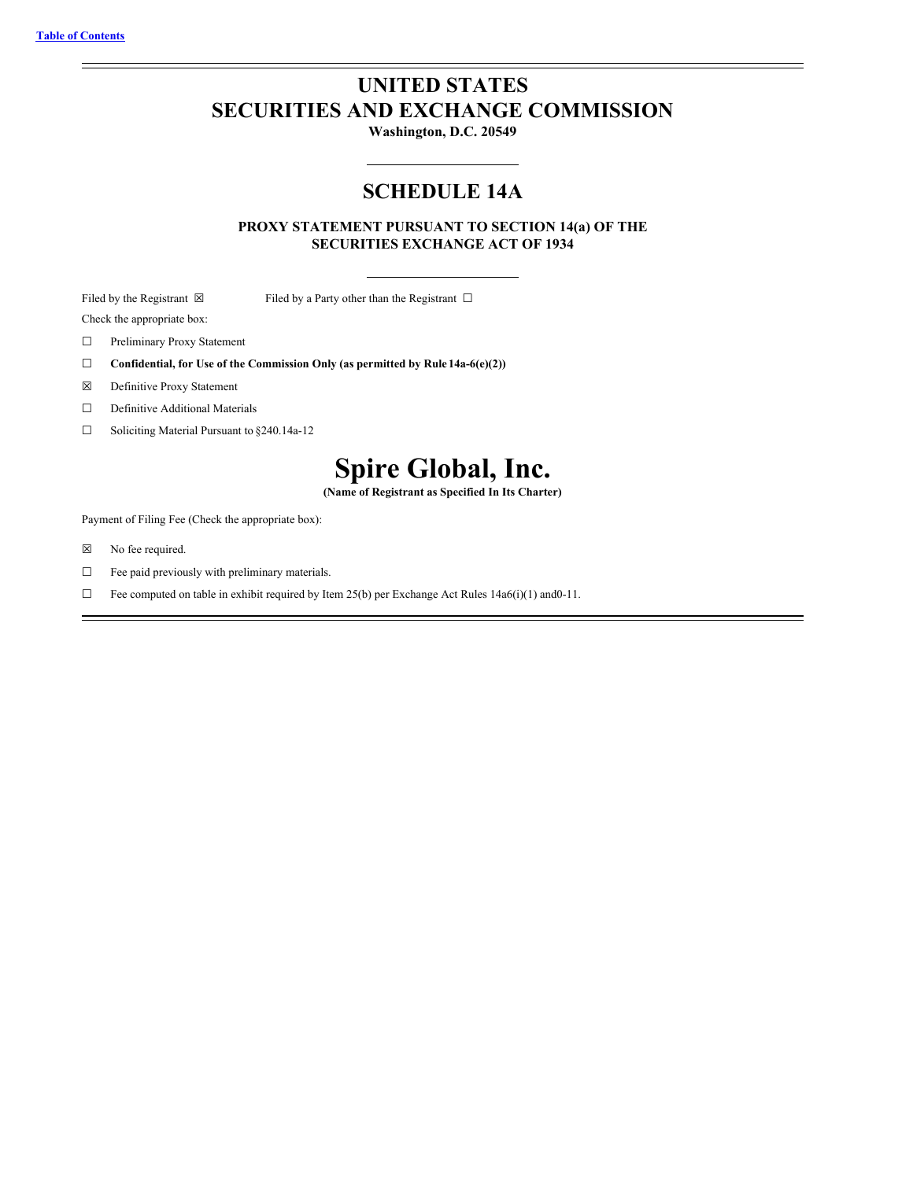[Table of Contents](#)

# UNITED STATES
# SECURITIES AND EXCHANGE COMMISSION

**Washington, D.C. 20549**

## SCHEDULE 14A

**PROXY STATEMENT PURSUANT TO SECTION 14(a) OF THE SECURITIES EXCHANGE ACT OF 1934**

Filed by the Registrant ☒ Filed by a Party other than the Registrant ☐

Check the appropriate box:

☐ Preliminary Proxy Statement

☐ **Confidential, for Use of the Commission Only (as permitted by Rule 14a-6(e)(2))**

☒ Definitive Proxy Statement

☐ Definitive Additional Materials

☐ Soliciting Material Pursuant to §240.14a-12

# Spire Global, Inc.

**(Name of Registrant as Specified In Its Charter)**

Payment of Filing Fee (Check the appropriate box):

☒ No fee required.

☐ Fee paid previously with preliminary materials.

☐ Fee computed on table in exhibit required by Item 25(b) per Exchange Act Rules 14a6(i)(1) and0-11.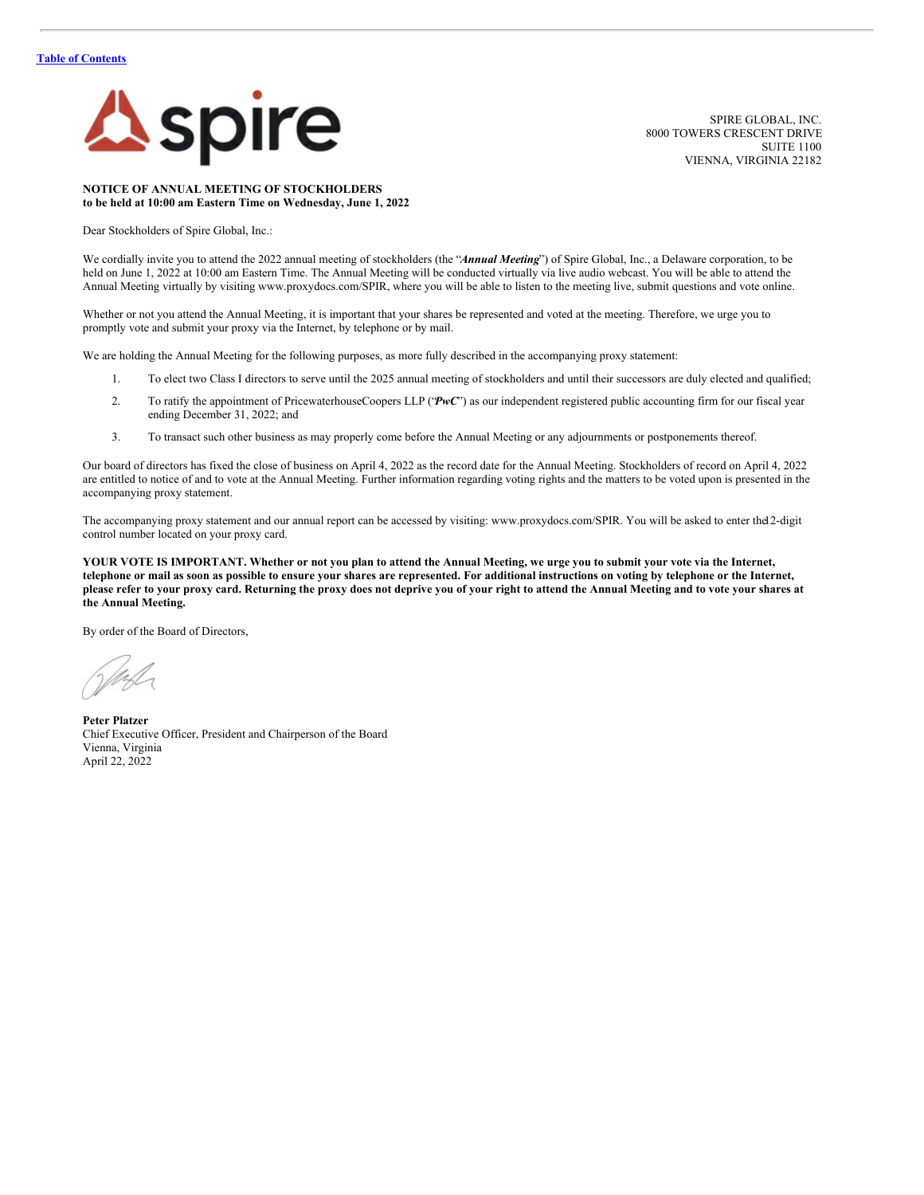[Table of Contents]

SPIRE GLOBAL, INC.
8000 TOWERS CRESCENT DRIVE
SUITE 1100
VIENNA, VIRGINIA 22182

**NOTICE OF ANNUAL MEETING OF STOCKHOLDERS**
**to be held at 10:00 am Eastern Time on Wednesday, June 1, 2022**

Dear Stockholders of Spire Global, Inc.:

We cordially invite you to attend the 2022 annual meeting of stockholders (the "***Annual Meeting***") of Spire Global, Inc., a Delaware corporation, to be held on June 1, 2022 at 10:00 am Eastern Time. The Annual Meeting will be conducted virtually via live audio webcast. You will be able to attend the Annual Meeting virtually by visiting www.proxydocs.com/SPIR, where you will be able to listen to the meeting live, submit questions and vote online.

Whether or not you attend the Annual Meeting, it is important that your shares be represented and voted at the meeting. Therefore, we urge you to promptly vote and submit your proxy via the Internet, by telephone or by mail.

We are holding the Annual Meeting for the following purposes, as more fully described in the accompanying proxy statement:

1. To elect two Class I directors to serve until the 2025 annual meeting of stockholders and until their successors are duly elected and qualified;
2. To ratify the appointment of PricewaterhouseCoopers LLP ("***PwC***") as our independent registered public accounting firm for our fiscal year ending December 31, 2022; and
3. To transact such other business as may properly come before the Annual Meeting or any adjournments or postponements thereof.

Our board of directors has fixed the close of business on April 4, 2022 as the record date for the Annual Meeting. Stockholders of record on April 4, 2022 are entitled to notice of and to vote at the Annual Meeting. Further information regarding voting rights and the matters to be voted upon is presented in the accompanying proxy statement.

The accompanying proxy statement and our annual report can be accessed by visiting: www.proxydocs.com/SPIR. You will be asked to enter the 12-digit control number located on your proxy card.

**YOUR VOTE IS IMPORTANT. Whether or not you plan to attend the Annual Meeting, we urge you to submit your vote via the Internet, telephone or mail as soon as possible to ensure your shares are represented. For additional instructions on voting by telephone or the Internet, please refer to your proxy card. Returning the proxy does not deprive you of your right to attend the Annual Meeting and to vote your shares at the Annual Meeting.**

By order of the Board of Directors,

**Peter Platzer**
Chief Executive Officer, President and Chairperson of the Board
Vienna, Virginia
April 22, 2022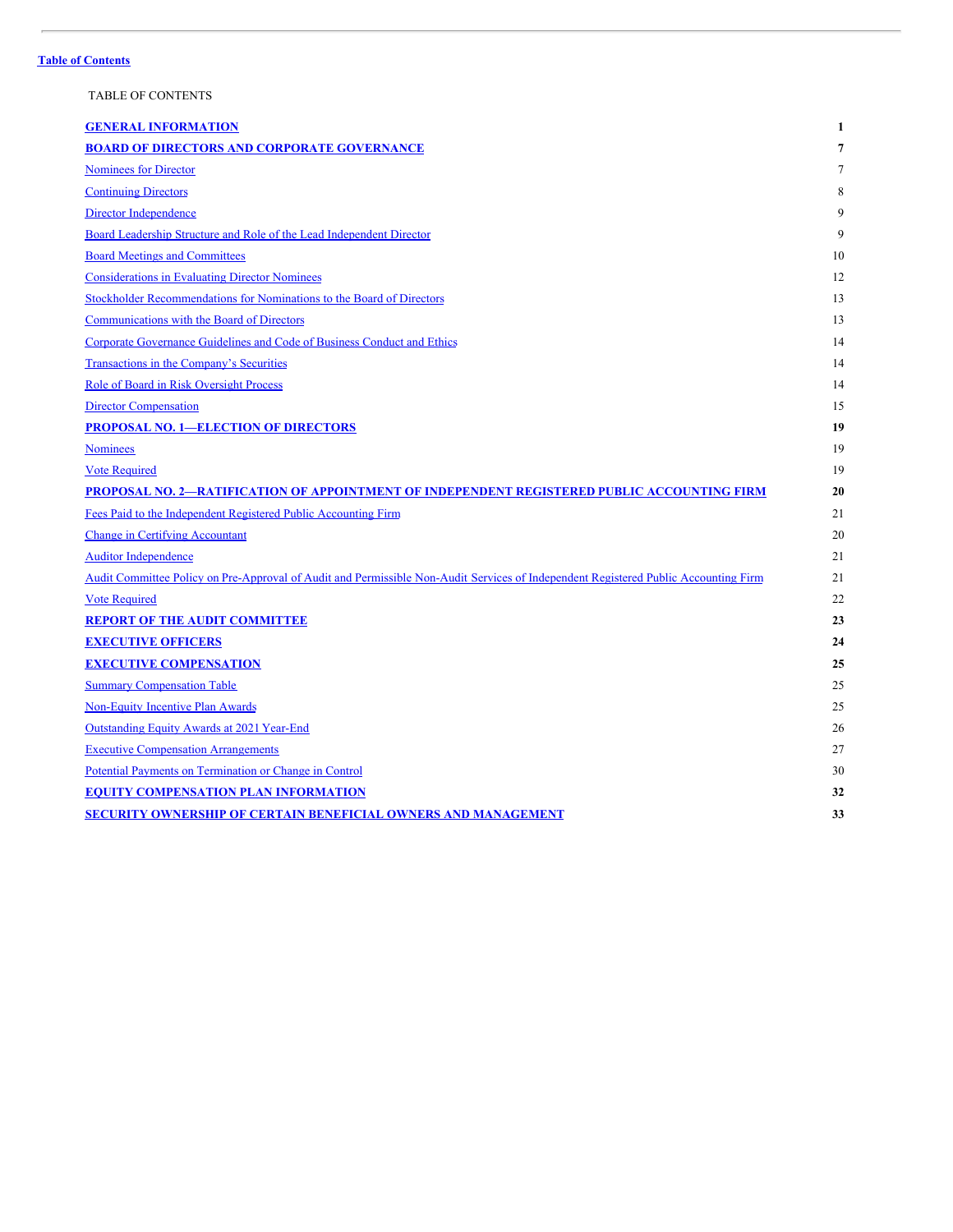[Table of Contents](#)

TABLE OF CONTENTS

| | |
|---|---|
| **GENERAL INFORMATION** | **1** |
| **BOARD OF DIRECTORS AND CORPORATE GOVERNANCE** | **7** |
| Nominees for Director | 7 |
| Continuing Directors | 8 |
| Director Independence | 9 |
| Board Leadership Structure and Role of the Lead Independent Director | 9 |
| Board Meetings and Committees | 10 |
| Considerations in Evaluating Director Nominees | 12 |
| Stockholder Recommendations for Nominations to the Board of Directors | 13 |
| Communications with the Board of Directors | 13 |
| Corporate Governance Guidelines and Code of Business Conduct and Ethics | 14 |
| Transactions in the Company's Securities | 14 |
| Role of Board in Risk Oversight Process | 14 |
| Director Compensation | 15 |
| **PROPOSAL NO. 1—ELECTION OF DIRECTORS** | **19** |
| Nominees | 19 |
| Vote Required | 19 |
| **PROPOSAL NO. 2—RATIFICATION OF APPOINTMENT OF INDEPENDENT REGISTERED PUBLIC ACCOUNTING FIRM** | **20** |
| Fees Paid to the Independent Registered Public Accounting Firm | 21 |
| Change in Certifying Accountant | 20 |
| Auditor Independence | 21 |
| Audit Committee Policy on Pre-Approval of Audit and Permissible Non-Audit Services of Independent Registered Public Accounting Firm | 21 |
| Vote Required | 22 |
| **REPORT OF THE AUDIT COMMITTEE** | **23** |
| **EXECUTIVE OFFICERS** | **24** |
| **EXECUTIVE COMPENSATION** | **25** |
| Summary Compensation Table | 25 |
| Non-Equity Incentive Plan Awards | 25 |
| Outstanding Equity Awards at 2021 Year-End | 26 |
| Executive Compensation Arrangements | 27 |
| Potential Payments on Termination or Change in Control | 30 |
| **EQUITY COMPENSATION PLAN INFORMATION** | **32** |
| **SECURITY OWNERSHIP OF CERTAIN BENEFICIAL OWNERS AND MANAGEMENT** | **33** |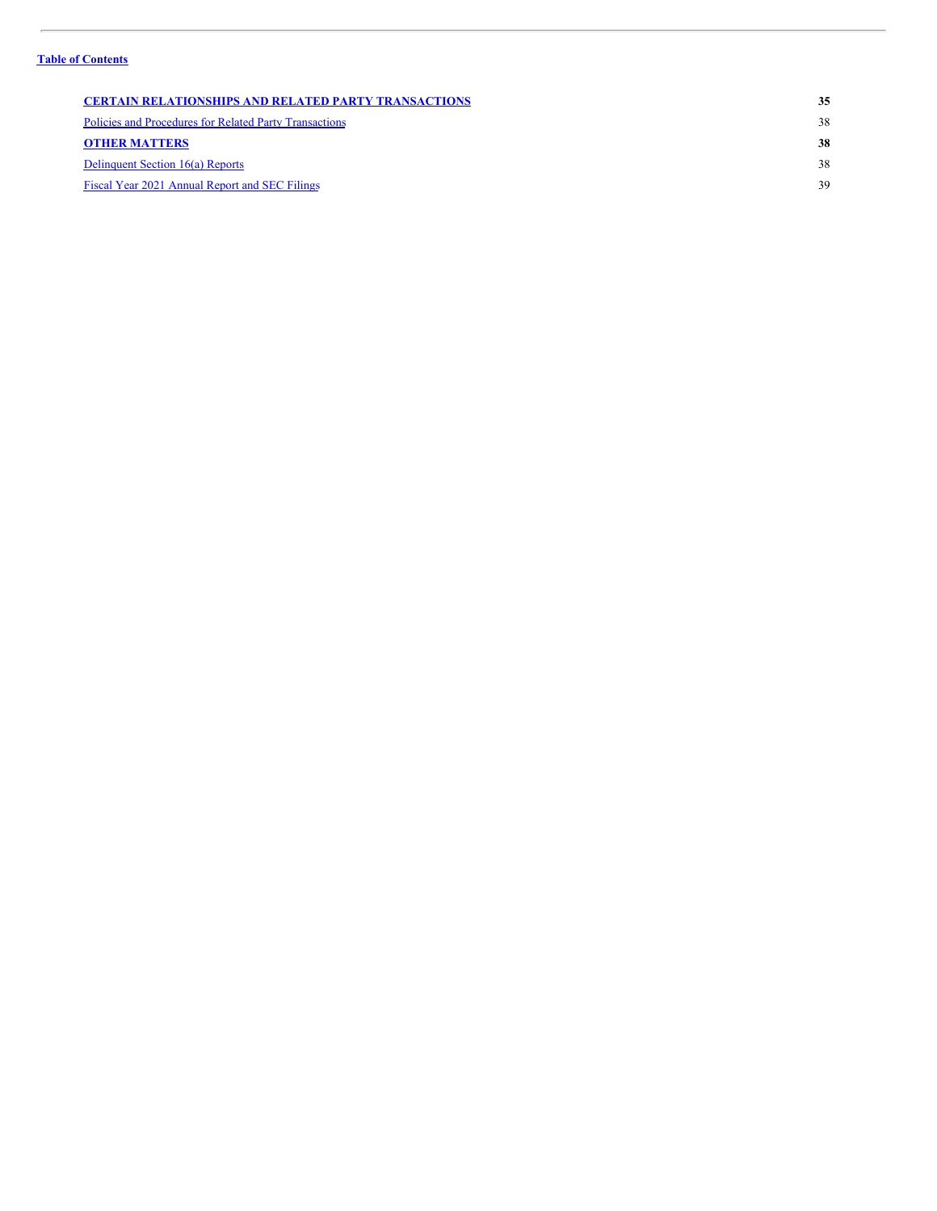| | |
|---|---|
| **CERTAIN RELATIONSHIPS AND RELATED PARTY TRANSACTIONS** | **35** |
| Policies and Procedures for Related Party Transactions | 38 |
| **OTHER MATTERS** | **38** |
| Delinquent Section 16(a) Reports | 38 |
| Fiscal Year 2021 Annual Report and SEC Filings | 39 |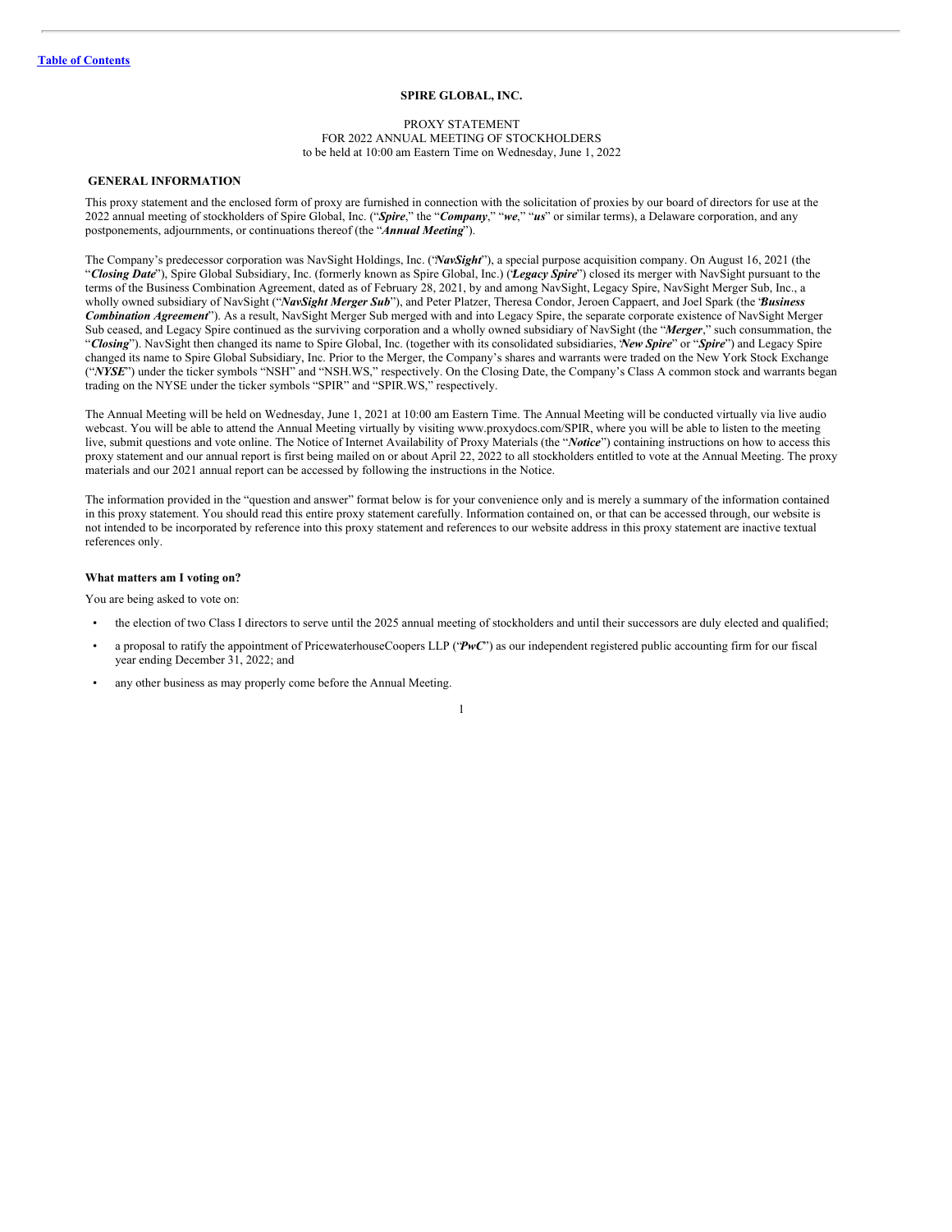[Table of Contents](#)

**SPIRE GLOBAL, INC.**

PROXY STATEMENT
FOR 2022 ANNUAL MEETING OF STOCKHOLDERS
to be held at 10:00 am Eastern Time on Wednesday, June 1, 2022

## GENERAL INFORMATION

This proxy statement and the enclosed form of proxy are furnished in connection with the solicitation of proxies by our board of directors for use at the 2022 annual meeting of stockholders of Spire Global, Inc. ("***Spire***," the "***Company***," "***we***," "***us***" or similar terms), a Delaware corporation, and any postponements, adjournments, or continuations thereof (the "***Annual Meeting***").

The Company's predecessor corporation was NavSight Holdings, Inc. ("***NavSight***"), a special purpose acquisition company. On August 16, 2021 (the "***Closing Date***"), Spire Global Subsidiary, Inc. (formerly known as Spire Global, Inc.) ("***Legacy Spire***") closed its merger with NavSight pursuant to the terms of the Business Combination Agreement, dated as of February 28, 2021, by and among NavSight, Legacy Spire, NavSight Merger Sub, Inc., a wholly owned subsidiary of NavSight ("***NavSight Merger Sub***"), and Peter Platzer, Theresa Condor, Jeroen Cappaert, and Joel Spark (the "***Business Combination Agreement***"). As a result, NavSight Merger Sub merged with and into Legacy Spire, the separate corporate existence of NavSight Merger Sub ceased, and Legacy Spire continued as the surviving corporation and a wholly owned subsidiary of NavSight (the "***Merger***," such consummation, the "***Closing***"). NavSight then changed its name to Spire Global, Inc. (together with its consolidated subsidiaries, "***New Spire***" or "***Spire***") and Legacy Spire changed its name to Spire Global Subsidiary, Inc. Prior to the Merger, the Company's shares and warrants were traded on the New York Stock Exchange ("***NYSE***") under the ticker symbols "NSH" and "NSH.WS," respectively. On the Closing Date, the Company's Class A common stock and warrants began trading on the NYSE under the ticker symbols "SPIR" and "SPIR.WS," respectively.

The Annual Meeting will be held on Wednesday, June 1, 2021 at 10:00 am Eastern Time. The Annual Meeting will be conducted virtually via live audio webcast. You will be able to attend the Annual Meeting virtually by visiting www.proxydocs.com/SPIR, where you will be able to listen to the meeting live, submit questions and vote online. The Notice of Internet Availability of Proxy Materials (the "***Notice***") containing instructions on how to access this proxy statement and our annual report is first being mailed on or about April 22, 2022 to all stockholders entitled to vote at the Annual Meeting. The proxy materials and our 2021 annual report can be accessed by following the instructions in the Notice.

The information provided in the "question and answer" format below is for your convenience only and is merely a summary of the information contained in this proxy statement. You should read this entire proxy statement carefully. Information contained on, or that can be accessed through, our website is not intended to be incorporated by reference into this proxy statement and references to our website address in this proxy statement are inactive textual references only.

### What matters am I voting on?

You are being asked to vote on:

- the election of two Class I directors to serve until the 2025 annual meeting of stockholders and until their successors are duly elected and qualified;
- a proposal to ratify the appointment of PricewaterhouseCoopers LLP ("***PwC***") as our independent registered public accounting firm for our fiscal year ending December 31, 2022; and
- any other business as may properly come before the Annual Meeting.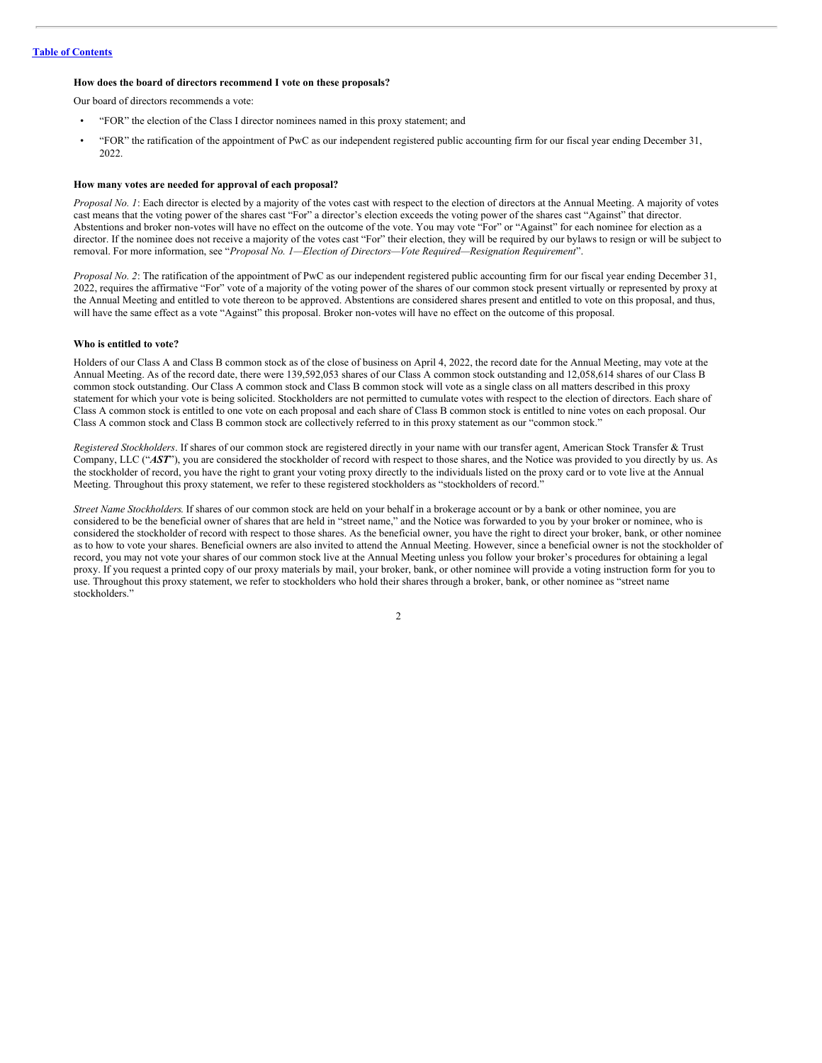[Table of Contents](#)

**How does the board of directors recommend I vote on these proposals?**

Our board of directors recommends a vote:

- “FOR” the election of the Class I director nominees named in this proxy statement; and
- “FOR” the ratification of the appointment of PwC as our independent registered public accounting firm for our fiscal year ending December 31, 2022.

**How many votes are needed for approval of each proposal?**

*Proposal No. 1*: Each director is elected by a majority of the votes cast with respect to the election of directors at the Annual Meeting. A majority of votes cast means that the voting power of the shares cast “For” a director’s election exceeds the voting power of the shares cast “Against” that director. Abstentions and broker non-votes will have no effect on the outcome of the vote. You may vote “For” or “Against” for each nominee for election as a director. If the nominee does not receive a majority of the votes cast “For” their election, they will be required by our bylaws to resign or will be subject to removal. For more information, see “*Proposal No. 1—Election of Directors—Vote Required—Resignation Requirement*”.

*Proposal No. 2*: The ratification of the appointment of PwC as our independent registered public accounting firm for our fiscal year ending December 31, 2022, requires the affirmative “For” vote of a majority of the voting power of the shares of our common stock present virtually or represented by proxy at the Annual Meeting and entitled to vote thereon to be approved. Abstentions are considered shares present and entitled to vote on this proposal, and thus, will have the same effect as a vote “Against” this proposal. Broker non-votes will have no effect on the outcome of this proposal.

**Who is entitled to vote?**

Holders of our Class A and Class B common stock as of the close of business on April 4, 2022, the record date for the Annual Meeting, may vote at the Annual Meeting. As of the record date, there were 139,592,053 shares of our Class A common stock outstanding and 12,058,614 shares of our Class B common stock outstanding. Our Class A common stock and Class B common stock will vote as a single class on all matters described in this proxy statement for which your vote is being solicited. Stockholders are not permitted to cumulate votes with respect to the election of directors. Each share of Class A common stock is entitled to one vote on each proposal and each share of Class B common stock is entitled to nine votes on each proposal. Our Class A common stock and Class B common stock are collectively referred to in this proxy statement as our “common stock.”

*Registered Stockholders*. If shares of our common stock are registered directly in your name with our transfer agent, American Stock Transfer & Trust Company, LLC (“***AST***”), you are considered the stockholder of record with respect to those shares, and the Notice was provided to you directly by us. As the stockholder of record, you have the right to grant your voting proxy directly to the individuals listed on the proxy card or to vote live at the Annual Meeting. Throughout this proxy statement, we refer to these registered stockholders as “stockholders of record.”

*Street Name Stockholders*. If shares of our common stock are held on your behalf in a brokerage account or by a bank or other nominee, you are considered to be the beneficial owner of shares that are held in “street name,” and the Notice was forwarded to you by your broker or nominee, who is considered the stockholder of record with respect to those shares. As the beneficial owner, you have the right to direct your broker, bank, or other nominee as to how to vote your shares. Beneficial owners are also invited to attend the Annual Meeting. However, since a beneficial owner is not the stockholder of record, you may not vote your shares of our common stock live at the Annual Meeting unless you follow your broker’s procedures for obtaining a legal proxy. If you request a printed copy of our proxy materials by mail, your broker, bank, or other nominee will provide a voting instruction form for you to use. Throughout this proxy statement, we refer to stockholders who hold their shares through a broker, bank, or other nominee as “street name stockholders.”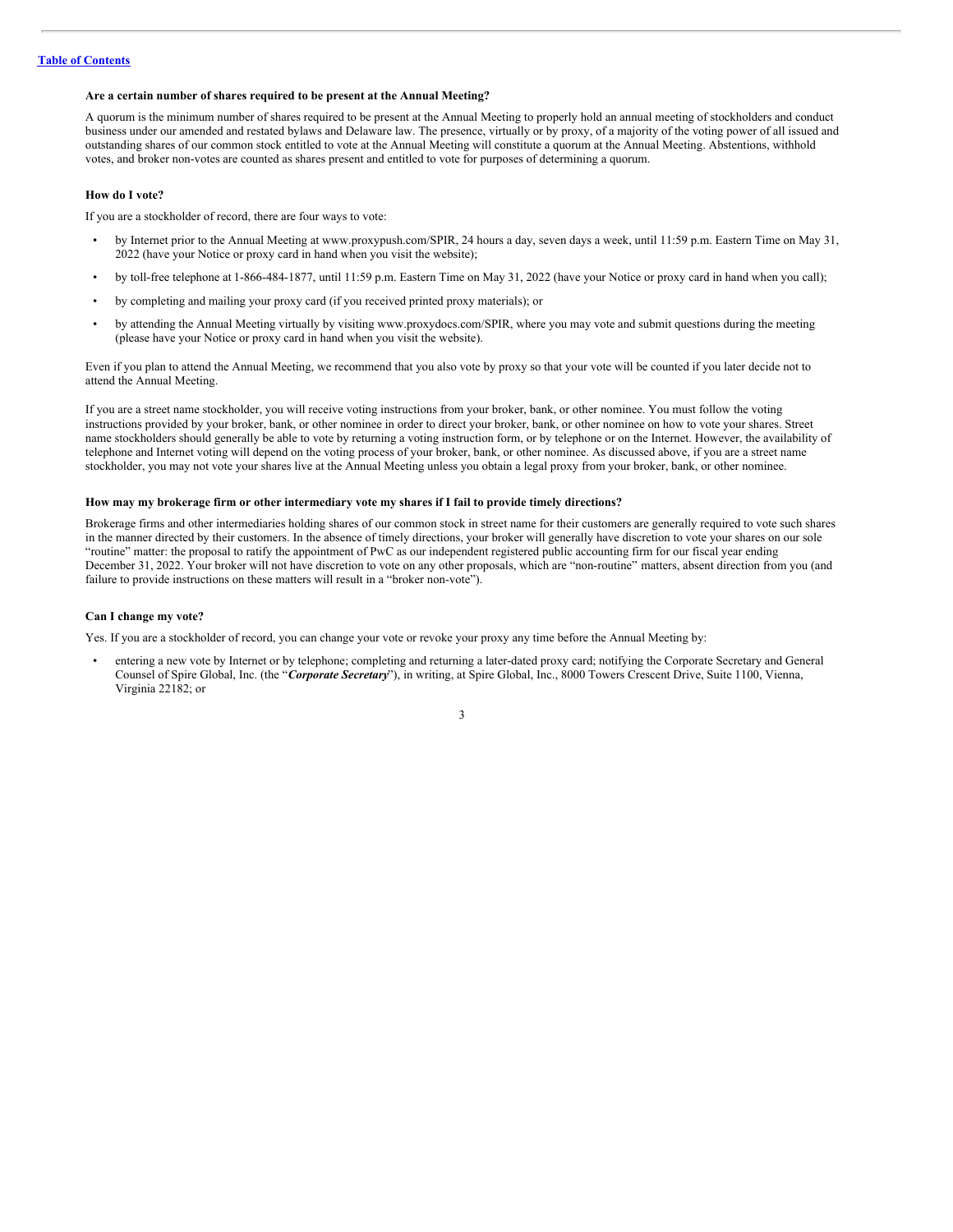[Table of Contents](#)

**Are a certain number of shares required to be present at the Annual Meeting?**

A quorum is the minimum number of shares required to be present at the Annual Meeting to properly hold an annual meeting of stockholders and conduct business under our amended and restated bylaws and Delaware law. The presence, virtually or by proxy, of a majority of the voting power of all issued and outstanding shares of our common stock entitled to vote at the Annual Meeting will constitute a quorum at the Annual Meeting. Abstentions, withhold votes, and broker non-votes are counted as shares present and entitled to vote for purposes of determining a quorum.

**How do I vote?**

If you are a stockholder of record, there are four ways to vote:

- by Internet prior to the Annual Meeting at www.proxypush.com/SPIR, 24 hours a day, seven days a week, until 11:59 p.m. Eastern Time on May 31, 2022 (have your Notice or proxy card in hand when you visit the website);
- by toll-free telephone at 1-866-484-1877, until 11:59 p.m. Eastern Time on May 31, 2022 (have your Notice or proxy card in hand when you call);
- by completing and mailing your proxy card (if you received printed proxy materials); or
- by attending the Annual Meeting virtually by visiting www.proxydocs.com/SPIR, where you may vote and submit questions during the meeting (please have your Notice or proxy card in hand when you visit the website).

Even if you plan to attend the Annual Meeting, we recommend that you also vote by proxy so that your vote will be counted if you later decide not to attend the Annual Meeting.

If you are a street name stockholder, you will receive voting instructions from your broker, bank, or other nominee. You must follow the voting instructions provided by your broker, bank, or other nominee in order to direct your broker, bank, or other nominee on how to vote your shares. Street name stockholders should generally be able to vote by returning a voting instruction form, or by telephone or on the Internet. However, the availability of telephone and Internet voting will depend on the voting process of your broker, bank, or other nominee. As discussed above, if you are a street name stockholder, you may not vote your shares live at the Annual Meeting unless you obtain a legal proxy from your broker, bank, or other nominee.

**How may my brokerage firm or other intermediary vote my shares if I fail to provide timely directions?**

Brokerage firms and other intermediaries holding shares of our common stock in street name for their customers are generally required to vote such shares in the manner directed by their customers. In the absence of timely directions, your broker will generally have discretion to vote your shares on our sole "routine" matter: the proposal to ratify the appointment of PwC as our independent registered public accounting firm for our fiscal year ending December 31, 2022. Your broker will not have discretion to vote on any other proposals, which are "non-routine" matters, absent direction from you (and failure to provide instructions on these matters will result in a "broker non-vote").

**Can I change my vote?**

Yes. If you are a stockholder of record, you can change your vote or revoke your proxy any time before the Annual Meeting by:

- entering a new vote by Internet or by telephone; completing and returning a later-dated proxy card; notifying the Corporate Secretary and General Counsel of Spire Global, Inc. (the "***Corporate Secretary***"), in writing, at Spire Global, Inc., 8000 Towers Crescent Drive, Suite 1100, Vienna, Virginia 22182; or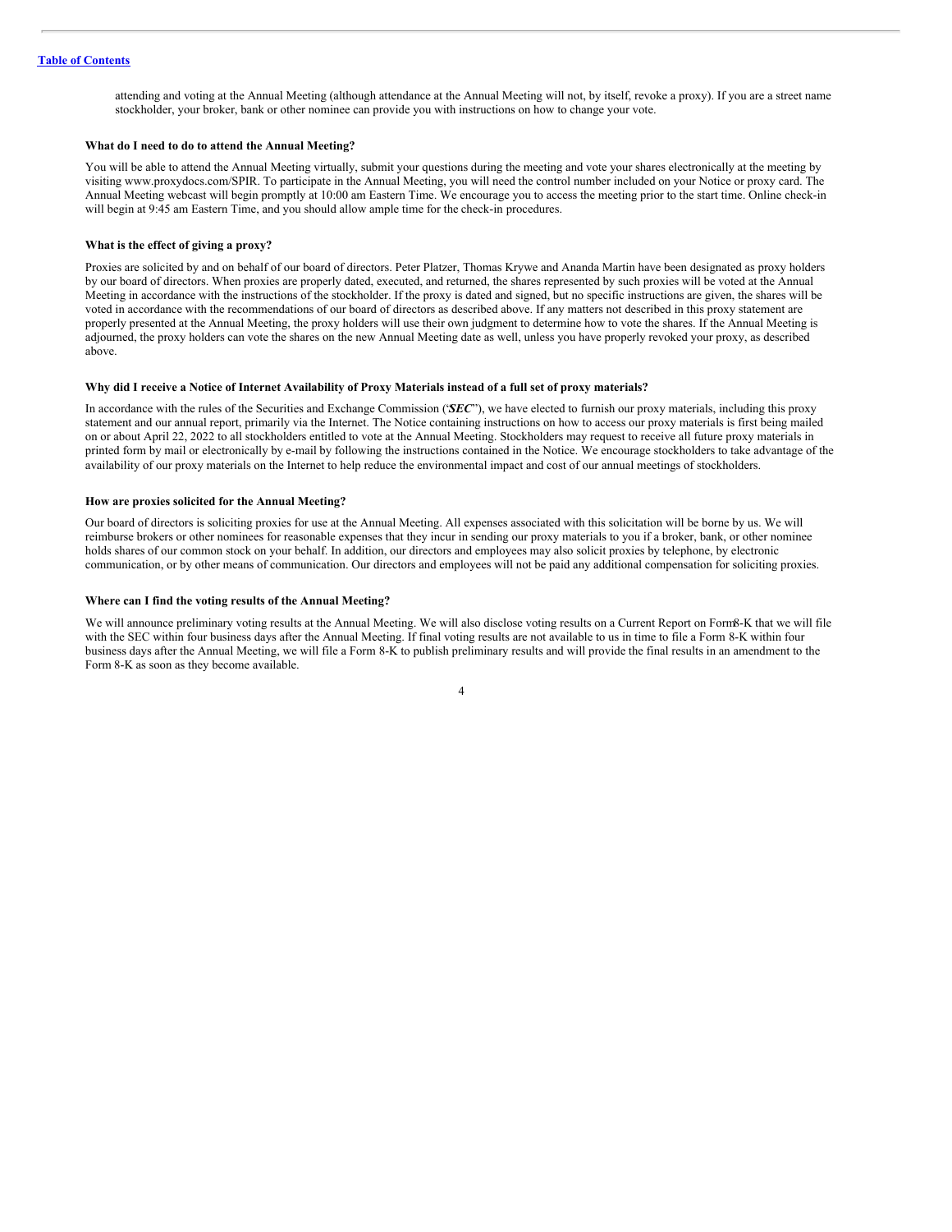attending and voting at the Annual Meeting (although attendance at the Annual Meeting will not, by itself, revoke a proxy). If you are a street name stockholder, your broker, bank or other nominee can provide you with instructions on how to change your vote.

**What do I need to do to attend the Annual Meeting?**

You will be able to attend the Annual Meeting virtually, submit your questions during the meeting and vote your shares electronically at the meeting by visiting www.proxydocs.com/SPIR. To participate in the Annual Meeting, you will need the control number included on your Notice or proxy card. The Annual Meeting webcast will begin promptly at 10:00 am Eastern Time. We encourage you to access the meeting prior to the start time. Online check-in will begin at 9:45 am Eastern Time, and you should allow ample time for the check-in procedures.

**What is the effect of giving a proxy?**

Proxies are solicited by and on behalf of our board of directors. Peter Platzer, Thomas Krywe and Ananda Martin have been designated as proxy holders by our board of directors. When proxies are properly dated, executed, and returned, the shares represented by such proxies will be voted at the Annual Meeting in accordance with the instructions of the stockholder. If the proxy is dated and signed, but no specific instructions are given, the shares will be voted in accordance with the recommendations of our board of directors as described above. If any matters not described in this proxy statement are properly presented at the Annual Meeting, the proxy holders will use their own judgment to determine how to vote the shares. If the Annual Meeting is adjourned, the proxy holders can vote the shares on the new Annual Meeting date as well, unless you have properly revoked your proxy, as described above.

**Why did I receive a Notice of Internet Availability of Proxy Materials instead of a full set of proxy materials?**

In accordance with the rules of the Securities and Exchange Commission ("***SEC***"), we have elected to furnish our proxy materials, including this proxy statement and our annual report, primarily via the Internet. The Notice containing instructions on how to access our proxy materials is first being mailed on or about April 22, 2022 to all stockholders entitled to vote at the Annual Meeting. Stockholders may request to receive all future proxy materials in printed form by mail or electronically by e-mail by following the instructions contained in the Notice. We encourage stockholders to take advantage of the availability of our proxy materials on the Internet to help reduce the environmental impact and cost of our annual meetings of stockholders.

**How are proxies solicited for the Annual Meeting?**

Our board of directors is soliciting proxies for use at the Annual Meeting. All expenses associated with this solicitation will be borne by us. We will reimburse brokers or other nominees for reasonable expenses that they incur in sending our proxy materials to you if a broker, bank, or other nominee holds shares of our common stock on your behalf. In addition, our directors and employees may also solicit proxies by telephone, by electronic communication, or by other means of communication. Our directors and employees will not be paid any additional compensation for soliciting proxies.

**Where can I find the voting results of the Annual Meeting?**

We will announce preliminary voting results at the Annual Meeting. We will also disclose voting results on a Current Report on Form 8-K that we will file with the SEC within four business days after the Annual Meeting. If final voting results are not available to us in time to file a Form 8-K within four business days after the Annual Meeting, we will file a Form 8-K to publish preliminary results and will provide the final results in an amendment to the Form 8-K as soon as they become available.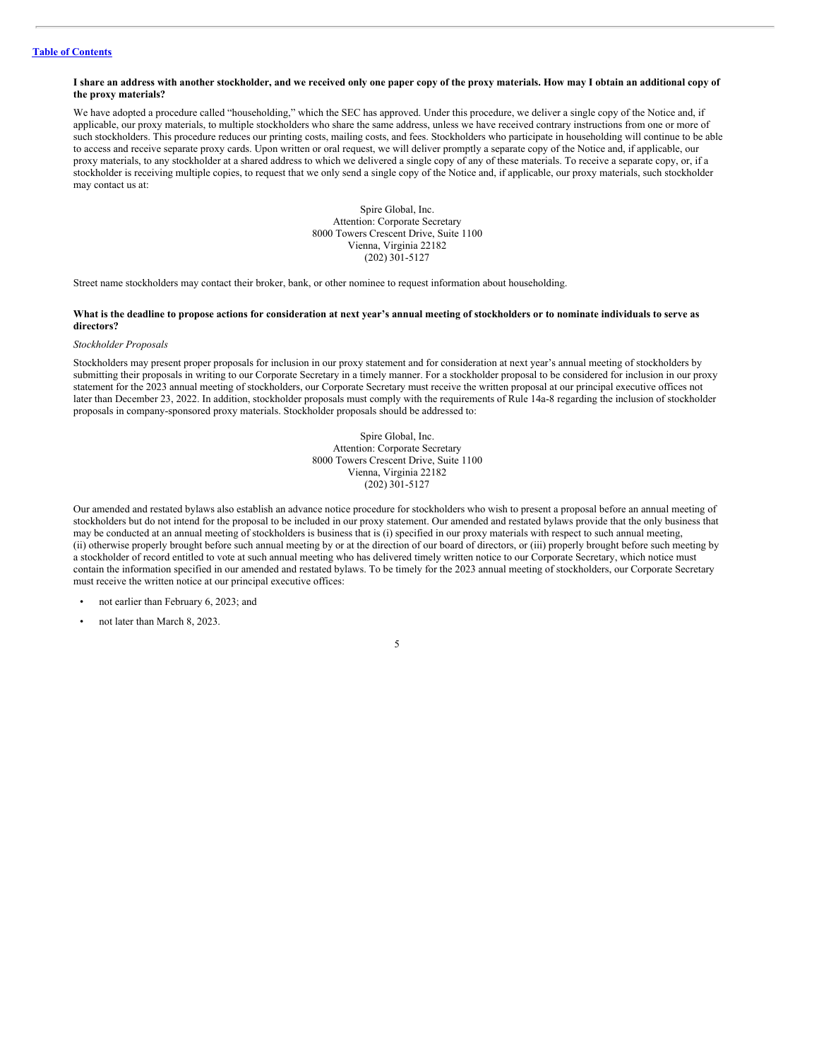[Table of Contents](#)

**I share an address with another stockholder, and we received only one paper copy of the proxy materials. How may I obtain an additional copy of the proxy materials?**

We have adopted a procedure called "householding," which the SEC has approved. Under this procedure, we deliver a single copy of the Notice and, if applicable, our proxy materials, to multiple stockholders who share the same address, unless we have received contrary instructions from one or more of such stockholders. This procedure reduces our printing costs, mailing costs, and fees. Stockholders who participate in householding will continue to be able to access and receive separate proxy cards. Upon written or oral request, we will deliver promptly a separate copy of the Notice and, if applicable, our proxy materials, to any stockholder at a shared address to which we delivered a single copy of any of these materials. To receive a separate copy, or, if a stockholder is receiving multiple copies, to request that we only send a single copy of the Notice and, if applicable, our proxy materials, such stockholder may contact us at:

Spire Global, Inc.
Attention: Corporate Secretary
8000 Towers Crescent Drive, Suite 1100
Vienna, Virginia 22182
(202) 301-5127

Street name stockholders may contact their broker, bank, or other nominee to request information about householding.

**What is the deadline to propose actions for consideration at next year's annual meeting of stockholders or to nominate individuals to serve as directors?**

*Stockholder Proposals*

Stockholders may present proper proposals for inclusion in our proxy statement and for consideration at next year's annual meeting of stockholders by submitting their proposals in writing to our Corporate Secretary in a timely manner. For a stockholder proposal to be considered for inclusion in our proxy statement for the 2023 annual meeting of stockholders, our Corporate Secretary must receive the written proposal at our principal executive offices not later than December 23, 2022. In addition, stockholder proposals must comply with the requirements of Rule 14a-8 regarding the inclusion of stockholder proposals in company-sponsored proxy materials. Stockholder proposals should be addressed to:

Spire Global, Inc.
Attention: Corporate Secretary
8000 Towers Crescent Drive, Suite 1100
Vienna, Virginia 22182
(202) 301-5127

Our amended and restated bylaws also establish an advance notice procedure for stockholders who wish to present a proposal before an annual meeting of stockholders but do not intend for the proposal to be included in our proxy statement. Our amended and restated bylaws provide that the only business that may be conducted at an annual meeting of stockholders is business that is (i) specified in our proxy materials with respect to such annual meeting, (ii) otherwise properly brought before such annual meeting by or at the direction of our board of directors, or (iii) properly brought before such meeting by a stockholder of record entitled to vote at such annual meeting who has delivered timely written notice to our Corporate Secretary, which notice must contain the information specified in our amended and restated bylaws. To be timely for the 2023 annual meeting of stockholders, our Corporate Secretary must receive the written notice at our principal executive offices:

- not earlier than February 6, 2023; and
- not later than March 8, 2023.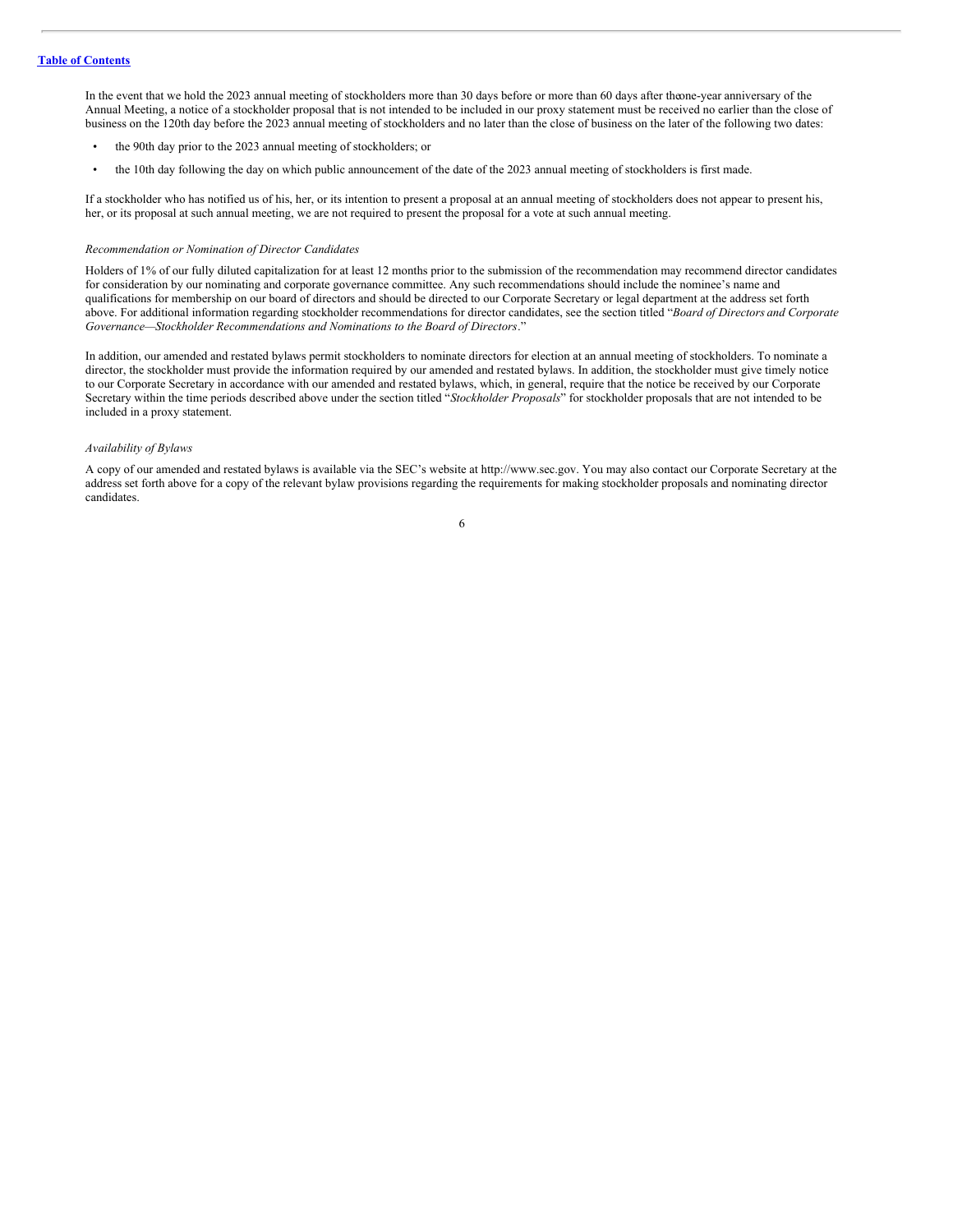In the event that we hold the 2023 annual meeting of stockholders more than 30 days before or more than 60 days after the one-year anniversary of the Annual Meeting, a notice of a stockholder proposal that is not intended to be included in our proxy statement must be received no earlier than the close of business on the 120th day before the 2023 annual meeting of stockholders and no later than the close of business on the later of the following two dates:

- the 90th day prior to the 2023 annual meeting of stockholders; or
- the 10th day following the day on which public announcement of the date of the 2023 annual meeting of stockholders is first made.

If a stockholder who has notified us of his, her, or its intention to present a proposal at an annual meeting of stockholders does not appear to present his, her, or its proposal at such annual meeting, we are not required to present the proposal for a vote at such annual meeting.

*Recommendation or Nomination of Director Candidates*

Holders of 1% of our fully diluted capitalization for at least 12 months prior to the submission of the recommendation may recommend director candidates for consideration by our nominating and corporate governance committee. Any such recommendations should include the nominee's name and qualifications for membership on our board of directors and should be directed to our Corporate Secretary or legal department at the address set forth above. For additional information regarding stockholder recommendations for director candidates, see the section titled "*Board of Directors and Corporate Governance—Stockholder Recommendations and Nominations to the Board of Directors*."

In addition, our amended and restated bylaws permit stockholders to nominate directors for election at an annual meeting of stockholders. To nominate a director, the stockholder must provide the information required by our amended and restated bylaws. In addition, the stockholder must give timely notice to our Corporate Secretary in accordance with our amended and restated bylaws, which, in general, require that the notice be received by our Corporate Secretary within the time periods described above under the section titled "*Stockholder Proposals*" for stockholder proposals that are not intended to be included in a proxy statement.

*Availability of Bylaws*

A copy of our amended and restated bylaws is available via the SEC's website at http://www.sec.gov. You may also contact our Corporate Secretary at the address set forth above for a copy of the relevant bylaw provisions regarding the requirements for making stockholder proposals and nominating director candidates.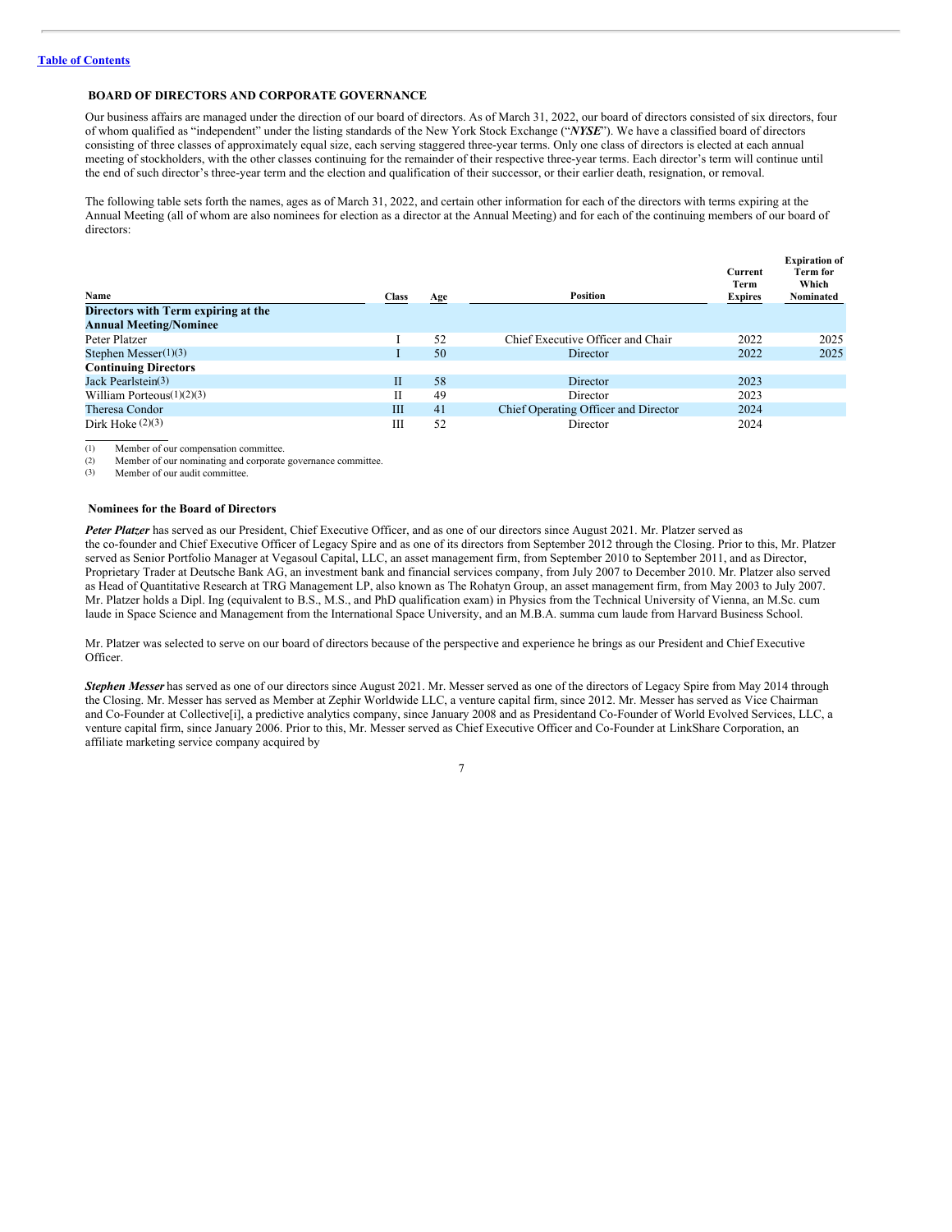[Table of Contents](#)

## BOARD OF DIRECTORS AND CORPORATE GOVERNANCE

Our business affairs are managed under the direction of our board of directors. As of March 31, 2022, our board of directors consisted of six directors, four of whom qualified as "independent" under the listing standards of the New York Stock Exchange ("***NYSE***"). We have a classified board of directors consisting of three classes of approximately equal size, each serving staggered three-year terms. Only one class of directors is elected at each annual meeting of stockholders, with the other classes continuing for the remainder of their respective three-year terms. Each director's term will continue until the end of such director's three-year term and the election and qualification of their successor, or their earlier death, resignation, or removal.

The following table sets forth the names, ages as of March 31, 2022, and certain other information for each of the directors with terms expiring at the Annual Meeting (all of whom are also nominees for election as a director at the Annual Meeting) and for each of the continuing members of our board of directors:

| Name | Class | Age | Position | Current Term Expires | Expiration of Term for Which Nominated |
|---|---|---|---|---|---|
| **Directors with Term expiring at the Annual Meeting/Nominee** | | | | | |
| Peter Platzer | I | 52 | Chief Executive Officer and Chair | 2022 | 2025 |
| Stephen Messer(1)(3) | I | 50 | Director | 2022 | 2025 |
| **Continuing Directors** | | | | | |
| Jack Pearlstein(3) | II | 58 | Director | 2023 | |
| William Porteous(1)(2)(3) | II | 49 | Director | 2023 | |
| Theresa Condor | III | 41 | Chief Operating Officer and Director | 2024 | |
| Dirk Hoke (2)(3) | III | 52 | Director | 2024 | |

(1) Member of our compensation committee.
(2) Member of our nominating and corporate governance committee.
(3) Member of our audit committee.

### Nominees for the Board of Directors

***Peter Platzer*** has served as our President, Chief Executive Officer, and as one of our directors since August 2021. Mr. Platzer served as the co-founder and Chief Executive Officer of Legacy Spire and as one of its directors from September 2012 through the Closing. Prior to this, Mr. Platzer served as Senior Portfolio Manager at Vegasoul Capital, LLC, an asset management firm, from September 2010 to September 2011, and as Director, Proprietary Trader at Deutsche Bank AG, an investment bank and financial services company, from July 2007 to December 2010. Mr. Platzer also served as Head of Quantitative Research at TRG Management LP, also known as The Rohatyn Group, an asset management firm, from May 2003 to July 2007. Mr. Platzer holds a Dipl. Ing (equivalent to B.S., M.S., and PhD qualification exam) in Physics from the Technical University of Vienna, an M.Sc. cum laude in Space Science and Management from the International Space University, and an M.B.A. summa cum laude from Harvard Business School.

Mr. Platzer was selected to serve on our board of directors because of the perspective and experience he brings as our President and Chief Executive Officer.

***Stephen Messer*** has served as one of our directors since August 2021. Mr. Messer served as one of the directors of Legacy Spire from May 2014 through the Closing. Mr. Messer has served as Member at Zephir Worldwide LLC, a venture capital firm, since 2012. Mr. Messer has served as Vice Chairman and Co-Founder at Collective[i], a predictive analytics company, since January 2008 and as Presidentand Co-Founder of World Evolved Services, LLC, a venture capital firm, since January 2006. Prior to this, Mr. Messer served as Chief Executive Officer and Co-Founder at LinkShare Corporation, an affiliate marketing service company acquired by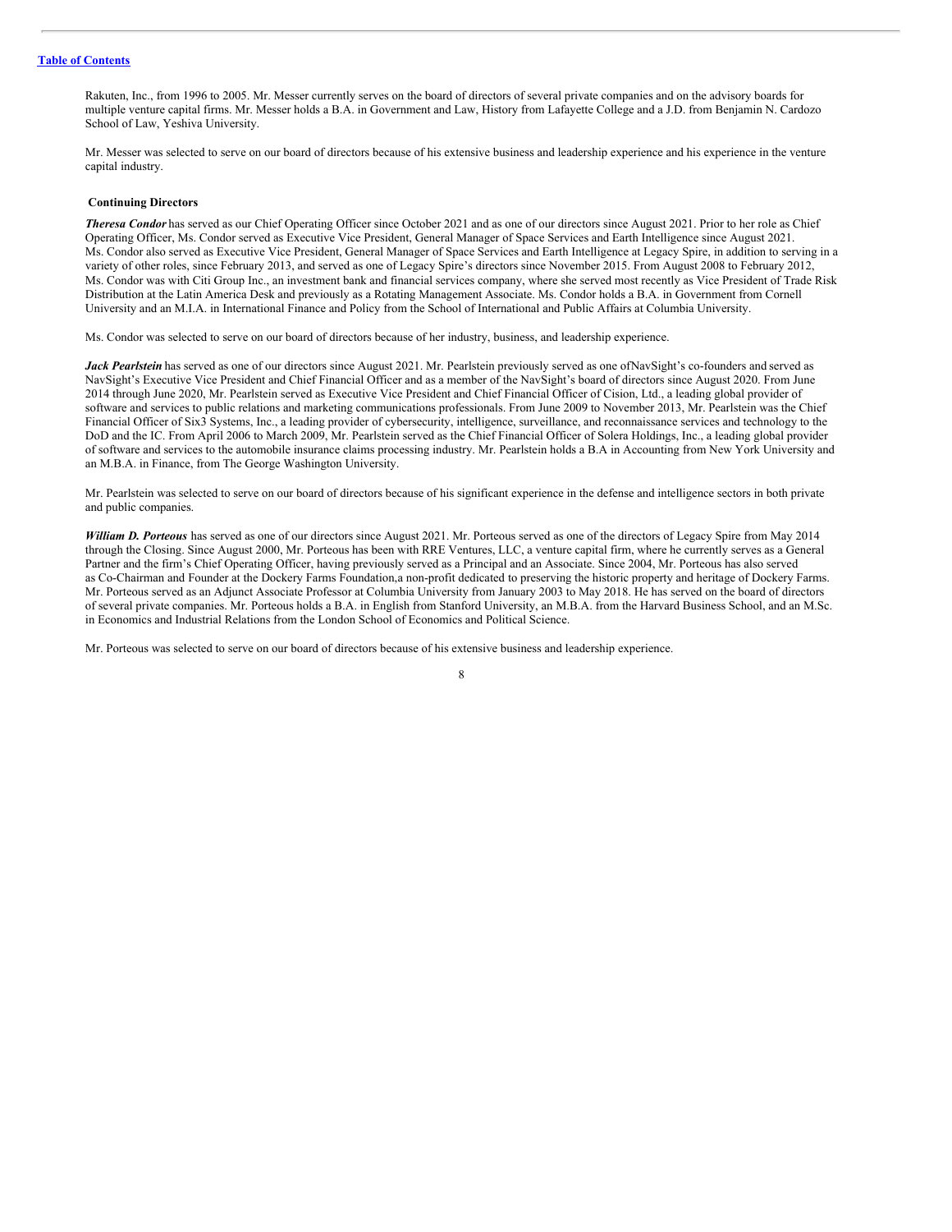Rakuten, Inc., from 1996 to 2005. Mr. Messer currently serves on the board of directors of several private companies and on the advisory boards for multiple venture capital firms. Mr. Messer holds a B.A. in Government and Law, History from Lafayette College and a J.D. from Benjamin N. Cardozo School of Law, Yeshiva University.

Mr. Messer was selected to serve on our board of directors because of his extensive business and leadership experience and his experience in the venture capital industry.

**Continuing Directors**

***Theresa Condor*** has served as our Chief Operating Officer since October 2021 and as one of our directors since August 2021. Prior to her role as Chief Operating Officer, Ms. Condor served as Executive Vice President, General Manager of Space Services and Earth Intelligence since August 2021. Ms. Condor also served as Executive Vice President, General Manager of Space Services and Earth Intelligence at Legacy Spire, in addition to serving in a variety of other roles, since February 2013, and served as one of Legacy Spire's directors since November 2015. From August 2008 to February 2012, Ms. Condor was with Citi Group Inc., an investment bank and financial services company, where she served most recently as Vice President of Trade Risk Distribution at the Latin America Desk and previously as a Rotating Management Associate. Ms. Condor holds a B.A. in Government from Cornell University and an M.I.A. in International Finance and Policy from the School of International and Public Affairs at Columbia University.

Ms. Condor was selected to serve on our board of directors because of her industry, business, and leadership experience.

***Jack Pearlstein*** has served as one of our directors since August 2021. Mr. Pearlstein previously served as one ofNavSight's co-founders and served as NavSight's Executive Vice President and Chief Financial Officer and as a member of the NavSight's board of directors since August 2020. From June 2014 through June 2020, Mr. Pearlstein served as Executive Vice President and Chief Financial Officer of Cision, Ltd., a leading global provider of software and services to public relations and marketing communications professionals. From June 2009 to November 2013, Mr. Pearlstein was the Chief Financial Officer of Six3 Systems, Inc., a leading provider of cybersecurity, intelligence, surveillance, and reconnaissance services and technology to the DoD and the IC. From April 2006 to March 2009, Mr. Pearlstein served as the Chief Financial Officer of Solera Holdings, Inc., a leading global provider of software and services to the automobile insurance claims processing industry. Mr. Pearlstein holds a B.A in Accounting from New York University and an M.B.A. in Finance, from The George Washington University.

Mr. Pearlstein was selected to serve on our board of directors because of his significant experience in the defense and intelligence sectors in both private and public companies.

***William D. Porteous*** has served as one of our directors since August 2021. Mr. Porteous served as one of the directors of Legacy Spire from May 2014 through the Closing. Since August 2000, Mr. Porteous has been with RRE Ventures, LLC, a venture capital firm, where he currently serves as a General Partner and the firm's Chief Operating Officer, having previously served as a Principal and an Associate. Since 2004, Mr. Porteous has also served as Co-Chairman and Founder at the Dockery Farms Foundation,a non-profit dedicated to preserving the historic property and heritage of Dockery Farms. Mr. Porteous served as an Adjunct Associate Professor at Columbia University from January 2003 to May 2018. He has served on the board of directors of several private companies. Mr. Porteous holds a B.A. in English from Stanford University, an M.B.A. from the Harvard Business School, and an M.Sc. in Economics and Industrial Relations from the London School of Economics and Political Science.

Mr. Porteous was selected to serve on our board of directors because of his extensive business and leadership experience.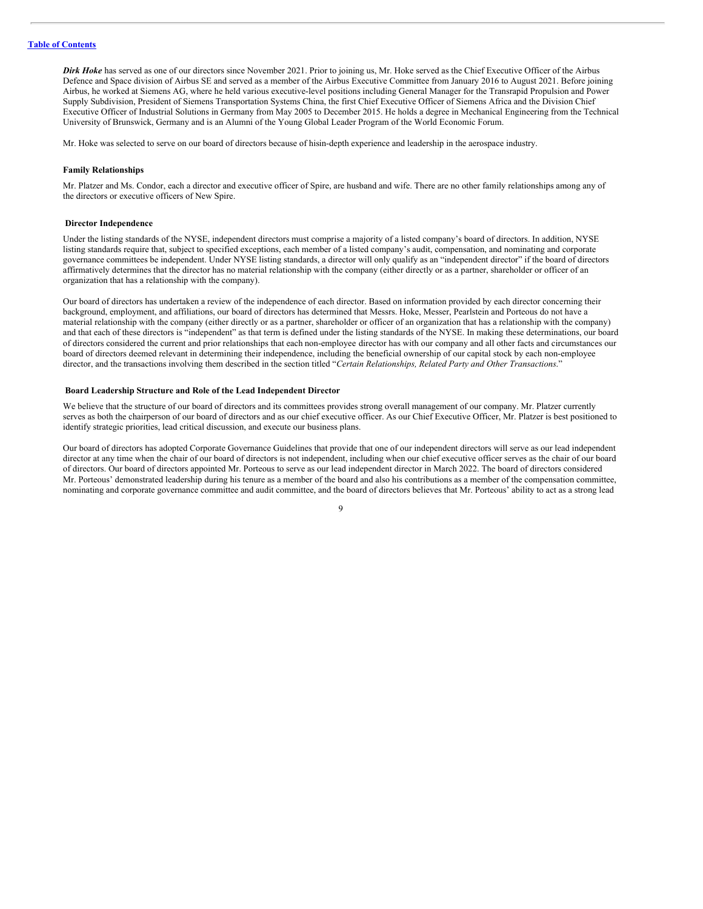*Dirk Hoke* has served as one of our directors since November 2021. Prior to joining us, Mr. Hoke served as the Chief Executive Officer of the Airbus Defence and Space division of Airbus SE and served as a member of the Airbus Executive Committee from January 2016 to August 2021. Before joining Airbus, he worked at Siemens AG, where he held various executive-level positions including General Manager for the Transrapid Propulsion and Power Supply Subdivision, President of Siemens Transportation Systems China, the first Chief Executive Officer of Siemens Africa and the Division Chief Executive Officer of Industrial Solutions in Germany from May 2005 to December 2015. He holds a degree in Mechanical Engineering from the Technical University of Brunswick, Germany and is an Alumni of the Young Global Leader Program of the World Economic Forum.

Mr. Hoke was selected to serve on our board of directors because of hisin-depth experience and leadership in the aerospace industry.

**Family Relationships**

Mr. Platzer and Ms. Condor, each a director and executive officer of Spire, are husband and wife. There are no other family relationships among any of the directors or executive officers of New Spire.

**Director Independence**

Under the listing standards of the NYSE, independent directors must comprise a majority of a listed company's board of directors. In addition, NYSE listing standards require that, subject to specified exceptions, each member of a listed company's audit, compensation, and nominating and corporate governance committees be independent. Under NYSE listing standards, a director will only qualify as an "independent director" if the board of directors affirmatively determines that the director has no material relationship with the company (either directly or as a partner, shareholder or officer of an organization that has a relationship with the company).

Our board of directors has undertaken a review of the independence of each director. Based on information provided by each director concerning their background, employment, and affiliations, our board of directors has determined that Messrs. Hoke, Messer, Pearlstein and Porteous do not have a material relationship with the company (either directly or as a partner, shareholder or officer of an organization that has a relationship with the company) and that each of these directors is "independent" as that term is defined under the listing standards of the NYSE. In making these determinations, our board of directors considered the current and prior relationships that each non-employee director has with our company and all other facts and circumstances our board of directors deemed relevant in determining their independence, including the beneficial ownership of our capital stock by each non-employee director, and the transactions involving them described in the section titled "*Certain Relationships, Related Party and Other Transactions*."

**Board Leadership Structure and Role of the Lead Independent Director**

We believe that the structure of our board of directors and its committees provides strong overall management of our company. Mr. Platzer currently serves as both the chairperson of our board of directors and as our chief executive officer. As our Chief Executive Officer, Mr. Platzer is best positioned to identify strategic priorities, lead critical discussion, and execute our business plans.

Our board of directors has adopted Corporate Governance Guidelines that provide that one of our independent directors will serve as our lead independent director at any time when the chair of our board of directors is not independent, including when our chief executive officer serves as the chair of our board of directors. Our board of directors appointed Mr. Porteous to serve as our lead independent director in March 2022. The board of directors considered Mr. Porteous' demonstrated leadership during his tenure as a member of the board and also his contributions as a member of the compensation committee, nominating and corporate governance committee and audit committee, and the board of directors believes that Mr. Porteous' ability to act as a strong lead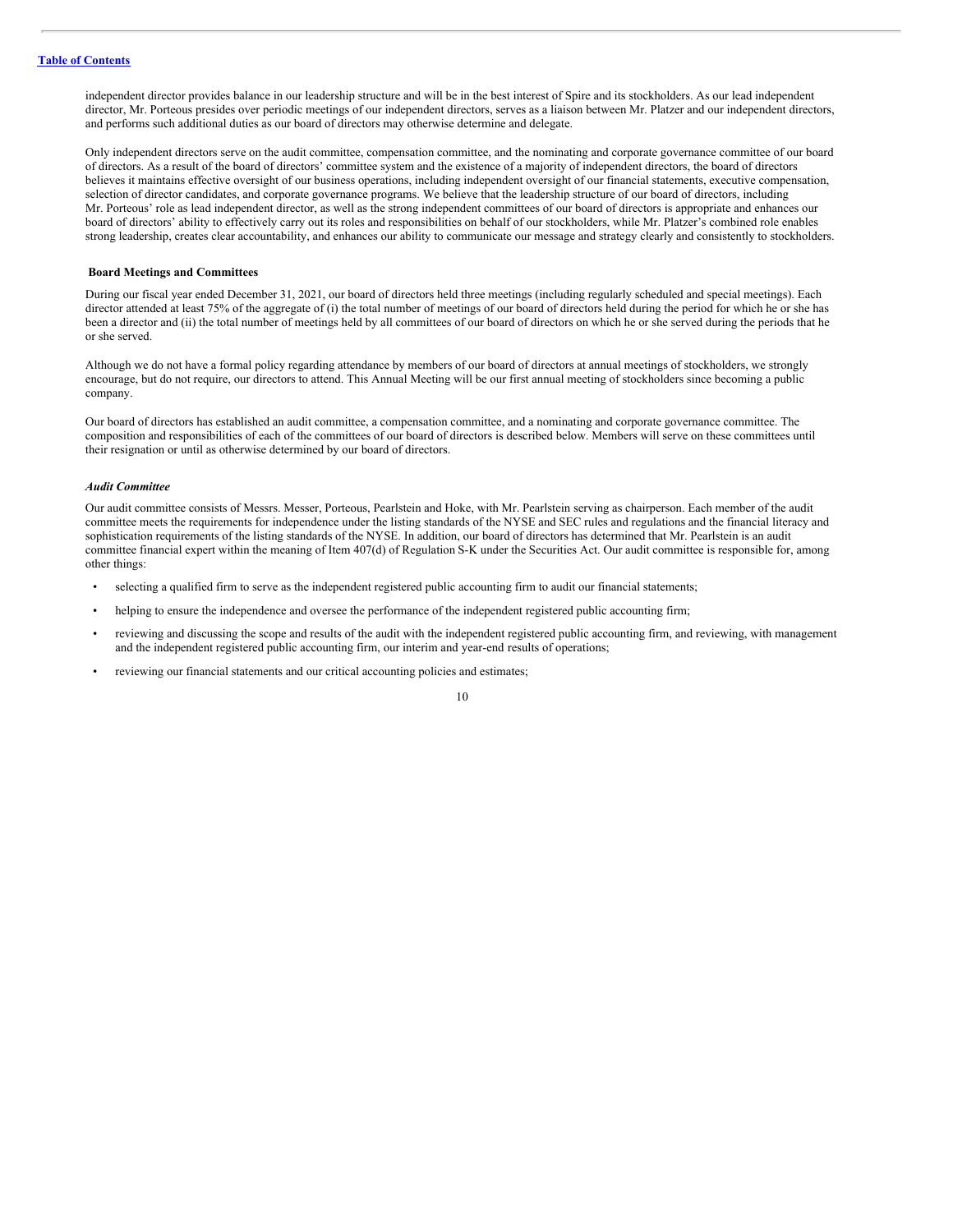independent director provides balance in our leadership structure and will be in the best interest of Spire and its stockholders. As our lead independent director, Mr. Porteous presides over periodic meetings of our independent directors, serves as a liaison between Mr. Platzer and our independent directors, and performs such additional duties as our board of directors may otherwise determine and delegate.

Only independent directors serve on the audit committee, compensation committee, and the nominating and corporate governance committee of our board of directors. As a result of the board of directors' committee system and the existence of a majority of independent directors, the board of directors believes it maintains effective oversight of our business operations, including independent oversight of our financial statements, executive compensation, selection of director candidates, and corporate governance programs. We believe that the leadership structure of our board of directors, including Mr. Porteous' role as lead independent director, as well as the strong independent committees of our board of directors is appropriate and enhances our board of directors' ability to effectively carry out its roles and responsibilities on behalf of our stockholders, while Mr. Platzer's combined role enables strong leadership, creates clear accountability, and enhances our ability to communicate our message and strategy clearly and consistently to stockholders.

**Board Meetings and Committees**

During our fiscal year ended December 31, 2021, our board of directors held three meetings (including regularly scheduled and special meetings). Each director attended at least 75% of the aggregate of (i) the total number of meetings of our board of directors held during the period for which he or she has been a director and (ii) the total number of meetings held by all committees of our board of directors on which he or she served during the periods that he or she served.

Although we do not have a formal policy regarding attendance by members of our board of directors at annual meetings of stockholders, we strongly encourage, but do not require, our directors to attend. This Annual Meeting will be our first annual meeting of stockholders since becoming a public company.

Our board of directors has established an audit committee, a compensation committee, and a nominating and corporate governance committee. The composition and responsibilities of each of the committees of our board of directors is described below. Members will serve on these committees until their resignation or until as otherwise determined by our board of directors.

***Audit Committee***

Our audit committee consists of Messrs. Messer, Porteous, Pearlstein and Hoke, with Mr. Pearlstein serving as chairperson. Each member of the audit committee meets the requirements for independence under the listing standards of the NYSE and SEC rules and regulations and the financial literacy and sophistication requirements of the listing standards of the NYSE. In addition, our board of directors has determined that Mr. Pearlstein is an audit committee financial expert within the meaning of Item 407(d) of Regulation S-K under the Securities Act. Our audit committee is responsible for, among other things:

- selecting a qualified firm to serve as the independent registered public accounting firm to audit our financial statements;
- helping to ensure the independence and oversee the performance of the independent registered public accounting firm;
- reviewing and discussing the scope and results of the audit with the independent registered public accounting firm, and reviewing, with management and the independent registered public accounting firm, our interim and year-end results of operations;
- reviewing our financial statements and our critical accounting policies and estimates;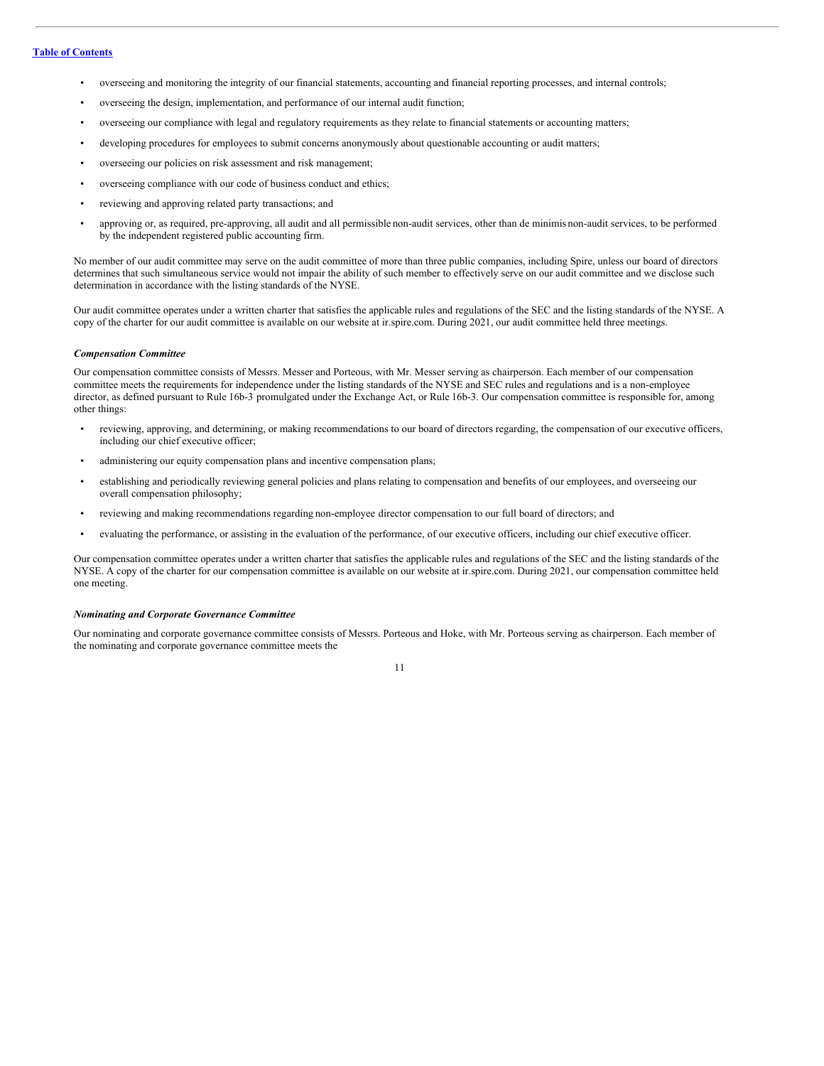- overseeing and monitoring the integrity of our financial statements, accounting and financial reporting processes, and internal controls;
- overseeing the design, implementation, and performance of our internal audit function;
- overseeing our compliance with legal and regulatory requirements as they relate to financial statements or accounting matters;
- developing procedures for employees to submit concerns anonymously about questionable accounting or audit matters;
- overseeing our policies on risk assessment and risk management;
- overseeing compliance with our code of business conduct and ethics;
- reviewing and approving related party transactions; and
- approving or, as required, pre-approving, all audit and all permissible non-audit services, other than de minimis non-audit services, to be performed by the independent registered public accounting firm.

No member of our audit committee may serve on the audit committee of more than three public companies, including Spire, unless our board of directors determines that such simultaneous service would not impair the ability of such member to effectively serve on our audit committee and we disclose such determination in accordance with the listing standards of the NYSE.

Our audit committee operates under a written charter that satisfies the applicable rules and regulations of the SEC and the listing standards of the NYSE. A copy of the charter for our audit committee is available on our website at ir.spire.com. During 2021, our audit committee held three meetings.

***Compensation Committee***

Our compensation committee consists of Messrs. Messer and Porteous, with Mr. Messer serving as chairperson. Each member of our compensation committee meets the requirements for independence under the listing standards of the NYSE and SEC rules and regulations and is a non-employee director, as defined pursuant to Rule 16b-3 promulgated under the Exchange Act, or Rule 16b-3. Our compensation committee is responsible for, among other things:

- reviewing, approving, and determining, or making recommendations to our board of directors regarding, the compensation of our executive officers, including our chief executive officer;
- administering our equity compensation plans and incentive compensation plans;
- establishing and periodically reviewing general policies and plans relating to compensation and benefits of our employees, and overseeing our overall compensation philosophy;
- reviewing and making recommendations regarding non-employee director compensation to our full board of directors; and
- evaluating the performance, or assisting in the evaluation of the performance, of our executive officers, including our chief executive officer.

Our compensation committee operates under a written charter that satisfies the applicable rules and regulations of the SEC and the listing standards of the NYSE. A copy of the charter for our compensation committee is available on our website at ir.spire.com. During 2021, our compensation committee held one meeting.

***Nominating and Corporate Governance Committee***

Our nominating and corporate governance committee consists of Messrs. Porteous and Hoke, with Mr. Porteous serving as chairperson. Each member of the nominating and corporate governance committee meets the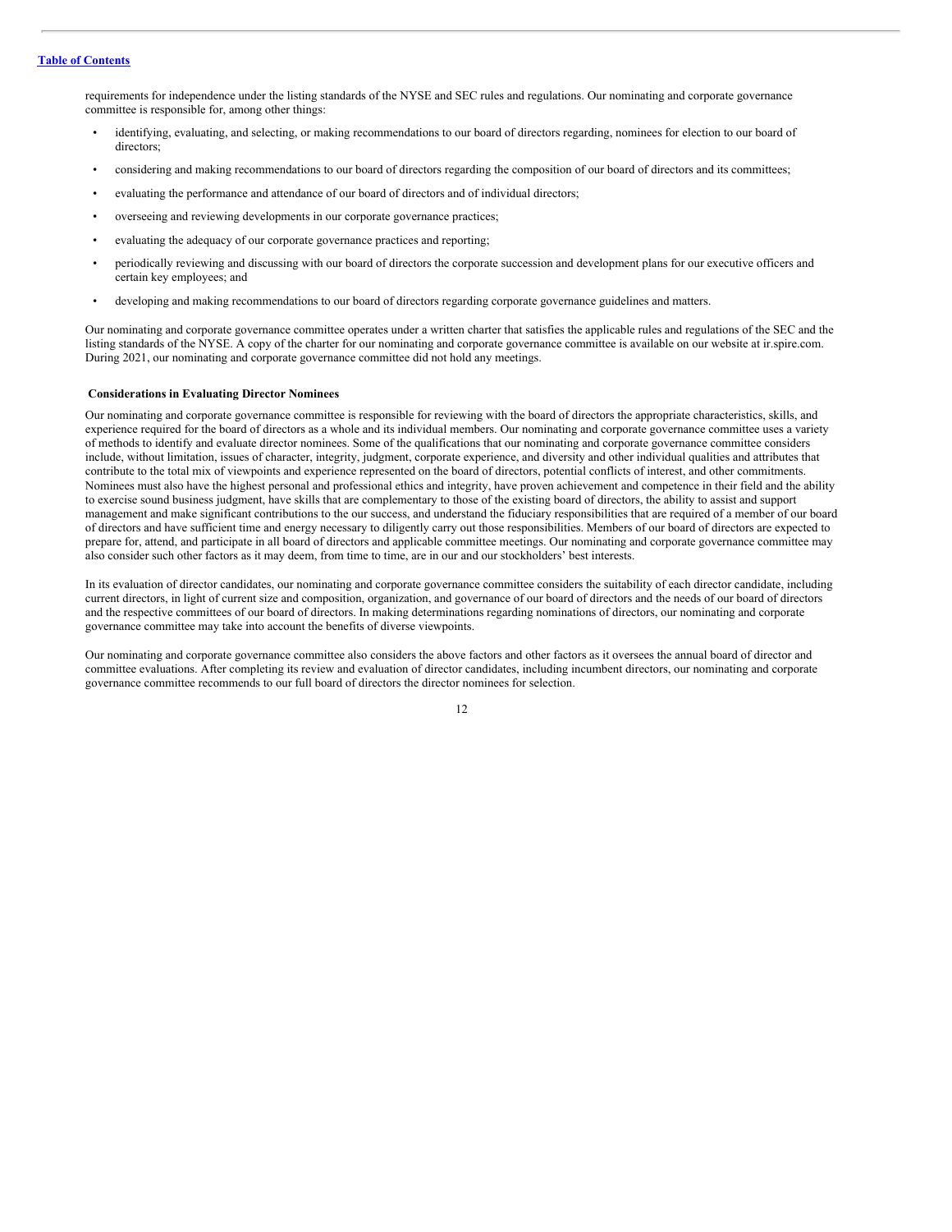requirements for independence under the listing standards of the NYSE and SEC rules and regulations. Our nominating and corporate governance committee is responsible for, among other things:

- identifying, evaluating, and selecting, or making recommendations to our board of directors regarding, nominees for election to our board of directors;
- considering and making recommendations to our board of directors regarding the composition of our board of directors and its committees;
- evaluating the performance and attendance of our board of directors and of individual directors;
- overseeing and reviewing developments in our corporate governance practices;
- evaluating the adequacy of our corporate governance practices and reporting;
- periodically reviewing and discussing with our board of directors the corporate succession and development plans for our executive officers and certain key employees; and
- developing and making recommendations to our board of directors regarding corporate governance guidelines and matters.

Our nominating and corporate governance committee operates under a written charter that satisfies the applicable rules and regulations of the SEC and the listing standards of the NYSE. A copy of the charter for our nominating and corporate governance committee is available on our website at ir.spire.com. During 2021, our nominating and corporate governance committee did not hold any meetings.

**Considerations in Evaluating Director Nominees**

Our nominating and corporate governance committee is responsible for reviewing with the board of directors the appropriate characteristics, skills, and experience required for the board of directors as a whole and its individual members. Our nominating and corporate governance committee uses a variety of methods to identify and evaluate director nominees. Some of the qualifications that our nominating and corporate governance committee considers include, without limitation, issues of character, integrity, judgment, corporate experience, and diversity and other individual qualities and attributes that contribute to the total mix of viewpoints and experience represented on the board of directors, potential conflicts of interest, and other commitments. Nominees must also have the highest personal and professional ethics and integrity, have proven achievement and competence in their field and the ability to exercise sound business judgment, have skills that are complementary to those of the existing board of directors, the ability to assist and support management and make significant contributions to the our success, and understand the fiduciary responsibilities that are required of a member of our board of directors and have sufficient time and energy necessary to diligently carry out those responsibilities. Members of our board of directors are expected to prepare for, attend, and participate in all board of directors and applicable committee meetings. Our nominating and corporate governance committee may also consider such other factors as it may deem, from time to time, are in our and our stockholders' best interests.

In its evaluation of director candidates, our nominating and corporate governance committee considers the suitability of each director candidate, including current directors, in light of current size and composition, organization, and governance of our board of directors and the needs of our board of directors and the respective committees of our board of directors. In making determinations regarding nominations of directors, our nominating and corporate governance committee may take into account the benefits of diverse viewpoints.

Our nominating and corporate governance committee also considers the above factors and other factors as it oversees the annual board of director and committee evaluations. After completing its review and evaluation of director candidates, including incumbent directors, our nominating and corporate governance committee recommends to our full board of directors the director nominees for selection.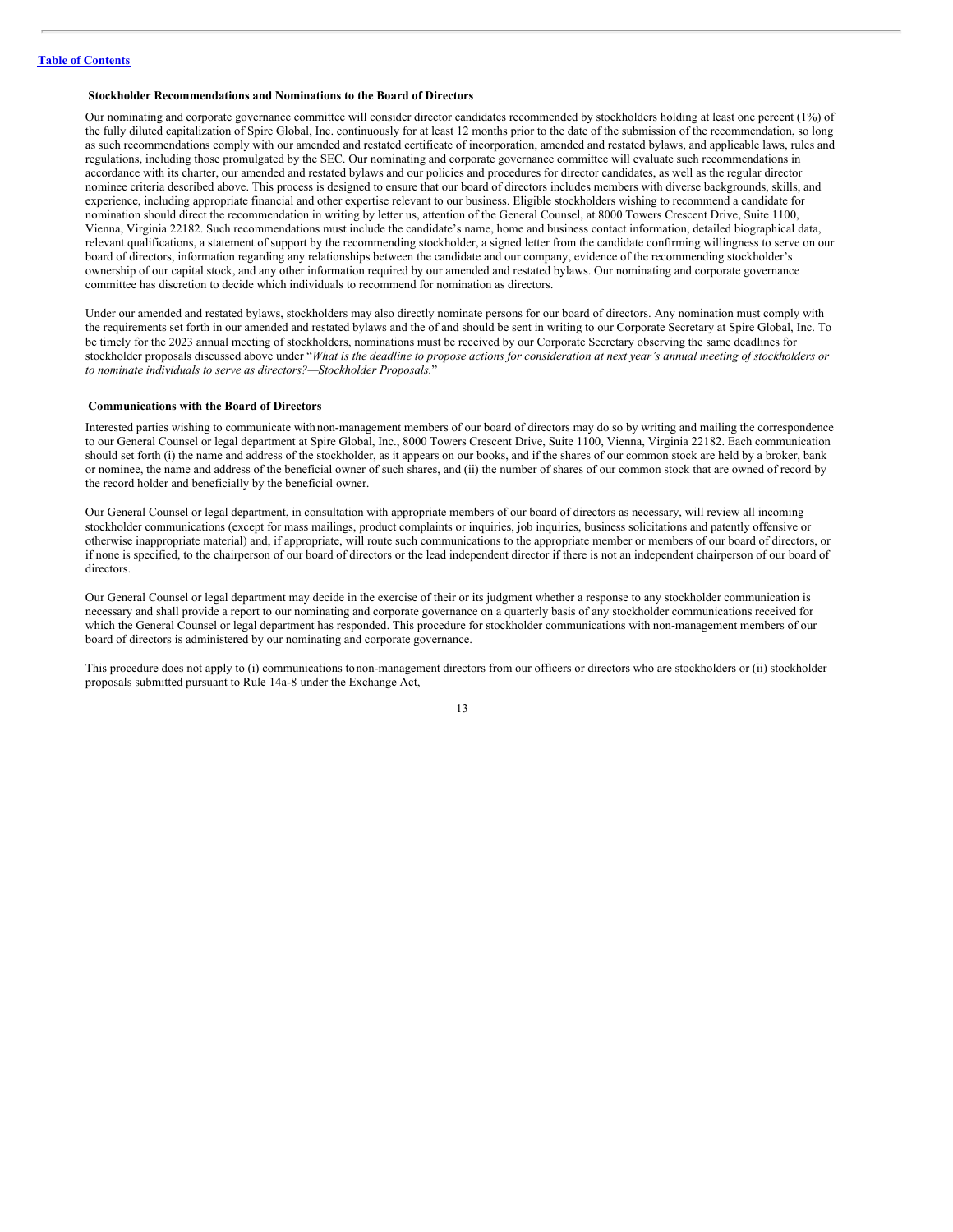### Stockholder Recommendations and Nominations to the Board of Directors

Our nominating and corporate governance committee will consider director candidates recommended by stockholders holding at least one percent (1%) of the fully diluted capitalization of Spire Global, Inc. continuously for at least 12 months prior to the date of the submission of the recommendation, so long as such recommendations comply with our amended and restated certificate of incorporation, amended and restated bylaws, and applicable laws, rules and regulations, including those promulgated by the SEC. Our nominating and corporate governance committee will evaluate such recommendations in accordance with its charter, our amended and restated bylaws and our policies and procedures for director candidates, as well as the regular director nominee criteria described above. This process is designed to ensure that our board of directors includes members with diverse backgrounds, skills, and experience, including appropriate financial and other expertise relevant to our business. Eligible stockholders wishing to recommend a candidate for nomination should direct the recommendation in writing by letter us, attention of the General Counsel, at 8000 Towers Crescent Drive, Suite 1100, Vienna, Virginia 22182. Such recommendations must include the candidate's name, home and business contact information, detailed biographical data, relevant qualifications, a statement of support by the recommending stockholder, a signed letter from the candidate confirming willingness to serve on our board of directors, information regarding any relationships between the candidate and our company, evidence of the recommending stockholder's ownership of our capital stock, and any other information required by our amended and restated bylaws. Our nominating and corporate governance committee has discretion to decide which individuals to recommend for nomination as directors.

Under our amended and restated bylaws, stockholders may also directly nominate persons for our board of directors. Any nomination must comply with the requirements set forth in our amended and restated bylaws and the of and should be sent in writing to our Corporate Secretary at Spire Global, Inc. To be timely for the 2023 annual meeting of stockholders, nominations must be received by our Corporate Secretary observing the same deadlines for stockholder proposals discussed above under "*What is the deadline to propose actions for consideration at next year's annual meeting of stockholders or to nominate individuals to serve as directors?—Stockholder Proposals.*"

### Communications with the Board of Directors

Interested parties wishing to communicate with non-management members of our board of directors may do so by writing and mailing the correspondence to our General Counsel or legal department at Spire Global, Inc., 8000 Towers Crescent Drive, Suite 1100, Vienna, Virginia 22182. Each communication should set forth (i) the name and address of the stockholder, as it appears on our books, and if the shares of our common stock are held by a broker, bank or nominee, the name and address of the beneficial owner of such shares, and (ii) the number of shares of our common stock that are owned of record by the record holder and beneficially by the beneficial owner.

Our General Counsel or legal department, in consultation with appropriate members of our board of directors as necessary, will review all incoming stockholder communications (except for mass mailings, product complaints or inquiries, job inquiries, business solicitations and patently offensive or otherwise inappropriate material) and, if appropriate, will route such communications to the appropriate member or members of our board of directors, or if none is specified, to the chairperson of our board of directors or the lead independent director if there is not an independent chairperson of our board of directors.

Our General Counsel or legal department may decide in the exercise of their or its judgment whether a response to any stockholder communication is necessary and shall provide a report to our nominating and corporate governance on a quarterly basis of any stockholder communications received for which the General Counsel or legal department has responded. This procedure for stockholder communications with non-management members of our board of directors is administered by our nominating and corporate governance.

This procedure does not apply to (i) communications to non-management directors from our officers or directors who are stockholders or (ii) stockholder proposals submitted pursuant to Rule 14a-8 under the Exchange Act,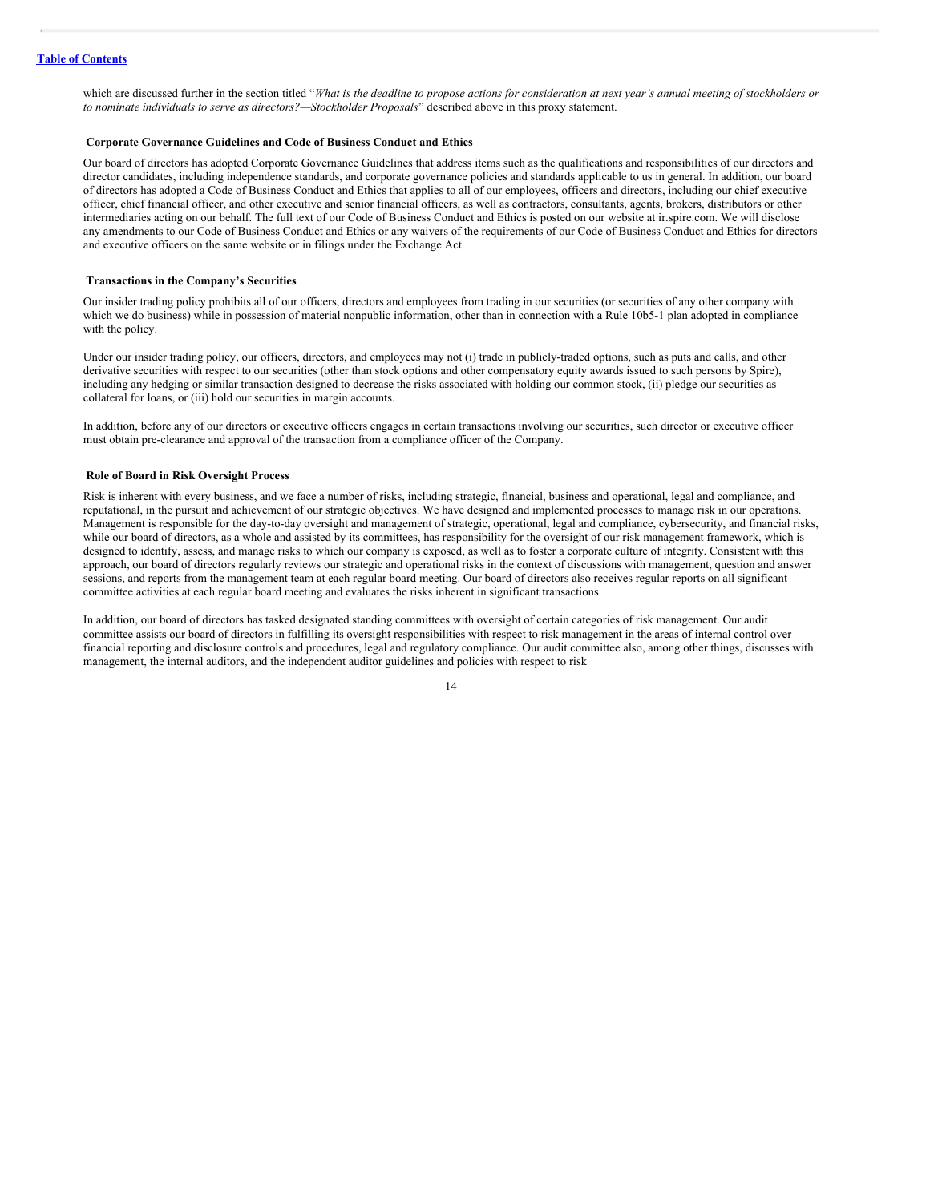which are discussed further in the section titled "*What is the deadline to propose actions for consideration at next year's annual meeting of stockholders or to nominate individuals to serve as directors?—Stockholder Proposals*" described above in this proxy statement.

### Corporate Governance Guidelines and Code of Business Conduct and Ethics

Our board of directors has adopted Corporate Governance Guidelines that address items such as the qualifications and responsibilities of our directors and director candidates, including independence standards, and corporate governance policies and standards applicable to us in general. In addition, our board of directors has adopted a Code of Business Conduct and Ethics that applies to all of our employees, officers and directors, including our chief executive officer, chief financial officer, and other executive and senior financial officers, as well as contractors, consultants, agents, brokers, distributors or other intermediaries acting on our behalf. The full text of our Code of Business Conduct and Ethics is posted on our website at ir.spire.com. We will disclose any amendments to our Code of Business Conduct and Ethics or any waivers of the requirements of our Code of Business Conduct and Ethics for directors and executive officers on the same website or in filings under the Exchange Act.

### Transactions in the Company's Securities

Our insider trading policy prohibits all of our officers, directors and employees from trading in our securities (or securities of any other company with which we do business) while in possession of material nonpublic information, other than in connection with a Rule 10b5-1 plan adopted in compliance with the policy.

Under our insider trading policy, our officers, directors, and employees may not (i) trade in publicly-traded options, such as puts and calls, and other derivative securities with respect to our securities (other than stock options and other compensatory equity awards issued to such persons by Spire), including any hedging or similar transaction designed to decrease the risks associated with holding our common stock, (ii) pledge our securities as collateral for loans, or (iii) hold our securities in margin accounts.

In addition, before any of our directors or executive officers engages in certain transactions involving our securities, such director or executive officer must obtain pre-clearance and approval of the transaction from a compliance officer of the Company.

### Role of Board in Risk Oversight Process

Risk is inherent with every business, and we face a number of risks, including strategic, financial, business and operational, legal and compliance, and reputational, in the pursuit and achievement of our strategic objectives. We have designed and implemented processes to manage risk in our operations. Management is responsible for the day-to-day oversight and management of strategic, operational, legal and compliance, cybersecurity, and financial risks, while our board of directors, as a whole and assisted by its committees, has responsibility for the oversight of our risk management framework, which is designed to identify, assess, and manage risks to which our company is exposed, as well as to foster a corporate culture of integrity. Consistent with this approach, our board of directors regularly reviews our strategic and operational risks in the context of discussions with management, question and answer sessions, and reports from the management team at each regular board meeting. Our board of directors also receives regular reports on all significant committee activities at each regular board meeting and evaluates the risks inherent in significant transactions.

In addition, our board of directors has tasked designated standing committees with oversight of certain categories of risk management. Our audit committee assists our board of directors in fulfilling its oversight responsibilities with respect to risk management in the areas of internal control over financial reporting and disclosure controls and procedures, legal and regulatory compliance. Our audit committee also, among other things, discusses with management, the internal auditors, and the independent auditor guidelines and policies with respect to risk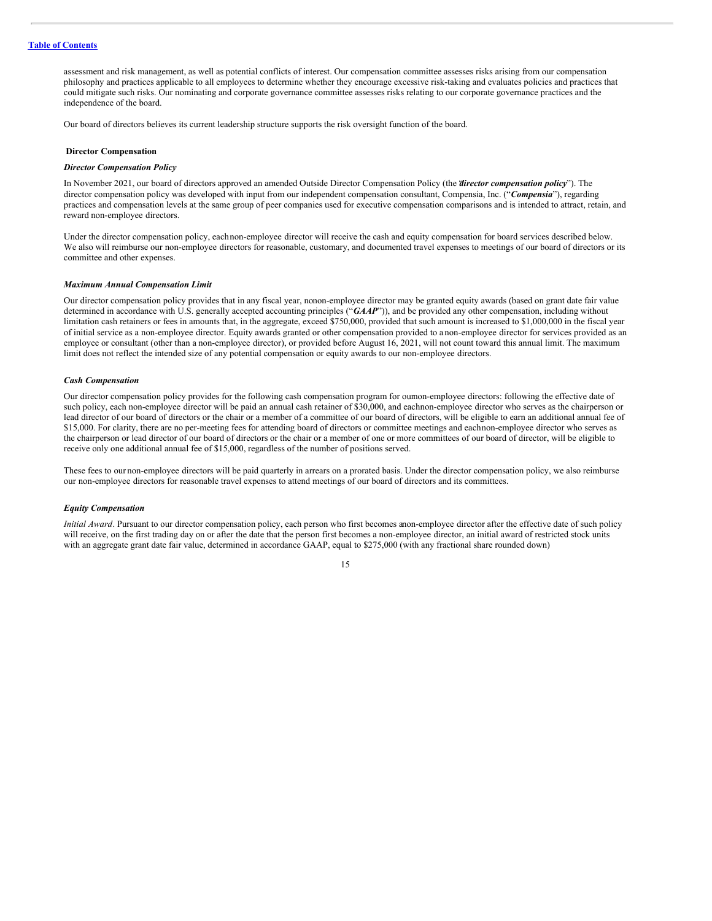assessment and risk management, as well as potential conflicts of interest. Our compensation committee assesses risks arising from our compensation philosophy and practices applicable to all employees to determine whether they encourage excessive risk-taking and evaluates policies and practices that could mitigate such risks. Our nominating and corporate governance committee assesses risks relating to our corporate governance practices and the independence of the board.

Our board of directors believes its current leadership structure supports the risk oversight function of the board.

## Director Compensation

### *Director Compensation Policy*

In November 2021, our board of directors approved an amended Outside Director Compensation Policy (the "***director compensation policy***"). The director compensation policy was developed with input from our independent compensation consultant, Compensia, Inc. ("***Compensia***"), regarding practices and compensation levels at the same group of peer companies used for executive compensation comparisons and is intended to attract, retain, and reward non-employee directors.

Under the director compensation policy, each non-employee director will receive the cash and equity compensation for board services described below. We also will reimburse our non-employee directors for reasonable, customary, and documented travel expenses to meetings of our board of directors or its committee and other expenses.

### *Maximum Annual Compensation Limit*

Our director compensation policy provides that in any fiscal year, no non-employee director may be granted equity awards (based on grant date fair value determined in accordance with U.S. generally accepted accounting principles ("***GAAP***")), and be provided any other compensation, including without limitation cash retainers or fees in amounts that, in the aggregate, exceed $750,000, provided that such amount is increased to $1,000,000 in the fiscal year of initial service as a non-employee director. Equity awards granted or other compensation provided to a non-employee director for services provided as an employee or consultant (other than a non-employee director), or provided before August 16, 2021, will not count toward this annual limit. The maximum limit does not reflect the intended size of any potential compensation or equity awards to our non-employee directors.

### *Cash Compensation*

Our director compensation policy provides for the following cash compensation program for our non-employee directors: following the effective date of such policy, each non-employee director will be paid an annual cash retainer of $30,000, and each non-employee director who serves as the chairperson or lead director of our board of directors or the chair or a member of a committee of our board of directors, will be eligible to earn an additional annual fee of $15,000. For clarity, there are no per-meeting fees for attending board of directors or committee meetings and each non-employee director who serves as the chairperson or lead director of our board of directors or the chair or a member of one or more committees of our board of director, will be eligible to receive only one additional annual fee of $15,000, regardless of the number of positions served.

These fees to our non-employee directors will be paid quarterly in arrears on a prorated basis. Under the director compensation policy, we also reimburse our non-employee directors for reasonable travel expenses to attend meetings of our board of directors and its committees.

### *Equity Compensation*

*Initial Award*. Pursuant to our director compensation policy, each person who first becomes a non-employee director after the effective date of such policy will receive, on the first trading day on or after the date that the person first becomes a non-employee director, an initial award of restricted stock units with an aggregate grant date fair value, determined in accordance GAAP, equal to $275,000 (with any fractional share rounded down)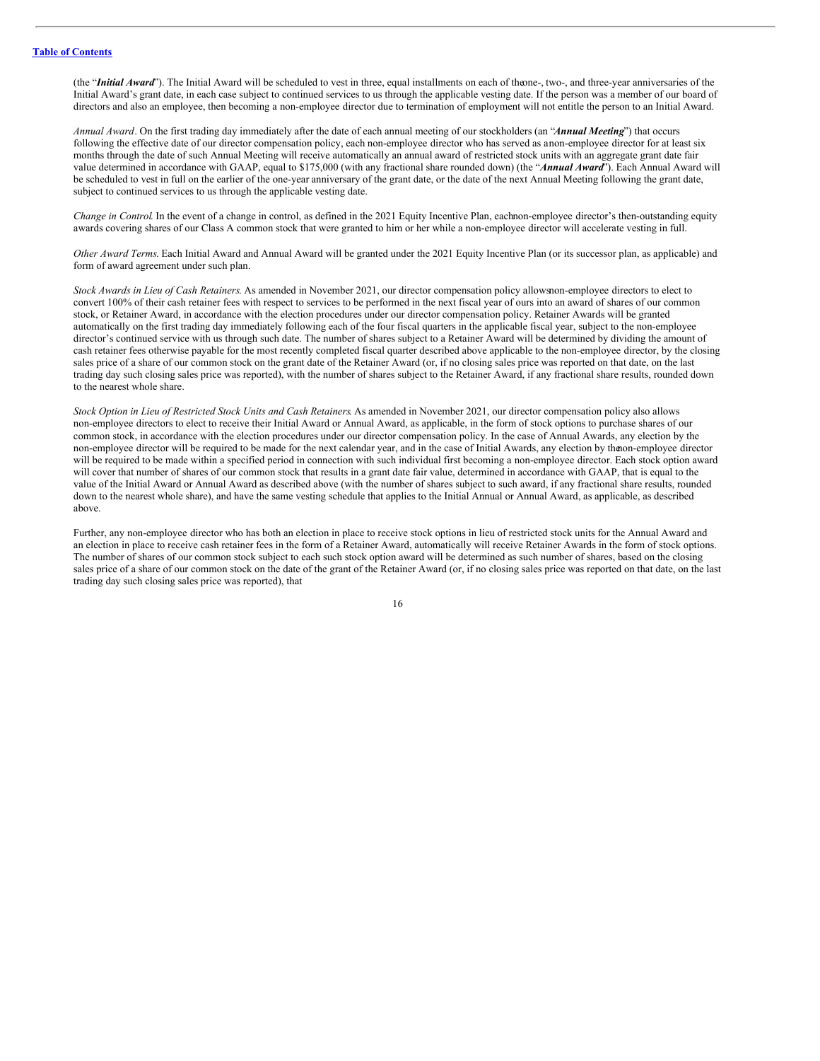(the "***Initial Award***"). The Initial Award will be scheduled to vest in three, equal installments on each of the one-, two-, and three-year anniversaries of the Initial Award's grant date, in each case subject to continued services to us through the applicable vesting date. If the person was a member of our board of directors and also an employee, then becoming a non-employee director due to termination of employment will not entitle the person to an Initial Award.

*Annual Award*. On the first trading day immediately after the date of each annual meeting of our stockholders (an "***Annual Meeting***") that occurs following the effective date of our director compensation policy, each non-employee director who has served as a non-employee director for at least six months through the date of such Annual Meeting will receive automatically an annual award of restricted stock units with an aggregate grant date fair value determined in accordance with GAAP, equal to $175,000 (with any fractional share rounded down) (the "***Annual Award***"). Each Annual Award will be scheduled to vest in full on the earlier of the one-year anniversary of the grant date, or the date of the next Annual Meeting following the grant date, subject to continued services to us through the applicable vesting date.

*Change in Control*. In the event of a change in control, as defined in the 2021 Equity Incentive Plan, each non-employee director's then-outstanding equity awards covering shares of our Class A common stock that were granted to him or her while a non-employee director will accelerate vesting in full.

*Other Award Terms*. Each Initial Award and Annual Award will be granted under the 2021 Equity Incentive Plan (or its successor plan, as applicable) and form of award agreement under such plan.

*Stock Awards in Lieu of Cash Retainers*. As amended in November 2021, our director compensation policy allows non-employee directors to elect to convert 100% of their cash retainer fees with respect to services to be performed in the next fiscal year of ours into an award of shares of our common stock, or Retainer Award, in accordance with the election procedures under our director compensation policy. Retainer Awards will be granted automatically on the first trading day immediately following each of the four fiscal quarters in the applicable fiscal year, subject to the non-employee director's continued service with us through such date. The number of shares subject to a Retainer Award will be determined by dividing the amount of cash retainer fees otherwise payable for the most recently completed fiscal quarter described above applicable to the non-employee director, by the closing sales price of a share of our common stock on the grant date of the Retainer Award (or, if no closing sales price was reported on that date, on the last trading day such closing sales price was reported), with the number of shares subject to the Retainer Award, if any fractional share results, rounded down to the nearest whole share.

*Stock Option in Lieu of Restricted Stock Units and Cash Retainers*. As amended in November 2021, our director compensation policy also allows non-employee directors to elect to receive their Initial Award or Annual Award, as applicable, in the form of stock options to purchase shares of our common stock, in accordance with the election procedures under our director compensation policy. In the case of Annual Awards, any election by the non-employee director will be required to be made for the next calendar year, and in the case of Initial Awards, any election by the non-employee director will be required to be made within a specified period in connection with such individual first becoming a non-employee director. Each stock option award will cover that number of shares of our common stock that results in a grant date fair value, determined in accordance with GAAP, that is equal to the value of the Initial Award or Annual Award as described above (with the number of shares subject to such award, if any fractional share results, rounded down to the nearest whole share), and have the same vesting schedule that applies to the Initial Annual or Annual Award, as applicable, as described above.

Further, any non-employee director who has both an election in place to receive stock options in lieu of restricted stock units for the Annual Award and an election in place to receive cash retainer fees in the form of a Retainer Award, automatically will receive Retainer Awards in the form of stock options. The number of shares of our common stock subject to each such stock option award will be determined as such number of shares, based on the closing sales price of a share of our common stock on the date of the grant of the Retainer Award (or, if no closing sales price was reported on that date, on the last trading day such closing sales price was reported), that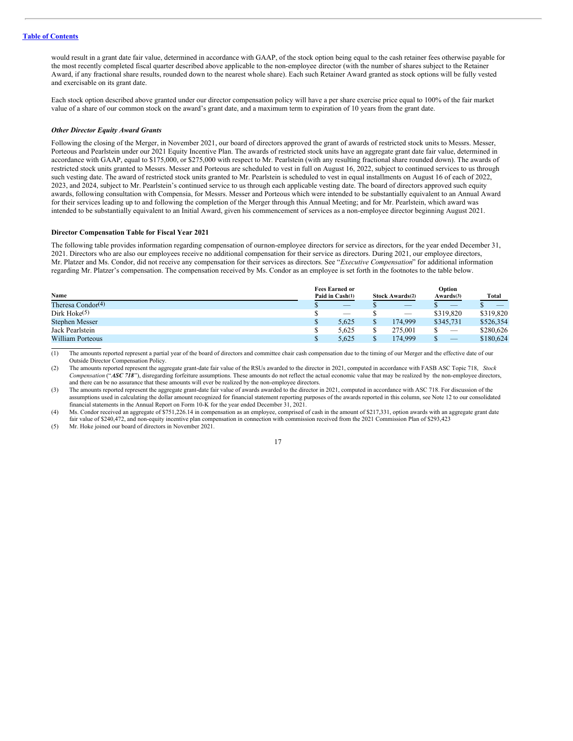would result in a grant date fair value, determined in accordance with GAAP, of the stock option being equal to the cash retainer fees otherwise payable for the most recently completed fiscal quarter described above applicable to the non-employee director (with the number of shares subject to the Retainer Award, if any fractional share results, rounded down to the nearest whole share). Each such Retainer Award granted as stock options will be fully vested and exercisable on its grant date.

Each stock option described above granted under our director compensation policy will have a per share exercise price equal to 100% of the fair market value of a share of our common stock on the award's grant date, and a maximum term to expiration of 10 years from the grant date.

***Other Director Equity Award Grants***

Following the closing of the Merger, in November 2021, our board of directors approved the grant of awards of restricted stock units to Messrs. Messer, Porteous and Pearlstein under our 2021 Equity Incentive Plan. The awards of restricted stock units have an aggregate grant date fair value, determined in accordance with GAAP, equal to $175,000, or $275,000 with respect to Mr. Pearlstein (with any resulting fractional share rounded down). The awards of restricted stock units granted to Messrs. Messer and Porteous are scheduled to vest in full on August 16, 2022, subject to continued services to us through such vesting date. The award of restricted stock units granted to Mr. Pearlstein is scheduled to vest in equal installments on August 16 of each of 2022, 2023, and 2024, subject to Mr. Pearlstein's continued service to us through each applicable vesting date. The board of directors approved such equity awards, following consultation with Compensia, for Messrs. Messer and Porteous which were intended to be substantially equivalent to an Annual Award for their services leading up to and following the completion of the Merger through this Annual Meeting; and for Mr. Pearlstein, which award was intended to be substantially equivalent to an Initial Award, given his commencement of services as a non-employee director beginning August 2021.

**Director Compensation Table for Fiscal Year 2021**

The following table provides information regarding compensation of ournon-employee directors for service as directors, for the year ended December 31, 2021. Directors who are also our employees receive no additional compensation for their services as directors. During 2021, our employee directors, Mr. Platzer and Ms. Condor, did not receive any compensation for their services as directors. See "*Executive Compensation*" for additional information regarding Mr. Platzer's compensation. The compensation received by Ms. Condor as an employee is set forth in the footnotes to the table below.

| Name | Fees Earned or Paid in Cash(1) | Stock Awards(2) | Option Awards(3) | Total |
|---|---|---|---|---|
| Theresa Condor(4) | $ — | $ — | $ — | $ — |
| Dirk Hoke(5) | $ — | $ — | $319,820 | $319,820 |
| Stephen Messer | $ 5,625 | $ 174,999 | $345,731 | $526,354 |
| Jack Pearlstein | $ 5,625 | $ 275,001 | $ — | $280,626 |
| William Porteous | $ 5,625 | $ 174,999 | $ — | $180,624 |

(1) The amounts reported represent a partial year of the board of directors and committee chair cash compensation due to the timing of our Merger and the effective date of our Outside Director Compensation Policy.

(2) The amounts reported represent the aggregate grant-date fair value of the RSUs awarded to the director in 2021, computed in accordance with FASB ASC Topic 718, *Stock Compensation* ("***ASC 718***"), disregarding forfeiture assumptions. These amounts do not reflect the actual economic value that may be realized by the non-employee directors, and there can be no assurance that these amounts will ever be realized by the non-employee directors.

(3) The amounts reported represent the aggregate grant-date fair value of awards awarded to the director in 2021, computed in accordance with ASC 718. For discussion of the assumptions used in calculating the dollar amount recognized for financial statement reporting purposes of the awards reported in this column, see Note 12 to our consolidated financial statements in the Annual Report on Form 10-K for the year ended December 31, 2021.

(4) Ms. Condor received an aggregate of $751,226.14 in compensation as an employee, comprised of cash in the amount of $217,331, option awards with an aggregate grant date fair value of $240,472, and non-equity incentive plan compensation in connection with commission received from the 2021 Commission Plan of $293,423

(5) Mr. Hoke joined our board of directors in November 2021.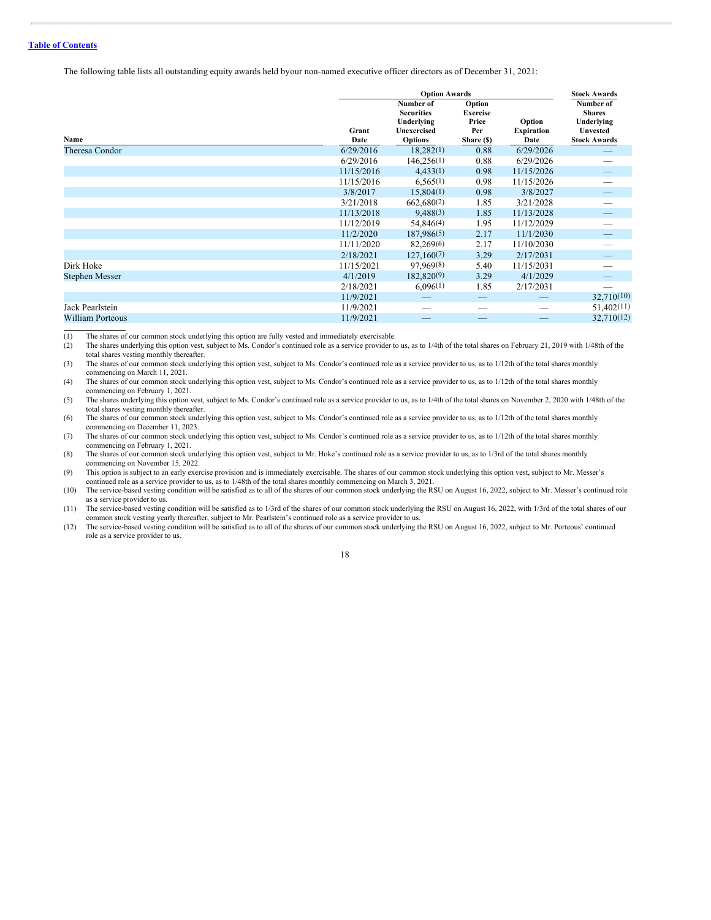[Table of Contents](#)

The following table lists all outstanding equity awards held byour non-named executive officer directors as of December 31, 2021:

| | Option Awards | | | | Stock Awards |
|---|---|---|---|---|---|
| Name | Grant Date | Number of Securities Underlying Unexercised Options | Option Exercise Price Per Share ($) | Option Expiration Date | Number of Shares Underlying Unvested Stock Awards |
| Theresa Condor | 6/29/2016 | 18,282(1) | 0.88 | 6/29/2026 | — |
| | 6/29/2016 | 146,256(1) | 0.88 | 6/29/2026 | — |
| | 11/15/2016 | 4,433(1) | 0.98 | 11/15/2026 | — |
| | 11/15/2016 | 6,565(1) | 0.98 | 11/15/2026 | — |
| | 3/8/2017 | 15,804(1) | 0.98 | 3/8/2027 | — |
| | 3/21/2018 | 662,680(2) | 1.85 | 3/21/2028 | — |
| | 11/13/2018 | 9,488(3) | 1.85 | 11/13/2028 | — |
| | 11/12/2019 | 54,846(4) | 1.95 | 11/12/2029 | — |
| | 11/2/2020 | 187,986(5) | 2.17 | 11/1/2030 | — |
| | 11/11/2020 | 82,269(6) | 2.17 | 11/10/2030 | — |
| | 2/18/2021 | 127,160(7) | 3.29 | 2/17/2031 | — |
| Dirk Hoke | 11/15/2021 | 97,969(8) | 5.40 | 11/15/2031 | — |
| Stephen Messer | 4/1/2019 | 182,820(9) | 3.29 | 4/1/2029 | — |
| | 2/18/2021 | 6,096(1) | 1.85 | 2/17/2031 | — |
| | 11/9/2021 | — | — | — | 32,710(10) |
| Jack Pearlstein | 11/9/2021 | — | — | — | 51,402(11) |
| William Porteous | 11/9/2021 | — | — | — | 32,710(12) |

(1) The shares of our common stock underlying this option are fully vested and immediately exercisable.

(2) The shares underlying this option vest, subject to Ms. Condor's continued role as a service provider to us, as to 1/4th of the total shares on February 21, 2019 with 1/48th of the total shares vesting monthly thereafter.

(3) The shares of our common stock underlying this option vest, subject to Ms. Condor's continued role as a service provider to us, as to 1/12th of the total shares monthly commencing on March 11, 2021.

(4) The shares of our common stock underlying this option vest, subject to Ms. Condor's continued role as a service provider to us, as to 1/12th of the total shares monthly commencing on February 1, 2021.

(5) The shares underlying this option vest, subject to Ms. Condor's continued role as a service provider to us, as to 1/4th of the total shares on November 2, 2020 with 1/48th of the total shares vesting monthly thereafter.

(6) The shares of our common stock underlying this option vest, subject to Ms. Condor's continued role as a service provider to us, as to 1/12th of the total shares monthly commencing on December 11, 2023.

(7) The shares of our common stock underlying this option vest, subject to Ms. Condor's continued role as a service provider to us, as to 1/12th of the total shares monthly commencing on February 1, 2021.

(8) The shares of our common stock underlying this option vest, subject to Mr. Hoke's continued role as a service provider to us, as to 1/3rd of the total shares monthly commencing on November 15, 2022.

(9) This option is subject to an early exercise provision and is immediately exercisable. The shares of our common stock underlying this option vest, subject to Mr. Messer's continued role as a service provider to us, as to 1/48th of the total shares monthly commencing on March 3, 2021.

(10) The service-based vesting condition will be satisfied as to all of the shares of our common stock underlying the RSU on August 16, 2022, subject to Mr. Messer's continued role as a service provider to us.

(11) The service-based vesting condition will be satisfied as to 1/3rd of the shares of our common stock underlying the RSU on August 16, 2022, with 1/3rd of the total shares of our common stock vesting yearly thereafter, subject to Mr. Pearlstein's continued role as a service provider to us.

(12) The service-based vesting condition will be satisfied as to all of the shares of our common stock underlying the RSU on August 16, 2022, subject to Mr. Porteous' continued role as a service provider to us.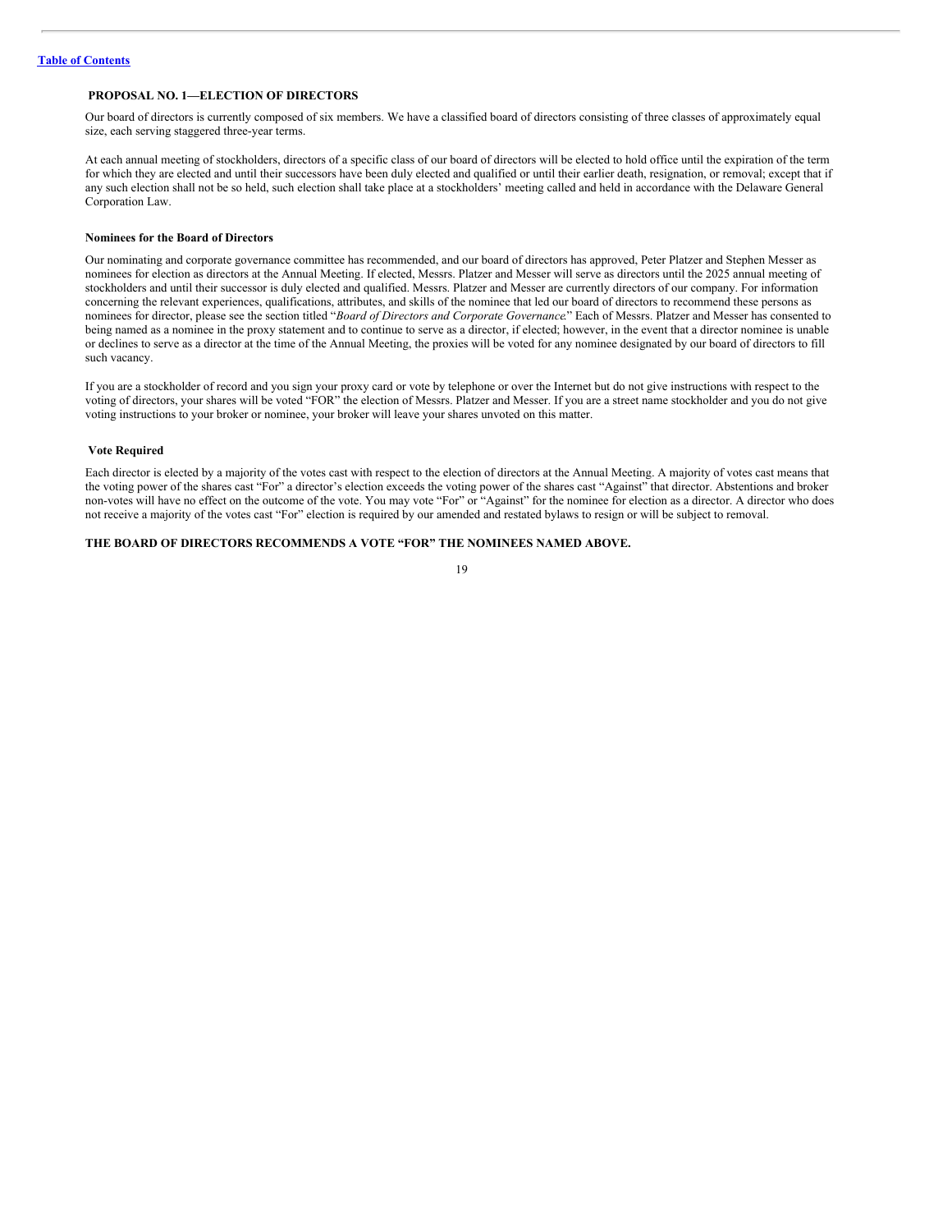## PROPOSAL NO. 1—ELECTION OF DIRECTORS

Our board of directors is currently composed of six members. We have a classified board of directors consisting of three classes of approximately equal size, each serving staggered three-year terms.

At each annual meeting of stockholders, directors of a specific class of our board of directors will be elected to hold office until the expiration of the term for which they are elected and until their successors have been duly elected and qualified or until their earlier death, resignation, or removal; except that if any such election shall not be so held, such election shall take place at a stockholders' meeting called and held in accordance with the Delaware General Corporation Law.

### Nominees for the Board of Directors

Our nominating and corporate governance committee has recommended, and our board of directors has approved, Peter Platzer and Stephen Messer as nominees for election as directors at the Annual Meeting. If elected, Messrs. Platzer and Messer will serve as directors until the 2025 annual meeting of stockholders and until their successor is duly elected and qualified. Messrs. Platzer and Messer are currently directors of our company. For information concerning the relevant experiences, qualifications, attributes, and skills of the nominee that led our board of directors to recommend these persons as nominees for director, please see the section titled "*Board of Directors and Corporate Governance*." Each of Messrs. Platzer and Messer has consented to being named as a nominee in the proxy statement and to continue to serve as a director, if elected; however, in the event that a director nominee is unable or declines to serve as a director at the time of the Annual Meeting, the proxies will be voted for any nominee designated by our board of directors to fill such vacancy.

If you are a stockholder of record and you sign your proxy card or vote by telephone or over the Internet but do not give instructions with respect to the voting of directors, your shares will be voted "FOR" the election of Messrs. Platzer and Messer. If you are a street name stockholder and you do not give voting instructions to your broker or nominee, your broker will leave your shares unvoted on this matter.

### Vote Required

Each director is elected by a majority of the votes cast with respect to the election of directors at the Annual Meeting. A majority of votes cast means that the voting power of the shares cast "For" a director's election exceeds the voting power of the shares cast "Against" that director. Abstentions and broker non-votes will have no effect on the outcome of the vote. You may vote "For" or "Against" for the nominee for election as a director. A director who does not receive a majority of the votes cast "For" election is required by our amended and restated bylaws to resign or will be subject to removal.

**THE BOARD OF DIRECTORS RECOMMENDS A VOTE "FOR" THE NOMINEES NAMED ABOVE.**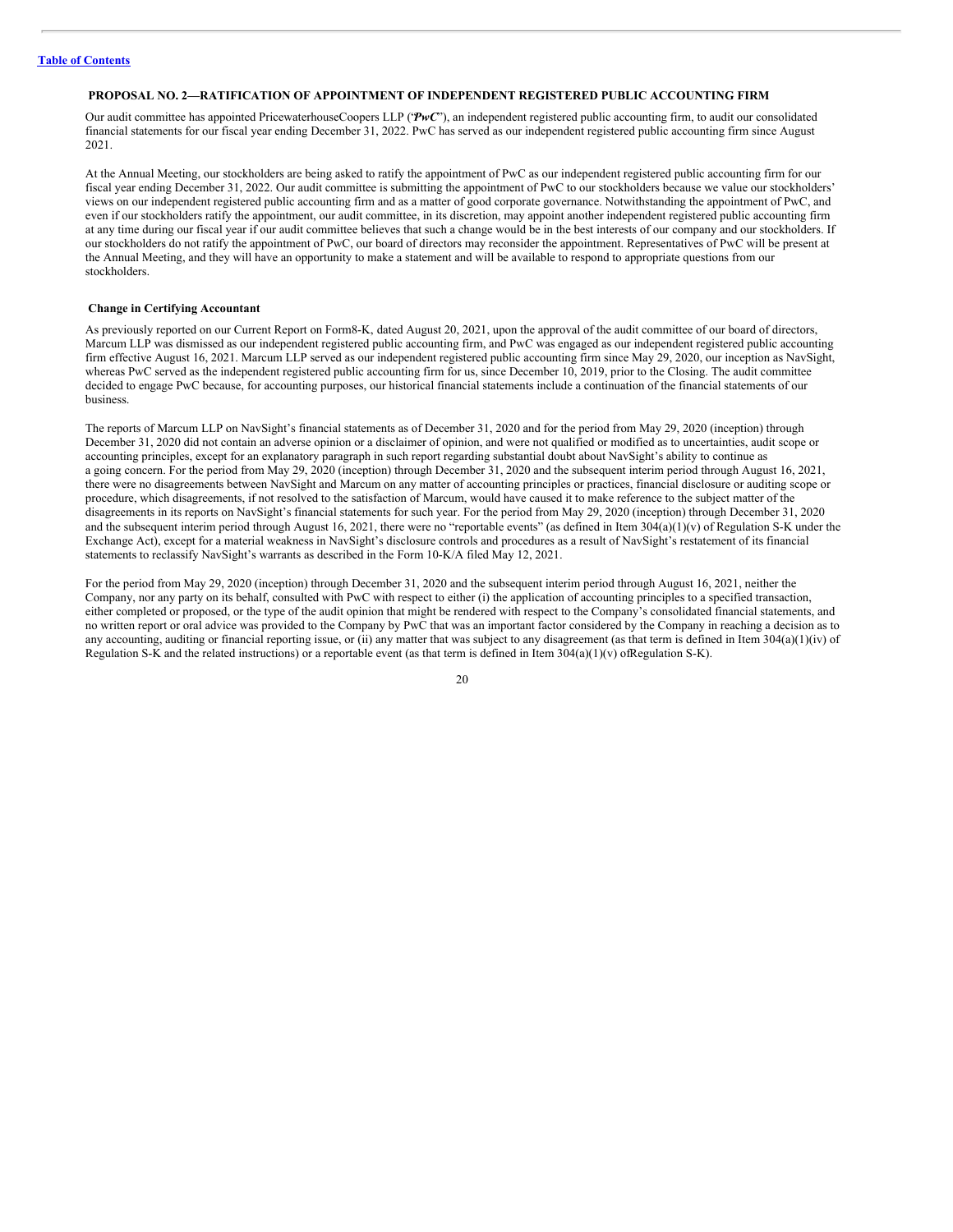### PROPOSAL NO. 2—RATIFICATION OF APPOINTMENT OF INDEPENDENT REGISTERED PUBLIC ACCOUNTING FIRM

Our audit committee has appointed PricewaterhouseCoopers LLP ("***PwC***"), an independent registered public accounting firm, to audit our consolidated financial statements for our fiscal year ending December 31, 2022. PwC has served as our independent registered public accounting firm since August 2021.

At the Annual Meeting, our stockholders are being asked to ratify the appointment of PwC as our independent registered public accounting firm for our fiscal year ending December 31, 2022. Our audit committee is submitting the appointment of PwC to our stockholders because we value our stockholders' views on our independent registered public accounting firm and as a matter of good corporate governance. Notwithstanding the appointment of PwC, and even if our stockholders ratify the appointment, our audit committee, in its discretion, may appoint another independent registered public accounting firm at any time during our fiscal year if our audit committee believes that such a change would be in the best interests of our company and our stockholders. If our stockholders do not ratify the appointment of PwC, our board of directors may reconsider the appointment. Representatives of PwC will be present at the Annual Meeting, and they will have an opportunity to make a statement and will be available to respond to appropriate questions from our stockholders.

#### Change in Certifying Accountant

As previously reported on our Current Report on Form8-K, dated August 20, 2021, upon the approval of the audit committee of our board of directors, Marcum LLP was dismissed as our independent registered public accounting firm, and PwC was engaged as our independent registered public accounting firm effective August 16, 2021. Marcum LLP served as our independent registered public accounting firm since May 29, 2020, our inception as NavSight, whereas PwC served as the independent registered public accounting firm for us, since December 10, 2019, prior to the Closing. The audit committee decided to engage PwC because, for accounting purposes, our historical financial statements include a continuation of the financial statements of our business.

The reports of Marcum LLP on NavSight's financial statements as of December 31, 2020 and for the period from May 29, 2020 (inception) through December 31, 2020 did not contain an adverse opinion or a disclaimer of opinion, and were not qualified or modified as to uncertainties, audit scope or accounting principles, except for an explanatory paragraph in such report regarding substantial doubt about NavSight's ability to continue as a going concern. For the period from May 29, 2020 (inception) through December 31, 2020 and the subsequent interim period through August 16, 2021, there were no disagreements between NavSight and Marcum on any matter of accounting principles or practices, financial disclosure or auditing scope or procedure, which disagreements, if not resolved to the satisfaction of Marcum, would have caused it to make reference to the subject matter of the disagreements in its reports on NavSight's financial statements for such year. For the period from May 29, 2020 (inception) through December 31, 2020 and the subsequent interim period through August 16, 2021, there were no "reportable events" (as defined in Item 304(a)(1)(v) of Regulation S-K under the Exchange Act), except for a material weakness in NavSight's disclosure controls and procedures as a result of NavSight's restatement of its financial statements to reclassify NavSight's warrants as described in the Form 10-K/A filed May 12, 2021.

For the period from May 29, 2020 (inception) through December 31, 2020 and the subsequent interim period through August 16, 2021, neither the Company, nor any party on its behalf, consulted with PwC with respect to either (i) the application of accounting principles to a specified transaction, either completed or proposed, or the type of the audit opinion that might be rendered with respect to the Company's consolidated financial statements, and no written report or oral advice was provided to the Company by PwC that was an important factor considered by the Company in reaching a decision as to any accounting, auditing or financial reporting issue, or (ii) any matter that was subject to any disagreement (as that term is defined in Item 304(a)(1)(iv) of Regulation S-K and the related instructions) or a reportable event (as that term is defined in Item 304(a)(1)(v) ofRegulation S-K).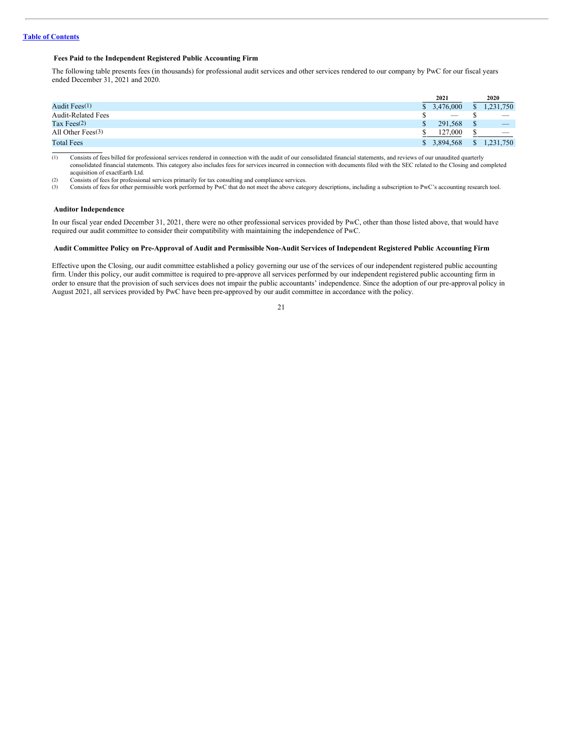### Fees Paid to the Independent Registered Public Accounting Firm

The following table presents fees (in thousands) for professional audit services and other services rendered to our company by PwC for our fiscal years ended December 31, 2021 and 2020.

| | 2021 | 2020 |
|---|---|---|
| Audit Fees(1) | $ 3,476,000 | $ 1,231,750 |
| Audit-Related Fees | $ — | $ — |
| Tax Fees(2) | $ 291,568 | $ — |
| All Other Fees(3) | $ 127,000 | $ — |
| Total Fees | $ 3,894,568 | $ 1,231,750 |

(1) Consists of fees billed for professional services rendered in connection with the audit of our consolidated financial statements, and reviews of our unaudited quarterly consolidated financial statements. This category also includes fees for services incurred in connection with documents filed with the SEC related to the Closing and completed acquisition of exactEarth Ltd.

(2) Consists of fees for professional services primarily for tax consulting and compliance services.

(3) Consists of fees for other permissible work performed by PwC that do not meet the above category descriptions, including a subscription to PwC's accounting research tool.

### Auditor Independence

In our fiscal year ended December 31, 2021, there were no other professional services provided by PwC, other than those listed above, that would have required our audit committee to consider their compatibility with maintaining the independence of PwC.

### Audit Committee Policy on Pre-Approval of Audit and Permissible Non-Audit Services of Independent Registered Public Accounting Firm

Effective upon the Closing, our audit committee established a policy governing our use of the services of our independent registered public accounting firm. Under this policy, our audit committee is required to pre-approve all services performed by our independent registered public accounting firm in order to ensure that the provision of such services does not impair the public accountants' independence. Since the adoption of our pre-approval policy in August 2021, all services provided by PwC have been pre-approved by our audit committee in accordance with the policy.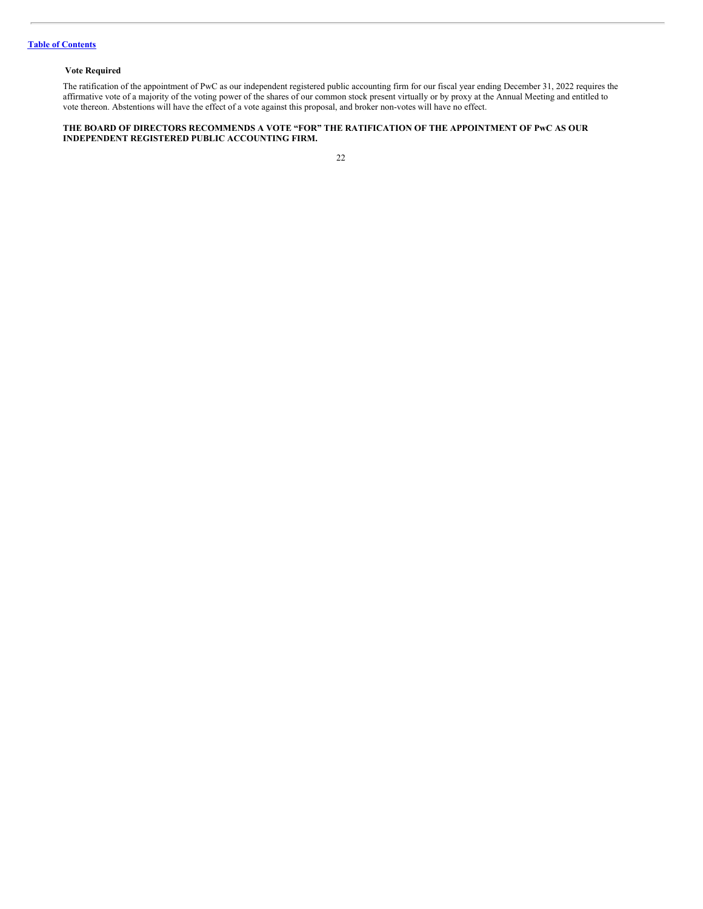### Vote Required

The ratification of the appointment of PwC as our independent registered public accounting firm for our fiscal year ending December 31, 2022 requires the affirmative vote of a majority of the voting power of the shares of our common stock present virtually or by proxy at the Annual Meeting and entitled to vote thereon. Abstentions will have the effect of a vote against this proposal, and broker non-votes will have no effect.

**THE BOARD OF DIRECTORS RECOMMENDS A VOTE "FOR" THE RATIFICATION OF THE APPOINTMENT OF PwC AS OUR INDEPENDENT REGISTERED PUBLIC ACCOUNTING FIRM.**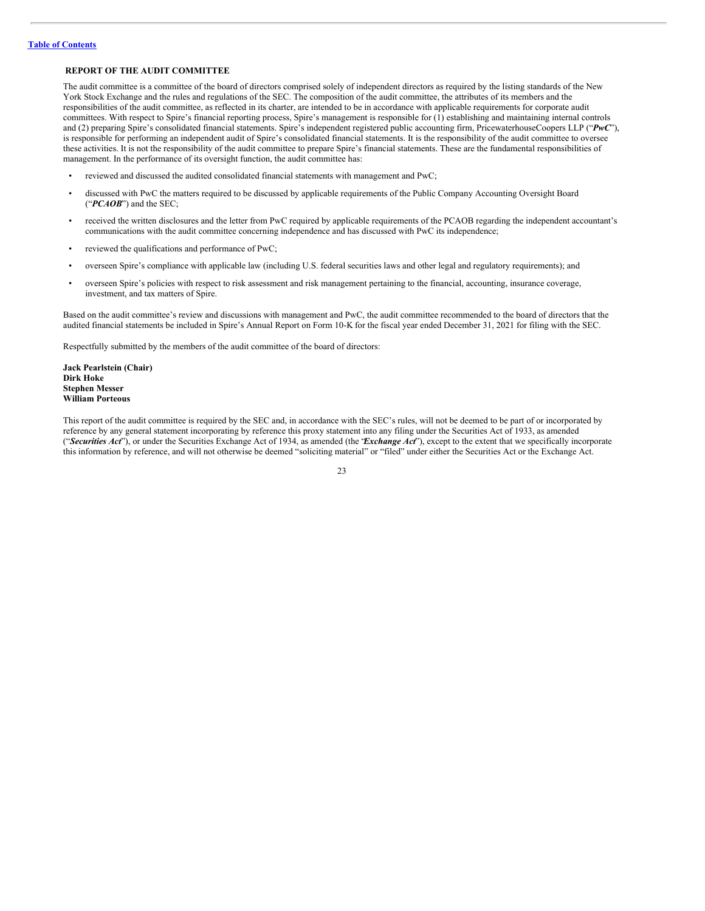[Table of Contents](#)

## REPORT OF THE AUDIT COMMITTEE

The audit committee is a committee of the board of directors comprised solely of independent directors as required by the listing standards of the New York Stock Exchange and the rules and regulations of the SEC. The composition of the audit committee, the attributes of its members and the responsibilities of the audit committee, as reflected in its charter, are intended to be in accordance with applicable requirements for corporate audit committees. With respect to Spire's financial reporting process, Spire's management is responsible for (1) establishing and maintaining internal controls and (2) preparing Spire's consolidated financial statements. Spire's independent registered public accounting firm, PricewaterhouseCoopers LLP ("***PwC***"), is responsible for performing an independent audit of Spire's consolidated financial statements. It is the responsibility of the audit committee to oversee these activities. It is not the responsibility of the audit committee to prepare Spire's financial statements. These are the fundamental responsibilities of management. In the performance of its oversight function, the audit committee has:

- reviewed and discussed the audited consolidated financial statements with management and PwC;
- discussed with PwC the matters required to be discussed by applicable requirements of the Public Company Accounting Oversight Board ("***PCAOB***") and the SEC;
- received the written disclosures and the letter from PwC required by applicable requirements of the PCAOB regarding the independent accountant's communications with the audit committee concerning independence and has discussed with PwC its independence;
- reviewed the qualifications and performance of PwC;
- overseen Spire's compliance with applicable law (including U.S. federal securities laws and other legal and regulatory requirements); and
- overseen Spire's policies with respect to risk assessment and risk management pertaining to the financial, accounting, insurance coverage, investment, and tax matters of Spire.

Based on the audit committee's review and discussions with management and PwC, the audit committee recommended to the board of directors that the audited financial statements be included in Spire's Annual Report on Form 10-K for the fiscal year ended December 31, 2021 for filing with the SEC.

Respectfully submitted by the members of the audit committee of the board of directors:

**Jack Pearlstein (Chair)**
**Dirk Hoke**
**Stephen Messer**
**William Porteous**

This report of the audit committee is required by the SEC and, in accordance with the SEC's rules, will not be deemed to be part of or incorporated by reference by any general statement incorporating by reference this proxy statement into any filing under the Securities Act of 1933, as amended ("***Securities Act***"), or under the Securities Exchange Act of 1934, as amended (the "***Exchange Act***"), except to the extent that we specifically incorporate this information by reference, and will not otherwise be deemed "soliciting material" or "filed" under either the Securities Act or the Exchange Act.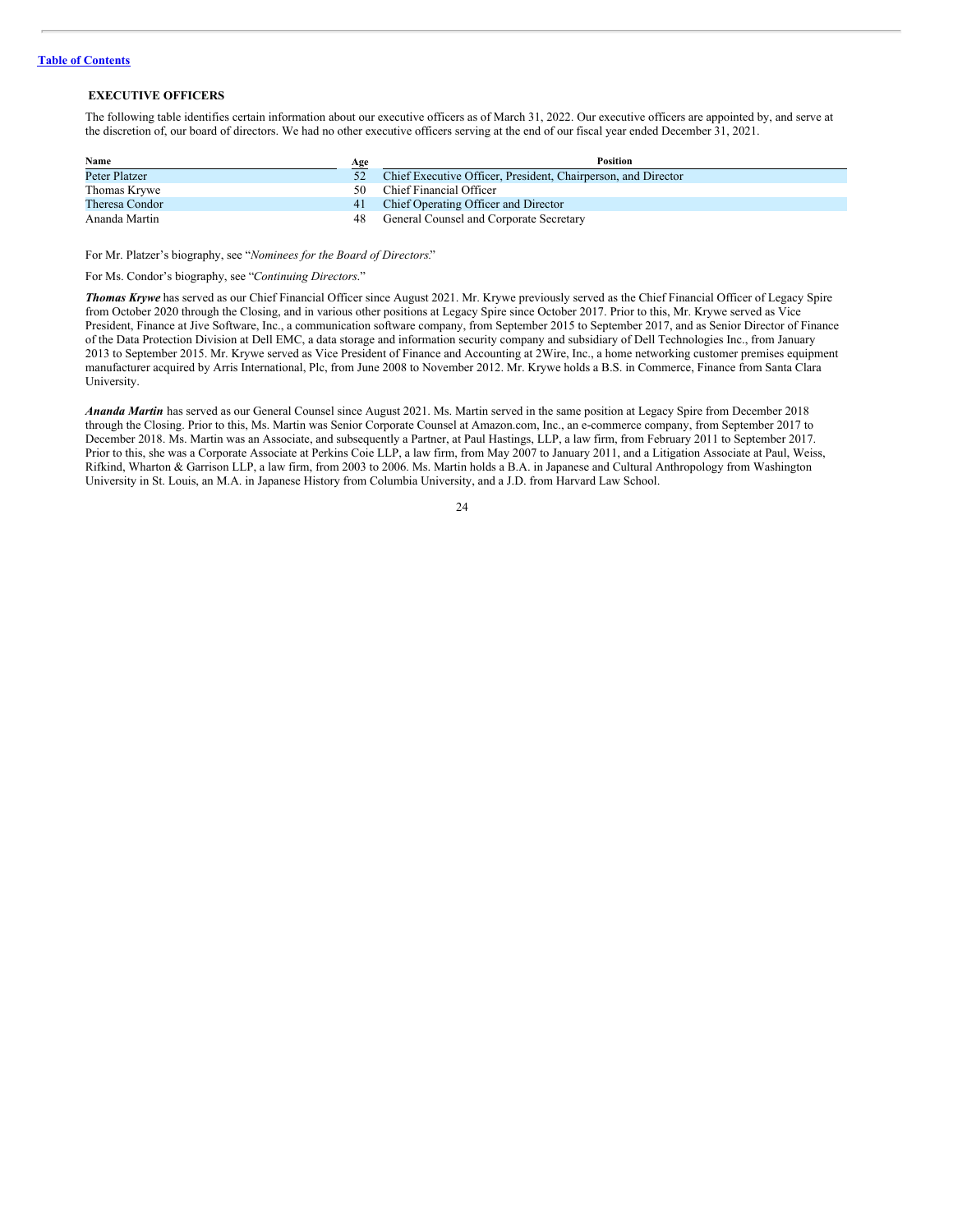## EXECUTIVE OFFICERS

The following table identifies certain information about our executive officers as of March 31, 2022. Our executive officers are appointed by, and serve at the discretion of, our board of directors. We had no other executive officers serving at the end of our fiscal year ended December 31, 2021.

| Name | Age | Position |
|---|---|---|
| Peter Platzer | 52 | Chief Executive Officer, President, Chairperson, and Director |
| Thomas Krywe | 50 | Chief Financial Officer |
| Theresa Condor | 41 | Chief Operating Officer and Director |
| Ananda Martin | 48 | General Counsel and Corporate Secretary |

For Mr. Platzer's biography, see "*Nominees for the Board of Directors*."

For Ms. Condor's biography, see "*Continuing Directors*."

***Thomas Krywe*** has served as our Chief Financial Officer since August 2021. Mr. Krywe previously served as the Chief Financial Officer of Legacy Spire from October 2020 through the Closing, and in various other positions at Legacy Spire since October 2017. Prior to this, Mr. Krywe served as Vice President, Finance at Jive Software, Inc., a communication software company, from September 2015 to September 2017, and as Senior Director of Finance of the Data Protection Division at Dell EMC, a data storage and information security company and subsidiary of Dell Technologies Inc., from January 2013 to September 2015. Mr. Krywe served as Vice President of Finance and Accounting at 2Wire, Inc., a home networking customer premises equipment manufacturer acquired by Arris International, Plc, from June 2008 to November 2012. Mr. Krywe holds a B.S. in Commerce, Finance from Santa Clara University.

***Ananda Martin*** has served as our General Counsel since August 2021. Ms. Martin served in the same position at Legacy Spire from December 2018 through the Closing. Prior to this, Ms. Martin was Senior Corporate Counsel at Amazon.com, Inc., an e-commerce company, from September 2017 to December 2018. Ms. Martin was an Associate, and subsequently a Partner, at Paul Hastings, LLP, a law firm, from February 2011 to September 2017. Prior to this, she was a Corporate Associate at Perkins Coie LLP, a law firm, from May 2007 to January 2011, and a Litigation Associate at Paul, Weiss, Rifkind, Wharton & Garrison LLP, a law firm, from 2003 to 2006. Ms. Martin holds a B.A. in Japanese and Cultural Anthropology from Washington University in St. Louis, an M.A. in Japanese History from Columbia University, and a J.D. from Harvard Law School.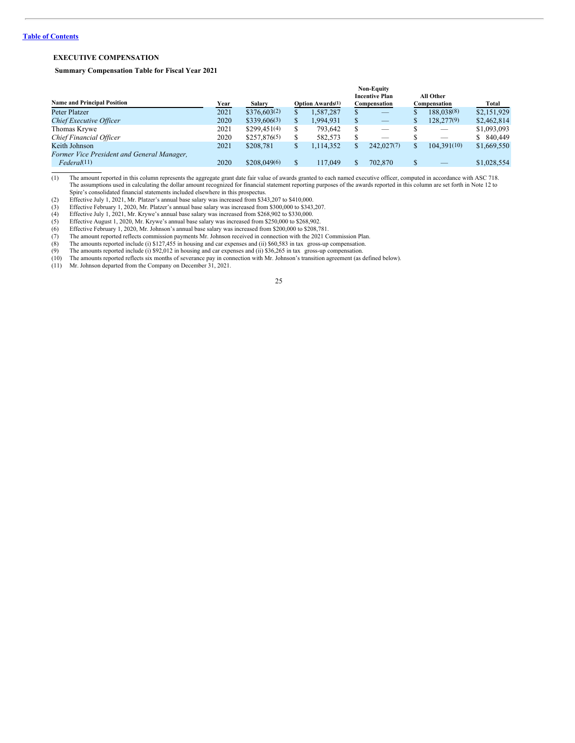[Table of Contents](#)

## EXECUTIVE COMPENSATION

### Summary Compensation Table for Fiscal Year 2021

| Name and Principal Position | Year | Salary | Option Awards[(1)] | Non-Equity Incentive Plan Compensation | All Other Compensation | Total |
|---|---|---|---|---|---|---|
| Peter Platzer | 2021 | $376,603[(2)] | $ 1,587,287 | $ — | $ 188,038[(8)] | $2,151,929 |
| *Chief Executive Officer* | 2020 | $339,606[(3)] | $ 1,994,931 | $ — | $ 128,277[(9)] | $2,462,814 |
| Thomas Krywe | 2021 | $299,451[(4)] | $ 793,642 | $ — | $ — | $1,093,093 |
| *Chief Financial Officer* | 2020 | $257,876[(5)] | $ 582,573 | $ — | $ — | $ 840,449 |
| Keith Johnson | 2021 | $208,781 | $ 1,114,352 | $ 242,027[(7)] | $ 104,391[(10)] | $1,669,550 |
| *Former Vice President and General Manager, Federal*[(11)] | 2020 | $208,049[(6)] | $ 117,049 | $ 702,870 | $ — | $1,028,554 |

(1) The amount reported in this column represents the aggregate grant date fair value of awards granted to each named executive officer, computed in accordance with ASC 718. The assumptions used in calculating the dollar amount recognized for financial statement reporting purposes of the awards reported in this column are set forth in Note 12 to Spire's consolidated financial statements included elsewhere in this prospectus.

(2) Effective July 1, 2021, Mr. Platzer's annual base salary was increased from $343,207 to $410,000.

(3) Effective February 1, 2020, Mr. Platzer's annual base salary was increased from $300,000 to $343,207.

(4) Effective July 1, 2021, Mr. Krywe's annual base salary was increased from $268,902 to $330,000.

(5) Effective August 1, 2020, Mr. Krywe's annual base salary was increased from $250,000 to $268,902.

(6) Effective February 1, 2020, Mr. Johnson's annual base salary was increased from $200,000 to $208,781.

(7) The amount reported reflects commission payments Mr. Johnson received in connection with the 2021 Commission Plan.

(8) The amounts reported include (i) $127,455 in housing and car expenses and (ii) $60,583 in tax gross-up compensation.

(9) The amounts reported include (i) $92,012 in housing and car expenses and (ii) $36,265 in tax gross-up compensation.

(10) The amounts reported reflects six months of severance pay in connection with Mr. Johnson's transition agreement (as defined below).

(11) Mr. Johnson departed from the Company on December 31, 2021.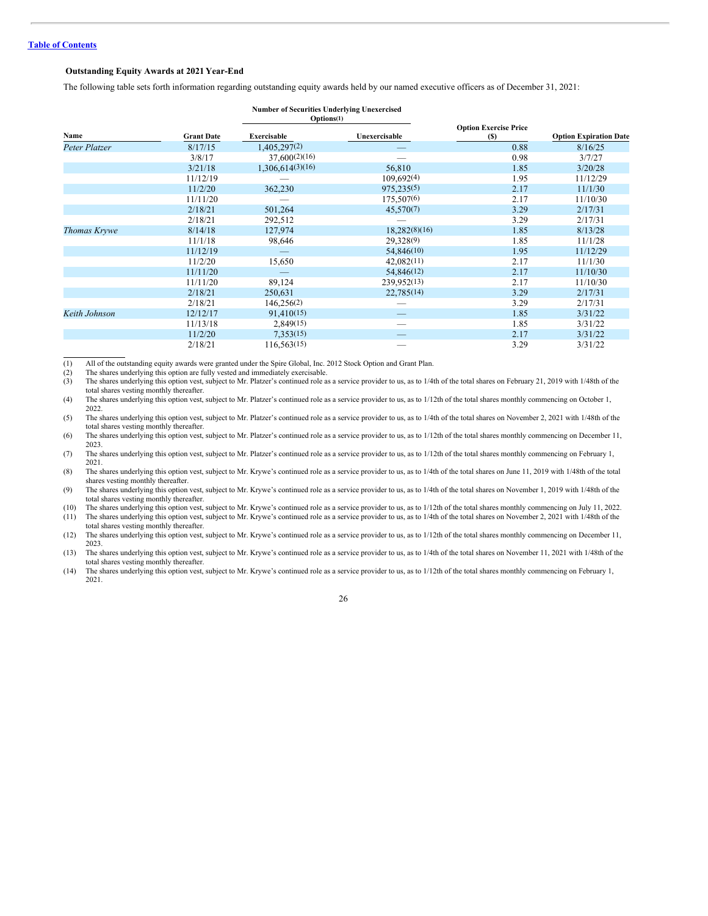[Table of Contents](#)

### Outstanding Equity Awards at 2021 Year-End

The following table sets forth information regarding outstanding equity awards held by our named executive officers as of December 31, 2021:

| Name | Grant Date | Number of Securities Underlying Unexercised Options(1) | | Option Exercise Price ($) | Option Expiration Date |
|---|---|---|---|---|---|
| | | Exercisable | Unexercisable | | |
| *Peter Platzer* | 8/17/15 | 1,405,297(2) | — | 0.88 | 8/16/25 |
| | 3/8/17 | 37,600(2)(16) | — | 0.98 | 3/7/27 |
| | 3/21/18 | 1,306,614(3)(16) | 56,810 | 1.85 | 3/20/28 |
| | 11/12/19 | — | 109,692(4) | 1.95 | 11/12/29 |
| | 11/2/20 | 362,230 | 975,235(5) | 2.17 | 11/1/30 |
| | 11/11/20 | — | 175,507(6) | 2.17 | 11/10/30 |
| | 2/18/21 | 501,264 | 45,570(7) | 3.29 | 2/17/31 |
| | 2/18/21 | 292,512 | — | 3.29 | 2/17/31 |
| *Thomas Krywe* | 8/14/18 | 127,974 | 18,282(8)(16) | 1.85 | 8/13/28 |
| | 11/1/18 | 98,646 | 29,328(9) | 1.85 | 11/1/28 |
| | 11/12/19 | — | 54,846(10) | 1.95 | 11/12/29 |
| | 11/2/20 | 15,650 | 42,082(11) | 2.17 | 11/1/30 |
| | 11/11/20 | — | 54,846(12) | 2.17 | 11/10/30 |
| | 11/11/20 | 89,124 | 239,952(13) | 2.17 | 11/10/30 |
| | 2/18/21 | 250,631 | 22,785(14) | 3.29 | 2/17/31 |
| | 2/18/21 | 146,256(2) | — | 3.29 | 2/17/31 |
| *Keith Johnson* | 12/12/17 | 91,410(15) | — | 1.85 | 3/31/22 |
| | 11/13/18 | 2,849(15) | — | 1.85 | 3/31/22 |
| | 11/2/20 | 7,353(15) | — | 2.17 | 3/31/22 |
| | 2/18/21 | 116,563(15) | — | 3.29 | 3/31/22 |

(1) All of the outstanding equity awards were granted under the Spire Global, Inc. 2012 Stock Option and Grant Plan.

(2) The shares underlying this option are fully vested and immediately exercisable.

(3) The shares underlying this option vest, subject to Mr. Platzer's continued role as a service provider to us, as to 1/4th of the total shares on February 21, 2019 with 1/48th of the total shares vesting monthly thereafter.

(4) The shares underlying this option vest, subject to Mr. Platzer's continued role as a service provider to us, as to 1/12th of the total shares monthly commencing on October 1, 2022.

(5) The shares underlying this option vest, subject to Mr. Platzer's continued role as a service provider to us, as to 1/4th of the total shares on November 2, 2021 with 1/48th of the total shares vesting monthly thereafter.

(6) The shares underlying this option vest, subject to Mr. Platzer's continued role as a service provider to us, as to 1/12th of the total shares monthly commencing on December 11, 2023.

(7) The shares underlying this option vest, subject to Mr. Platzer's continued role as a service provider to us, as to 1/12th of the total shares monthly commencing on February 1, 2021.

(8) The shares underlying this option vest, subject to Mr. Krywe's continued role as a service provider to us, as to 1/4th of the total shares on June 11, 2019 with 1/48th of the total shares vesting monthly thereafter.

(9) The shares underlying this option vest, subject to Mr. Krywe's continued role as a service provider to us, as to 1/4th of the total shares on November 1, 2019 with 1/48th of the total shares vesting monthly thereafter.

(10) The shares underlying this option vest, subject to Mr. Krywe's continued role as a service provider to us, as to 1/12th of the total shares monthly commencing on July 11, 2022.

(11) The shares underlying this option vest, subject to Mr. Krywe's continued role as a service provider to us, as to 1/4th of the total shares on November 2, 2021 with 1/48th of the total shares vesting monthly thereafter.

(12) The shares underlying this option vest, subject to Mr. Krywe's continued role as a service provider to us, as to 1/12th of the total shares monthly commencing on December 11, 2023.

(13) The shares underlying this option vest, subject to Mr. Krywe's continued role as a service provider to us, as to 1/4th of the total shares on November 11, 2021 with 1/48th of the total shares vesting monthly thereafter.

(14) The shares underlying this option vest, subject to Mr. Krywe's continued role as a service provider to us, as to 1/12th of the total shares monthly commencing on February 1, 2021.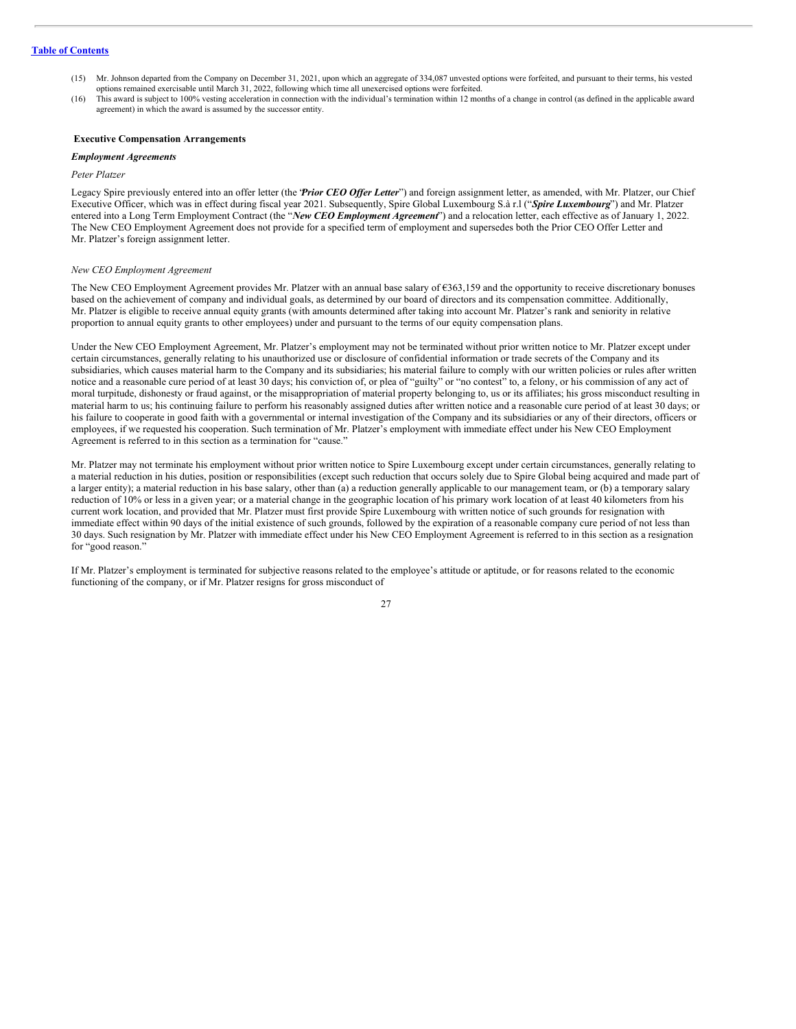(15) Mr. Johnson departed from the Company on December 31, 2021, upon which an aggregate of 334,087 unvested options were forfeited, and pursuant to their terms, his vested options remained exercisable until March 31, 2022, following which time all unexercised options were forfeited.

(16) This award is subject to 100% vesting acceleration in connection with the individual's termination within 12 months of a change in control (as defined in the applicable award agreement) in which the award is assumed by the successor entity.

### Executive Compensation Arrangements

#### *Employment Agreements*

*Peter Platzer*

Legacy Spire previously entered into an offer letter (the "***Prior CEO Offer Letter***") and foreign assignment letter, as amended, with Mr. Platzer, our Chief Executive Officer, which was in effect during fiscal year 2021. Subsequently, Spire Global Luxembourg S.à r.l ("***Spire Luxembourg***") and Mr. Platzer entered into a Long Term Employment Contract (the "***New CEO Employment Agreement***") and a relocation letter, each effective as of January 1, 2022. The New CEO Employment Agreement does not provide for a specified term of employment and supersedes both the Prior CEO Offer Letter and Mr. Platzer's foreign assignment letter.

*New CEO Employment Agreement*

The New CEO Employment Agreement provides Mr. Platzer with an annual base salary of €363,159 and the opportunity to receive discretionary bonuses based on the achievement of company and individual goals, as determined by our board of directors and its compensation committee. Additionally, Mr. Platzer is eligible to receive annual equity grants (with amounts determined after taking into account Mr. Platzer's rank and seniority in relative proportion to annual equity grants to other employees) under and pursuant to the terms of our equity compensation plans.

Under the New CEO Employment Agreement, Mr. Platzer's employment may not be terminated without prior written notice to Mr. Platzer except under certain circumstances, generally relating to his unauthorized use or disclosure of confidential information or trade secrets of the Company and its subsidiaries, which causes material harm to the Company and its subsidiaries; his material failure to comply with our written policies or rules after written notice and a reasonable cure period of at least 30 days; his conviction of, or plea of "guilty" or "no contest" to, a felony, or his commission of any act of moral turpitude, dishonesty or fraud against, or the misappropriation of material property belonging to, us or its affiliates; his gross misconduct resulting in material harm to us; his continuing failure to perform his reasonably assigned duties after written notice and a reasonable cure period of at least 30 days; or his failure to cooperate in good faith with a governmental or internal investigation of the Company and its subsidiaries or any of their directors, officers or employees, if we requested his cooperation. Such termination of Mr. Platzer's employment with immediate effect under his New CEO Employment Agreement is referred to in this section as a termination for "cause."

Mr. Platzer may not terminate his employment without prior written notice to Spire Luxembourg except under certain circumstances, generally relating to a material reduction in his duties, position or responsibilities (except such reduction that occurs solely due to Spire Global being acquired and made part of a larger entity); a material reduction in his base salary, other than (a) a reduction generally applicable to our management team, or (b) a temporary salary reduction of 10% or less in a given year; or a material change in the geographic location of his primary work location of at least 40 kilometers from his current work location, and provided that Mr. Platzer must first provide Spire Luxembourg with written notice of such grounds for resignation with immediate effect within 90 days of the initial existence of such grounds, followed by the expiration of a reasonable company cure period of not less than 30 days. Such resignation by Mr. Platzer with immediate effect under his New CEO Employment Agreement is referred to in this section as a resignation for "good reason."

If Mr. Platzer's employment is terminated for subjective reasons related to the employee's attitude or aptitude, or for reasons related to the economic functioning of the company, or if Mr. Platzer resigns for gross misconduct of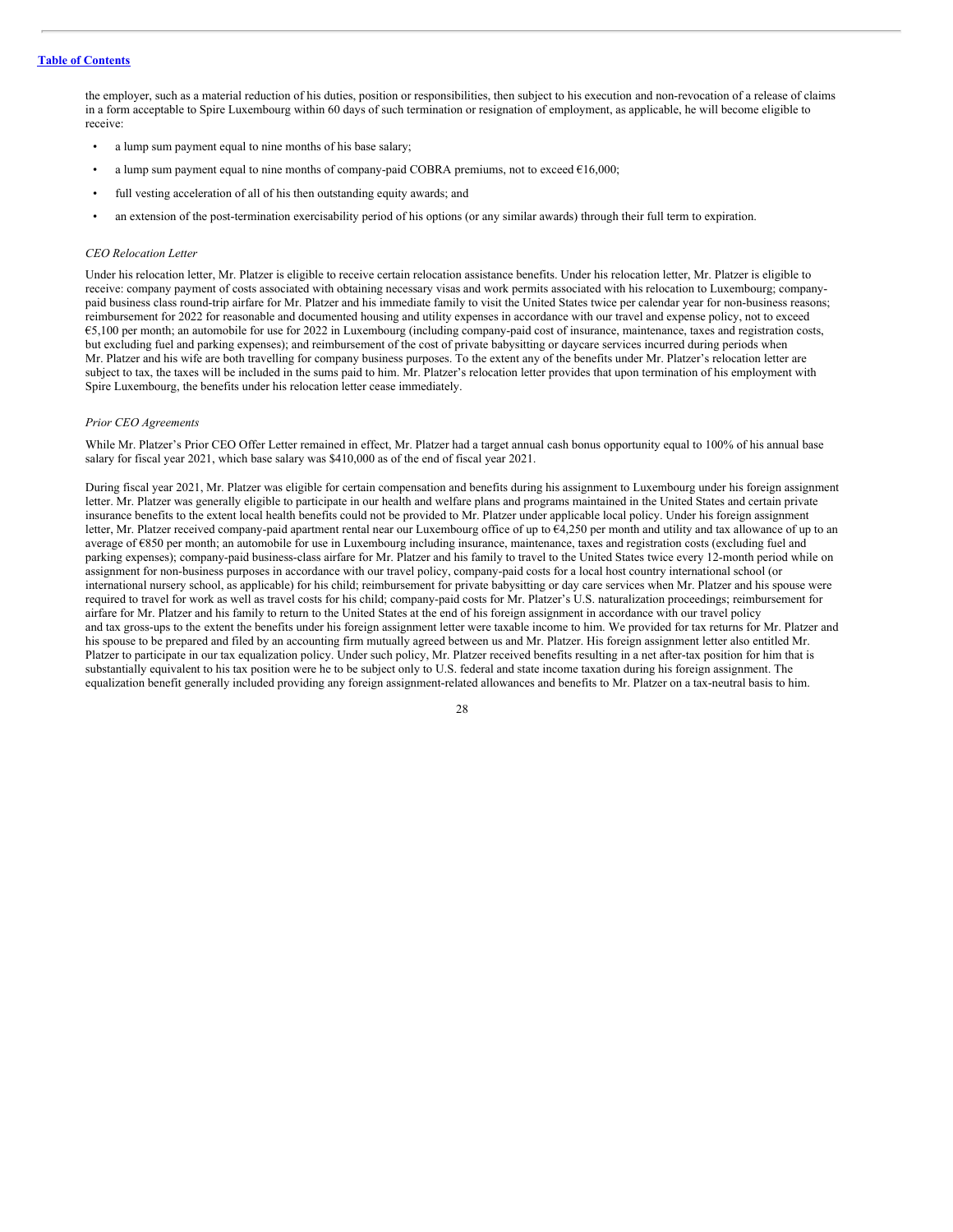the employer, such as a material reduction of his duties, position or responsibilities, then subject to his execution and non-revocation of a release of claims in a form acceptable to Spire Luxembourg within 60 days of such termination or resignation of employment, as applicable, he will become eligible to receive:

- a lump sum payment equal to nine months of his base salary;
- a lump sum payment equal to nine months of company-paid COBRA premiums, not to exceed €16,000;
- full vesting acceleration of all of his then outstanding equity awards; and
- an extension of the post-termination exercisability period of his options (or any similar awards) through their full term to expiration.

*CEO Relocation Letter*

Under his relocation letter, Mr. Platzer is eligible to receive certain relocation assistance benefits. Under his relocation letter, Mr. Platzer is eligible to receive: company payment of costs associated with obtaining necessary visas and work permits associated with his relocation to Luxembourg; company-paid business class round-trip airfare for Mr. Platzer and his immediate family to visit the United States twice per calendar year for non-business reasons; reimbursement for 2022 for reasonable and documented housing and utility expenses in accordance with our travel and expense policy, not to exceed €5,100 per month; an automobile for use for 2022 in Luxembourg (including company-paid cost of insurance, maintenance, taxes and registration costs, but excluding fuel and parking expenses); and reimbursement of the cost of private babysitting or daycare services incurred during periods when Mr. Platzer and his wife are both travelling for company business purposes. To the extent any of the benefits under Mr. Platzer's relocation letter are subject to tax, the taxes will be included in the sums paid to him. Mr. Platzer's relocation letter provides that upon termination of his employment with Spire Luxembourg, the benefits under his relocation letter cease immediately.

*Prior CEO Agreements*

While Mr. Platzer's Prior CEO Offer Letter remained in effect, Mr. Platzer had a target annual cash bonus opportunity equal to 100% of his annual base salary for fiscal year 2021, which base salary was $410,000 as of the end of fiscal year 2021.

During fiscal year 2021, Mr. Platzer was eligible for certain compensation and benefits during his assignment to Luxembourg under his foreign assignment letter. Mr. Platzer was generally eligible to participate in our health and welfare plans and programs maintained in the United States and certain private insurance benefits to the extent local health benefits could not be provided to Mr. Platzer under applicable local policy. Under his foreign assignment letter, Mr. Platzer received company-paid apartment rental near our Luxembourg office of up to €4,250 per month and utility and tax allowance of up to an average of €850 per month; an automobile for use in Luxembourg including insurance, maintenance, taxes and registration costs (excluding fuel and parking expenses); company-paid business-class airfare for Mr. Platzer and his family to travel to the United States twice every 12-month period while on assignment for non-business purposes in accordance with our travel policy, company-paid costs for a local host country international school (or international nursery school, as applicable) for his child; reimbursement for private babysitting or day care services when Mr. Platzer and his spouse were required to travel for work as well as travel costs for his child; company-paid costs for Mr. Platzer's U.S. naturalization proceedings; reimbursement for airfare for Mr. Platzer and his family to return to the United States at the end of his foreign assignment in accordance with our travel policy and tax gross-ups to the extent the benefits under his foreign assignment letter were taxable income to him. We provided for tax returns for Mr. Platzer and his spouse to be prepared and filed by an accounting firm mutually agreed between us and Mr. Platzer. His foreign assignment letter also entitled Mr. Platzer to participate in our tax equalization policy. Under such policy, Mr. Platzer received benefits resulting in a net after-tax position for him that is substantially equivalent to his tax position were he to be subject only to U.S. federal and state income taxation during his foreign assignment. The equalization benefit generally included providing any foreign assignment-related allowances and benefits to Mr. Platzer on a tax-neutral basis to him.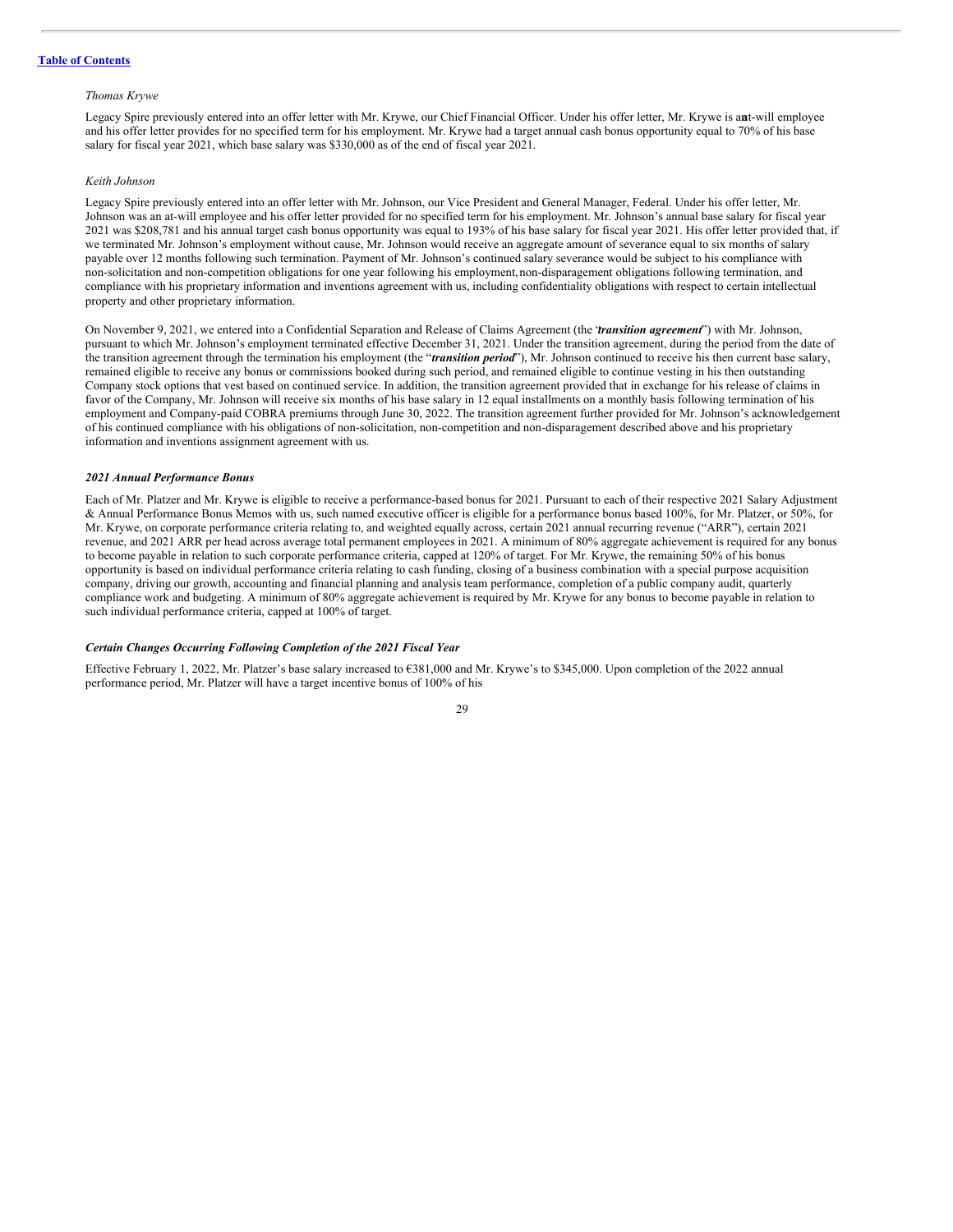*Thomas Krywe*

Legacy Spire previously entered into an offer letter with Mr. Krywe, our Chief Financial Officer. Under his offer letter, Mr. Krywe is an at-will employee and his offer letter provides for no specified term for his employment. Mr. Krywe had a target annual cash bonus opportunity equal to 70% of his base salary for fiscal year 2021, which base salary was $330,000 as of the end of fiscal year 2021.

*Keith Johnson*

Legacy Spire previously entered into an offer letter with Mr. Johnson, our Vice President and General Manager, Federal. Under his offer letter, Mr. Johnson was an at-will employee and his offer letter provided for no specified term for his employment. Mr. Johnson's annual base salary for fiscal year 2021 was $208,781 and his annual target cash bonus opportunity was equal to 193% of his base salary for fiscal year 2021. His offer letter provided that, if we terminated Mr. Johnson's employment without cause, Mr. Johnson would receive an aggregate amount of severance equal to six months of salary payable over 12 months following such termination. Payment of Mr. Johnson's continued salary severance would be subject to his compliance with non-solicitation and non-competition obligations for one year following his employment, non-disparagement obligations following termination, and compliance with his proprietary information and inventions agreement with us, including confidentiality obligations with respect to certain intellectual property and other proprietary information.

On November 9, 2021, we entered into a Confidential Separation and Release of Claims Agreement (the "***transition agreement***") with Mr. Johnson, pursuant to which Mr. Johnson's employment terminated effective December 31, 2021. Under the transition agreement, during the period from the date of the transition agreement through the termination his employment (the "***transition period***"), Mr. Johnson continued to receive his then current base salary, remained eligible to receive any bonus or commissions booked during such period, and remained eligible to continue vesting in his then outstanding Company stock options that vest based on continued service. In addition, the transition agreement provided that in exchange for his release of claims in favor of the Company, Mr. Johnson will receive six months of his base salary in 12 equal installments on a monthly basis following termination of his employment and Company-paid COBRA premiums through June 30, 2022. The transition agreement further provided for Mr. Johnson's acknowledgement of his continued compliance with his obligations of non-solicitation, non-competition and non-disparagement described above and his proprietary information and inventions assignment agreement with us.

***2021 Annual Performance Bonus***

Each of Mr. Platzer and Mr. Krywe is eligible to receive a performance-based bonus for 2021. Pursuant to each of their respective 2021 Salary Adjustment & Annual Performance Bonus Memos with us, such named executive officer is eligible for a performance bonus based 100%, for Mr. Platzer, or 50%, for Mr. Krywe, on corporate performance criteria relating to, and weighted equally across, certain 2021 annual recurring revenue ("ARR"), certain 2021 revenue, and 2021 ARR per head across average total permanent employees in 2021. A minimum of 80% aggregate achievement is required for any bonus to become payable in relation to such corporate performance criteria, capped at 120% of target. For Mr. Krywe, the remaining 50% of his bonus opportunity is based on individual performance criteria relating to cash funding, closing of a business combination with a special purpose acquisition company, driving our growth, accounting and financial planning and analysis team performance, completion of a public company audit, quarterly compliance work and budgeting. A minimum of 80% aggregate achievement is required by Mr. Krywe for any bonus to become payable in relation to such individual performance criteria, capped at 100% of target.

***Certain Changes Occurring Following Completion of the 2021 Fiscal Year***

Effective February 1, 2022, Mr. Platzer's base salary increased to €381,000 and Mr. Krywe's to $345,000. Upon completion of the 2022 annual performance period, Mr. Platzer will have a target incentive bonus of 100% of his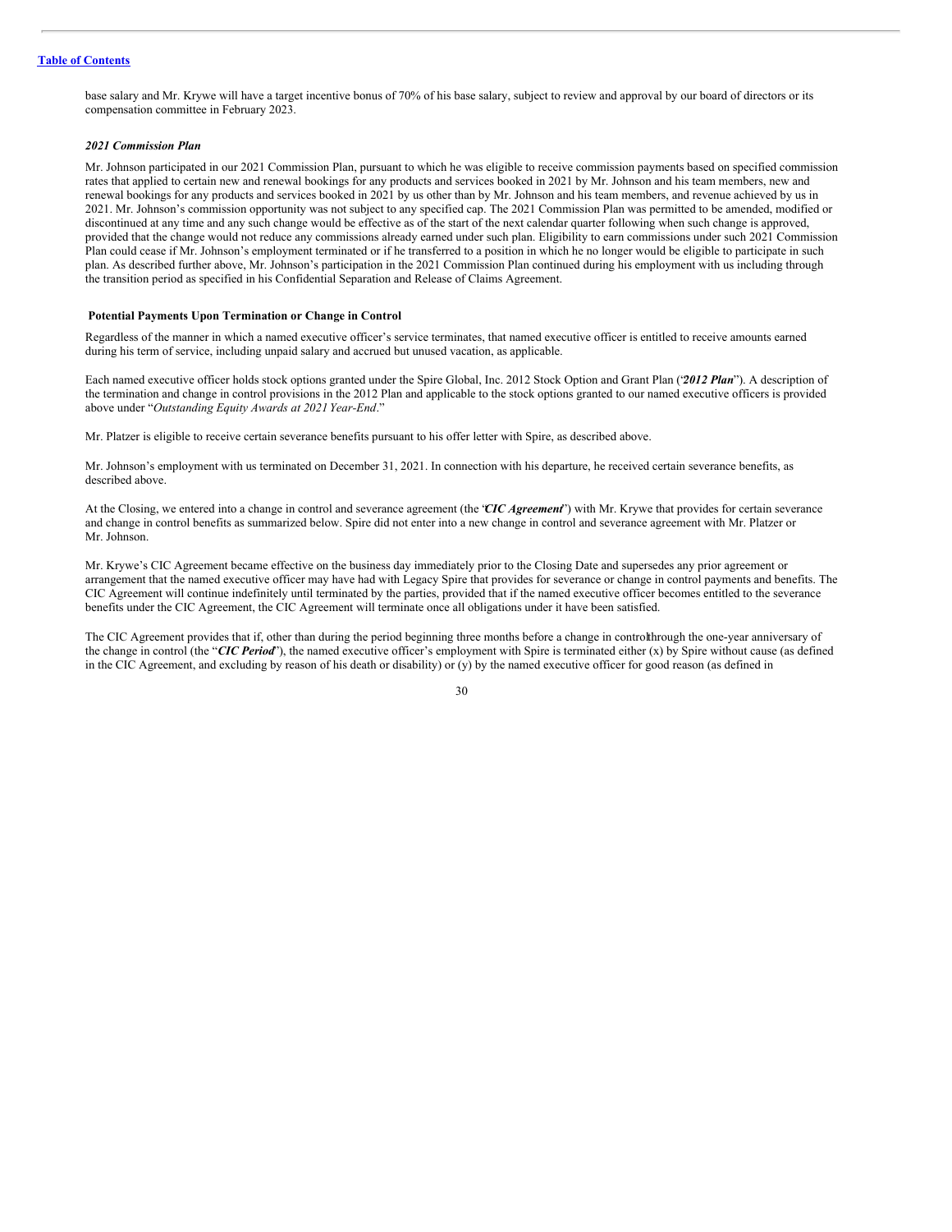base salary and Mr. Krywe will have a target incentive bonus of 70% of his base salary, subject to review and approval by our board of directors or its compensation committee in February 2023.

***2021 Commission Plan***

Mr. Johnson participated in our 2021 Commission Plan, pursuant to which he was eligible to receive commission payments based on specified commission rates that applied to certain new and renewal bookings for any products and services booked in 2021 by Mr. Johnson and his team members, new and renewal bookings for any products and services booked in 2021 by us other than by Mr. Johnson and his team members, and revenue achieved by us in 2021. Mr. Johnson's commission opportunity was not subject to any specified cap. The 2021 Commission Plan was permitted to be amended, modified or discontinued at any time and any such change would be effective as of the start of the next calendar quarter following when such change is approved, provided that the change would not reduce any commissions already earned under such plan. Eligibility to earn commissions under such 2021 Commission Plan could cease if Mr. Johnson's employment terminated or if he transferred to a position in which he no longer would be eligible to participate in such plan. As described further above, Mr. Johnson's participation in the 2021 Commission Plan continued during his employment with us including through the transition period as specified in his Confidential Separation and Release of Claims Agreement.

**Potential Payments Upon Termination or Change in Control**

Regardless of the manner in which a named executive officer's service terminates, that named executive officer is entitled to receive amounts earned during his term of service, including unpaid salary and accrued but unused vacation, as applicable.

Each named executive officer holds stock options granted under the Spire Global, Inc. 2012 Stock Option and Grant Plan ("***2012 Plan***"). A description of the termination and change in control provisions in the 2012 Plan and applicable to the stock options granted to our named executive officers is provided above under "*Outstanding Equity Awards at 2021 Year-End*."

Mr. Platzer is eligible to receive certain severance benefits pursuant to his offer letter with Spire, as described above.

Mr. Johnson's employment with us terminated on December 31, 2021. In connection with his departure, he received certain severance benefits, as described above.

At the Closing, we entered into a change in control and severance agreement (the "***CIC Agreement***") with Mr. Krywe that provides for certain severance and change in control benefits as summarized below. Spire did not enter into a new change in control and severance agreement with Mr. Platzer or Mr. Johnson.

Mr. Krywe's CIC Agreement became effective on the business day immediately prior to the Closing Date and supersedes any prior agreement or arrangement that the named executive officer may have had with Legacy Spire that provides for severance or change in control payments and benefits. The CIC Agreement will continue indefinitely until terminated by the parties, provided that if the named executive officer becomes entitled to the severance benefits under the CIC Agreement, the CIC Agreement will terminate once all obligations under it have been satisfied.

The CIC Agreement provides that if, other than during the period beginning three months before a change in control through the one-year anniversary of the change in control (the "***CIC Period***"), the named executive officer's employment with Spire is terminated either (x) by Spire without cause (as defined in the CIC Agreement, and excluding by reason of his death or disability) or (y) by the named executive officer for good reason (as defined in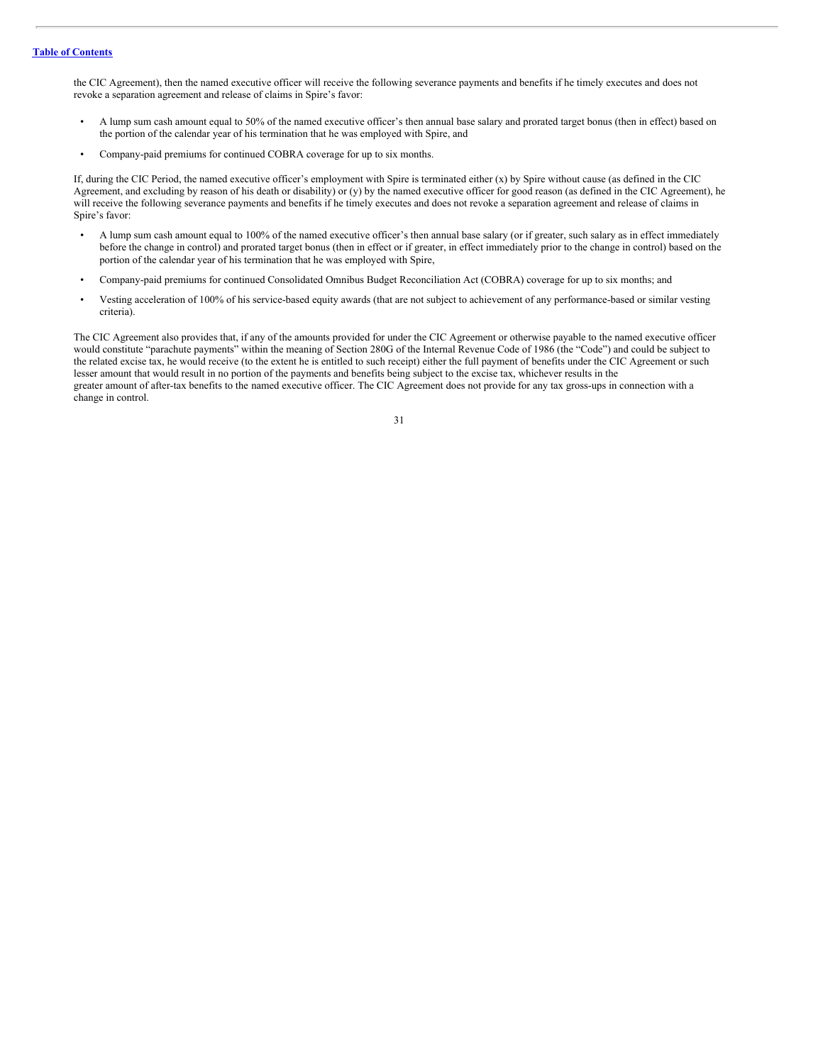the CIC Agreement), then the named executive officer will receive the following severance payments and benefits if he timely executes and does not revoke a separation agreement and release of claims in Spire's favor:

- A lump sum cash amount equal to 50% of the named executive officer's then annual base salary and prorated target bonus (then in effect) based on the portion of the calendar year of his termination that he was employed with Spire, and
- Company-paid premiums for continued COBRA coverage for up to six months.

If, during the CIC Period, the named executive officer's employment with Spire is terminated either (x) by Spire without cause (as defined in the CIC Agreement, and excluding by reason of his death or disability) or (y) by the named executive officer for good reason (as defined in the CIC Agreement), he will receive the following severance payments and benefits if he timely executes and does not revoke a separation agreement and release of claims in Spire's favor:

- A lump sum cash amount equal to 100% of the named executive officer's then annual base salary (or if greater, such salary as in effect immediately before the change in control) and prorated target bonus (then in effect or if greater, in effect immediately prior to the change in control) based on the portion of the calendar year of his termination that he was employed with Spire,
- Company-paid premiums for continued Consolidated Omnibus Budget Reconciliation Act (COBRA) coverage for up to six months; and
- Vesting acceleration of 100% of his service-based equity awards (that are not subject to achievement of any performance-based or similar vesting criteria).

The CIC Agreement also provides that, if any of the amounts provided for under the CIC Agreement or otherwise payable to the named executive officer would constitute "parachute payments" within the meaning of Section 280G of the Internal Revenue Code of 1986 (the "Code") and could be subject to the related excise tax, he would receive (to the extent he is entitled to such receipt) either the full payment of benefits under the CIC Agreement or such lesser amount that would result in no portion of the payments and benefits being subject to the excise tax, whichever results in the greater amount of after-tax benefits to the named executive officer. The CIC Agreement does not provide for any tax gross-ups in connection with a change in control.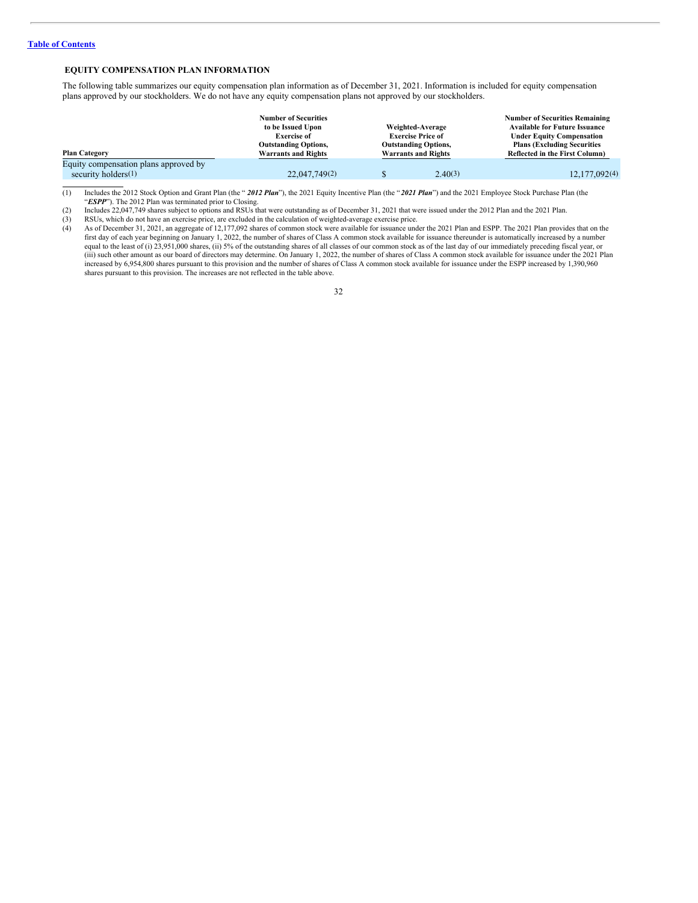### EQUITY COMPENSATION PLAN INFORMATION

The following table summarizes our equity compensation plan information as of December 31, 2021. Information is included for equity compensation plans approved by our stockholders. We do not have any equity compensation plans not approved by our stockholders.

| Plan Category | Number of Securities to be Issued Upon Exercise of Outstanding Options, Warrants and Rights | Weighted-Average Exercise Price of Outstanding Options, Warrants and Rights | Number of Securities Remaining Available for Future Issuance Under Equity Compensation Plans (Excluding Securities Reflected in the First Column) |
|---|---|---|---|
| Equity compensation plans approved by security holders(1) | 22,047,749(2) | $ 2.40(3) | 12,177,092(4) |

(1) Includes the 2012 Stock Option and Grant Plan (the "***2012 Plan***"), the 2021 Equity Incentive Plan (the "***2021 Plan***") and the 2021 Employee Stock Purchase Plan (the "***ESPP***"). The 2012 Plan was terminated prior to Closing.

(2) Includes 22,047,749 shares subject to options and RSUs that were outstanding as of December 31, 2021 that were issued under the 2012 Plan and the 2021 Plan.

(3) RSUs, which do not have an exercise price, are excluded in the calculation of weighted-average exercise price.

(4) As of December 31, 2021, an aggregate of 12,177,092 shares of common stock were available for issuance under the 2021 Plan and ESPP. The 2021 Plan provides that on the first day of each year beginning on January 1, 2022, the number of shares of Class A common stock available for issuance thereunder is automatically increased by a number equal to the least of (i) 23,951,000 shares, (ii) 5% of the outstanding shares of all classes of our common stock as of the last day of our immediately preceding fiscal year, or (iii) such other amount as our board of directors may determine. On January 1, 2022, the number of shares of Class A common stock available for issuance under the 2021 Plan increased by 6,954,800 shares pursuant to this provision and the number of shares of Class A common stock available for issuance under the ESPP increased by 1,390,960 shares pursuant to this provision. The increases are not reflected in the table above.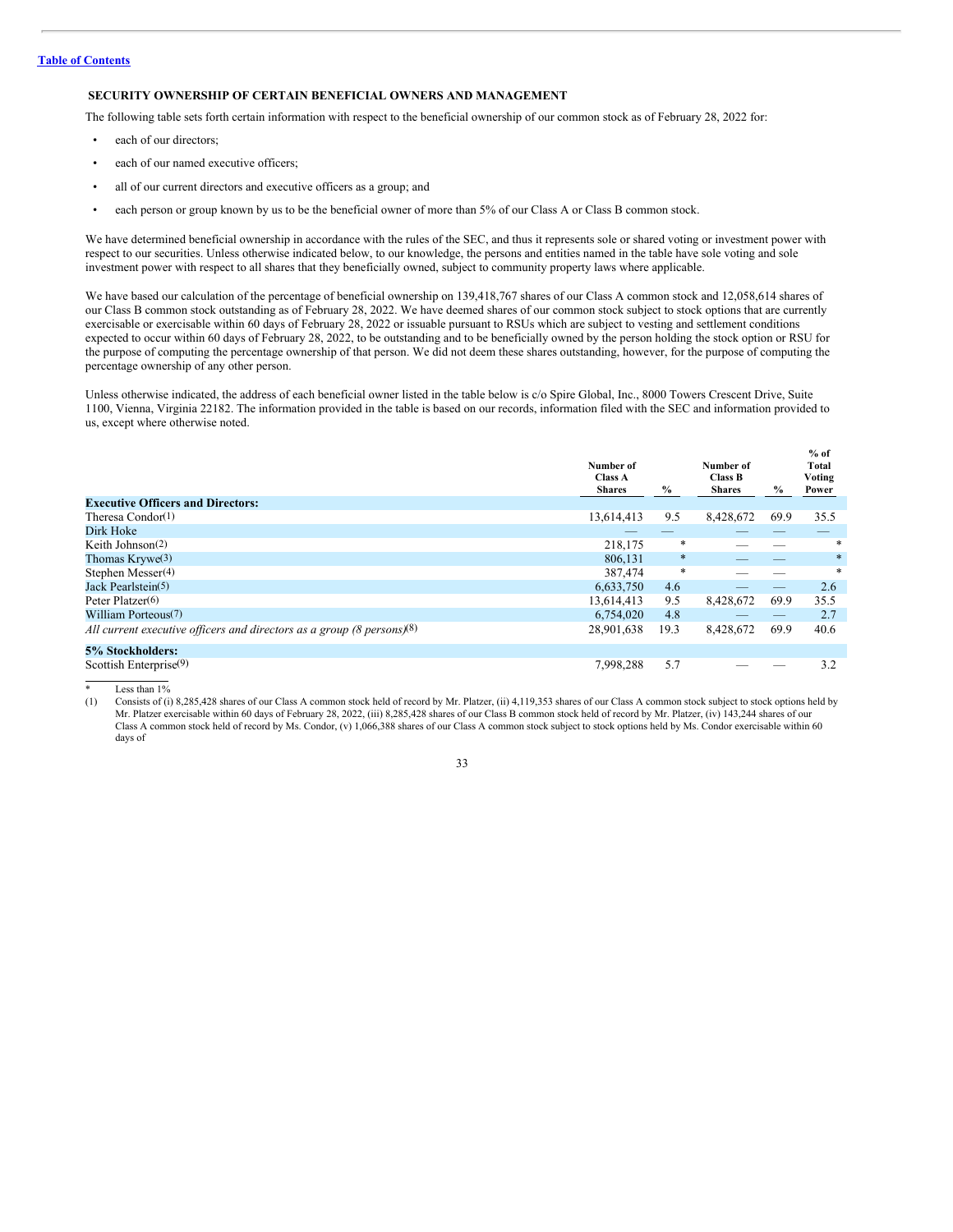### SECURITY OWNERSHIP OF CERTAIN BENEFICIAL OWNERS AND MANAGEMENT

The following table sets forth certain information with respect to the beneficial ownership of our common stock as of February 28, 2022 for:

- each of our directors;
- each of our named executive officers;
- all of our current directors and executive officers as a group; and
- each person or group known by us to be the beneficial owner of more than 5% of our Class A or Class B common stock.

We have determined beneficial ownership in accordance with the rules of the SEC, and thus it represents sole or shared voting or investment power with respect to our securities. Unless otherwise indicated below, to our knowledge, the persons and entities named in the table have sole voting and sole investment power with respect to all shares that they beneficially owned, subject to community property laws where applicable.

We have based our calculation of the percentage of beneficial ownership on 139,418,767 shares of our Class A common stock and 12,058,614 shares of our Class B common stock outstanding as of February 28, 2022. We have deemed shares of our common stock subject to stock options that are currently exercisable or exercisable within 60 days of February 28, 2022 or issuable pursuant to RSUs which are subject to vesting and settlement conditions expected to occur within 60 days of February 28, 2022, to be outstanding and to be beneficially owned by the person holding the stock option or RSU for the purpose of computing the percentage ownership of that person. We did not deem these shares outstanding, however, for the purpose of computing the percentage ownership of any other person.

Unless otherwise indicated, the address of each beneficial owner listed in the table below is c/o Spire Global, Inc., 8000 Towers Crescent Drive, Suite 1100, Vienna, Virginia 22182. The information provided in the table is based on our records, information filed with the SEC and information provided to us, except where otherwise noted.

| | Number of Class A Shares | % | Number of Class B Shares | % | % of Total Voting Power |
|---|---|---|---|---|---|
| **Executive Officers and Directors:** | | | | | |
| Theresa Condor(1) | 13,614,413 | 9.5 | 8,428,672 | 69.9 | 35.5 |
| Dirk Hoke | — | — | — | — | — |
| Keith Johnson(2) | 218,175 | * | — | — | * |
| Thomas Krywe(3) | 806,131 | * | — | — | * |
| Stephen Messer(4) | 387,474 | * | — | — | * |
| Jack Pearlstein(5) | 6,633,750 | 4.6 | — | — | 2.6 |
| Peter Platzer(6) | 13,614,413 | 9.5 | 8,428,672 | 69.9 | 35.5 |
| William Porteous(7) | 6,754,020 | 4.8 | — | — | 2.7 |
| *All current executive officers and directors as a group (8 persons)(8)* | 28,901,638 | 19.3 | 8,428,672 | 69.9 | 40.6 |
| **5% Stockholders:** | | | | | |
| Scottish Enterprise(9) | 7,998,288 | 5.7 | — | — | 3.2 |

\* Less than 1%

(1) Consists of (i) 8,285,428 shares of our Class A common stock held of record by Mr. Platzer, (ii) 4,119,353 shares of our Class A common stock subject to stock options held by Mr. Platzer exercisable within 60 days of February 28, 2022, (iii) 8,285,428 shares of our Class B common stock held of record by Mr. Platzer, (iv) 143,244 shares of our Class A common stock held of record by Ms. Condor, (v) 1,066,388 shares of our Class A common stock subject to stock options held by Ms. Condor exercisable within 60 days of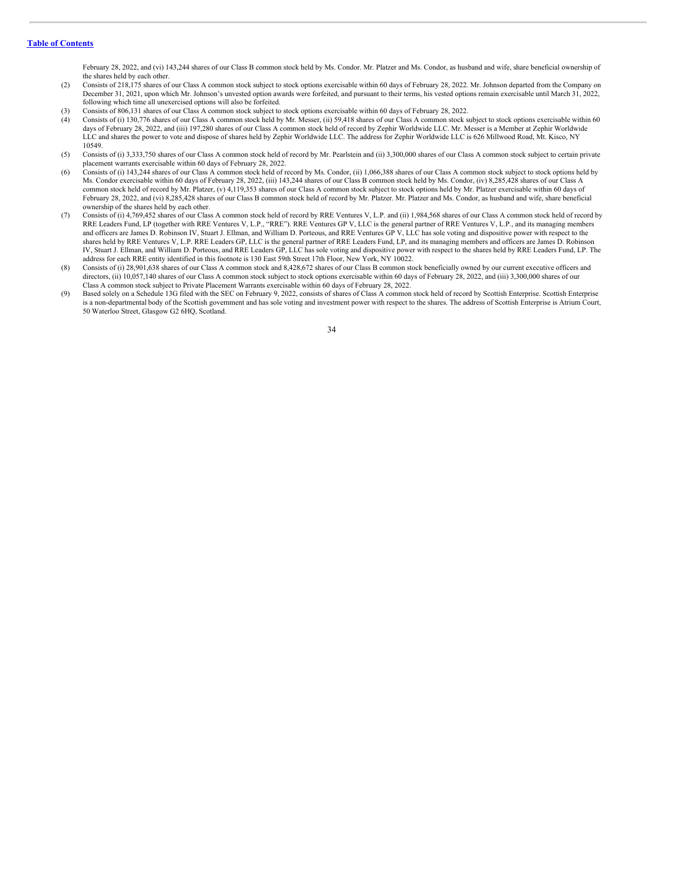February 28, 2022, and (vi) 143,244 shares of our Class B common stock held by Ms. Condor. Mr. Platzer and Ms. Condor, as husband and wife, share beneficial ownership of the shares held by each other.

(2) Consists of 218,175 shares of our Class A common stock subject to stock options exercisable within 60 days of February 28, 2022. Mr. Johnson departed from the Company on December 31, 2021, upon which Mr. Johnson's unvested option awards were forfeited, and pursuant to their terms, his vested options remain exercisable until March 31, 2022, following which time all unexercised options will also be forfeited.

(3) Consists of 806,131 shares of our Class A common stock subject to stock options exercisable within 60 days of February 28, 2022.

(4) Consists of (i) 130,776 shares of our Class A common stock held by Mr. Messer, (ii) 59,418 shares of our Class A common stock subject to stock options exercisable within 60 days of February 28, 2022, and (iii) 197,280 shares of our Class A common stock held of record by Zephir Worldwide LLC. Mr. Messer is a Member at Zephir Worldwide LLC and shares the power to vote and dispose of shares held by Zephir Worldwide LLC. The address for Zephir Worldwide LLC is 626 Millwood Road, Mt. Kisco, NY 10549.

(5) Consists of (i) 3,333,750 shares of our Class A common stock held of record by Mr. Pearlstein and (ii) 3,300,000 shares of our Class A common stock subject to certain private placement warrants exercisable within 60 days of February 28, 2022.

(6) Consists of (i) 143,244 shares of our Class A common stock held of record by Ms. Condor, (ii) 1,066,388 shares of our Class A common stock subject to stock options held by Ms. Condor exercisable within 60 days of February 28, 2022, (iii) 143,244 shares of our Class B common stock held by Ms. Condor, (iv) 8,285,428 shares of our Class A common stock held of record by Mr. Platzer, (v) 4,119,353 shares of our Class A common stock subject to stock options held by Mr. Platzer exercisable within 60 days of February 28, 2022, and (vi) 8,285,428 shares of our Class B common stock held of record by Mr. Platzer. Mr. Platzer and Ms. Condor, as husband and wife, share beneficial ownership of the shares held by each other.

(7) Consists of (i) 4,769,452 shares of our Class A common stock held of record by RRE Ventures V, L.P. and (ii) 1,984,568 shares of our Class A common stock held of record by RRE Leaders Fund, LP (together with RRE Ventures V, L.P., "RRE"). RRE Ventures GP V, LLC is the general partner of RRE Ventures V, L.P., and its managing members and officers are James D. Robinson IV, Stuart J. Ellman, and William D. Porteous, and RRE Ventures GP V, LLC has sole voting and dispositive power with respect to the shares held by RRE Ventures V, L.P. RRE Leaders GP, LLC is the general partner of RRE Leaders Fund, LP, and its managing members and officers are James D. Robinson IV, Stuart J. Ellman, and William D. Porteous, and RRE Leaders GP, LLC has sole voting and dispositive power with respect to the shares held by RRE Leaders Fund, LP. The address for each RRE entity identified in this footnote is 130 East 59th Street 17th Floor, New York, NY 10022.

(8) Consists of (i) 28,901,638 shares of our Class A common stock and 8,428,672 shares of our Class B common stock beneficially owned by our current executive officers and directors, (ii) 10,057,140 shares of our Class A common stock subject to stock options exercisable within 60 days of February 28, 2022, and (iii) 3,300,000 shares of our Class A common stock subject to Private Placement Warrants exercisable within 60 days of February 28, 2022.

(9) Based solely on a Schedule 13G filed with the SEC on February 9, 2022, consists of shares of Class A common stock held of record by Scottish Enterprise. Scottish Enterprise is a non-departmental body of the Scottish government and has sole voting and investment power with respect to the shares. The address of Scottish Enterprise is Atrium Court, 50 Waterloo Street, Glasgow G2 6HQ, Scotland.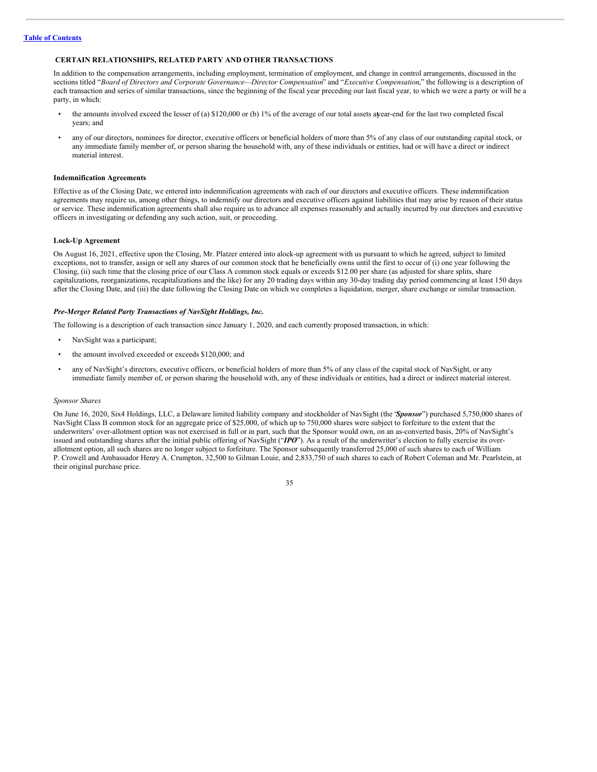**Table of Contents**

## CERTAIN RELATIONSHIPS, RELATED PARTY AND OTHER TRANSACTIONS

In addition to the compensation arrangements, including employment, termination of employment, and change in control arrangements, discussed in the sections titled "*Board of Directors and Corporate Governance—Director Compensation*" and "*Executive Compensation*," the following is a description of each transaction and series of similar transactions, since the beginning of the fiscal year preceding our last fiscal year, to which we were a party or will be a party, in which:

- the amounts involved exceed the lesser of (a) $120,000 or (b) 1% of the average of our total assets at year-end for the last two completed fiscal years; and
- any of our directors, nominees for director, executive officers or beneficial holders of more than 5% of any class of our outstanding capital stock, or any immediate family member of, or person sharing the household with, any of these individuals or entities, had or will have a direct or indirect material interest.

### Indemnification Agreements

Effective as of the Closing Date, we entered into indemnification agreements with each of our directors and executive officers. These indemnification agreements may require us, among other things, to indemnify our directors and executive officers against liabilities that may arise by reason of their status or service. These indemnification agreements shall also require us to advance all expenses reasonably and actually incurred by our directors and executive officers in investigating or defending any such action, suit, or proceeding.

### Lock-Up Agreement

On August 16, 2021, effective upon the Closing, Mr. Platzer entered into a lock-up agreement with us pursuant to which he agreed, subject to limited exceptions, not to transfer, assign or sell any shares of our common stock that he beneficially owns until the first to occur of (i) one year following the Closing, (ii) such time that the closing price of our Class A common stock equals or exceeds $12.00 per share (as adjusted for share splits, share capitalizations, reorganizations, recapitalizations and the like) for any 20 trading days within any 30-day trading day period commencing at least 150 days after the Closing Date, and (iii) the date following the Closing Date on which we completes a liquidation, merger, share exchange or similar transaction.

### *Pre-Merger Related Party Transactions of NavSight Holdings, Inc.*

The following is a description of each transaction since January 1, 2020, and each currently proposed transaction, in which:

- NavSight was a participant;
- the amount involved exceeded or exceeds $120,000; and
- any of NavSight's directors, executive officers, or beneficial holders of more than 5% of any class of the capital stock of NavSight, or any immediate family member of, or person sharing the household with, any of these individuals or entities, had a direct or indirect material interest.

*Sponsor Shares*

On June 16, 2020, Six4 Holdings, LLC, a Delaware limited liability company and stockholder of NavSight (the "***Sponsor***") purchased 5,750,000 shares of NavSight Class B common stock for an aggregate price of $25,000, of which up to 750,000 shares were subject to forfeiture to the extent that the underwriters' over-allotment option was not exercised in full or in part, such that the Sponsor would own, on an as-converted basis, 20% of NavSight's issued and outstanding shares after the initial public offering of NavSight ("***IPO***"). As a result of the underwriter's election to fully exercise its over-allotment option, all such shares are no longer subject to forfeiture. The Sponsor subsequently transferred 25,000 of such shares to each of William P. Crowell and Ambassador Henry A. Crumpton, 32,500 to Gilman Louie, and 2,833,750 of such shares to each of Robert Coleman and Mr. Pearlstein, at their original purchase price.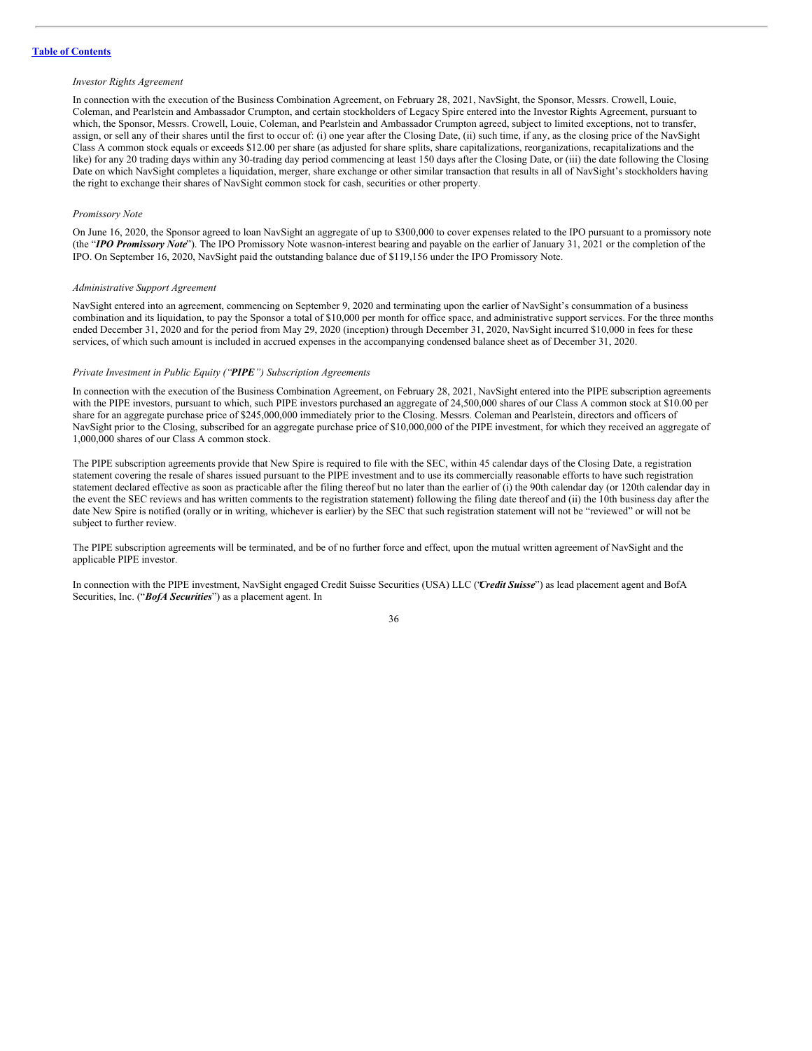*Investor Rights Agreement*

In connection with the execution of the Business Combination Agreement, on February 28, 2021, NavSight, the Sponsor, Messrs. Crowell, Louie, Coleman, and Pearlstein and Ambassador Crumpton, and certain stockholders of Legacy Spire entered into the Investor Rights Agreement, pursuant to which, the Sponsor, Messrs. Crowell, Louie, Coleman, and Pearlstein and Ambassador Crumpton agreed, subject to limited exceptions, not to transfer, assign, or sell any of their shares until the first to occur of: (i) one year after the Closing Date, (ii) such time, if any, as the closing price of the NavSight Class A common stock equals or exceeds $12.00 per share (as adjusted for share splits, share capitalizations, reorganizations, recapitalizations and the like) for any 20 trading days within any 30-trading day period commencing at least 150 days after the Closing Date, or (iii) the date following the Closing Date on which NavSight completes a liquidation, merger, share exchange or other similar transaction that results in all of NavSight's stockholders having the right to exchange their shares of NavSight common stock for cash, securities or other property.

*Promissory Note*

On June 16, 2020, the Sponsor agreed to loan NavSight an aggregate of up to $300,000 to cover expenses related to the IPO pursuant to a promissory note (the "***IPO Promissory Note***"). The IPO Promissory Note wasnon-interest bearing and payable on the earlier of January 31, 2021 or the completion of the IPO. On September 16, 2020, NavSight paid the outstanding balance due of $119,156 under the IPO Promissory Note.

*Administrative Support Agreement*

NavSight entered into an agreement, commencing on September 9, 2020 and terminating upon the earlier of NavSight's consummation of a business combination and its liquidation, to pay the Sponsor a total of $10,000 per month for office space, and administrative support services. For the three months ended December 31, 2020 and for the period from May 29, 2020 (inception) through December 31, 2020, NavSight incurred $10,000 in fees for these services, of which such amount is included in accrued expenses in the accompanying condensed balance sheet as of December 31, 2020.

*Private Investment in Public Equity ("**PIPE**") Subscription Agreements*

In connection with the execution of the Business Combination Agreement, on February 28, 2021, NavSight entered into the PIPE subscription agreements with the PIPE investors, pursuant to which, such PIPE investors purchased an aggregate of 24,500,000 shares of our Class A common stock at $10.00 per share for an aggregate purchase price of $245,000,000 immediately prior to the Closing. Messrs. Coleman and Pearlstein, directors and officers of NavSight prior to the Closing, subscribed for an aggregate purchase price of $10,000,000 of the PIPE investment, for which they received an aggregate of 1,000,000 shares of our Class A common stock.

The PIPE subscription agreements provide that New Spire is required to file with the SEC, within 45 calendar days of the Closing Date, a registration statement covering the resale of shares issued pursuant to the PIPE investment and to use its commercially reasonable efforts to have such registration statement declared effective as soon as practicable after the filing thereof but no later than the earlier of (i) the 90th calendar day (or 120th calendar day in the event the SEC reviews and has written comments to the registration statement) following the filing date thereof and (ii) the 10th business day after the date New Spire is notified (orally or in writing, whichever is earlier) by the SEC that such registration statement will not be "reviewed" or will not be subject to further review.

The PIPE subscription agreements will be terminated, and be of no further force and effect, upon the mutual written agreement of NavSight and the applicable PIPE investor.

In connection with the PIPE investment, NavSight engaged Credit Suisse Securities (USA) LLC ("***Credit Suisse***") as lead placement agent and BofA Securities, Inc. ("***BofA Securities***") as a placement agent. In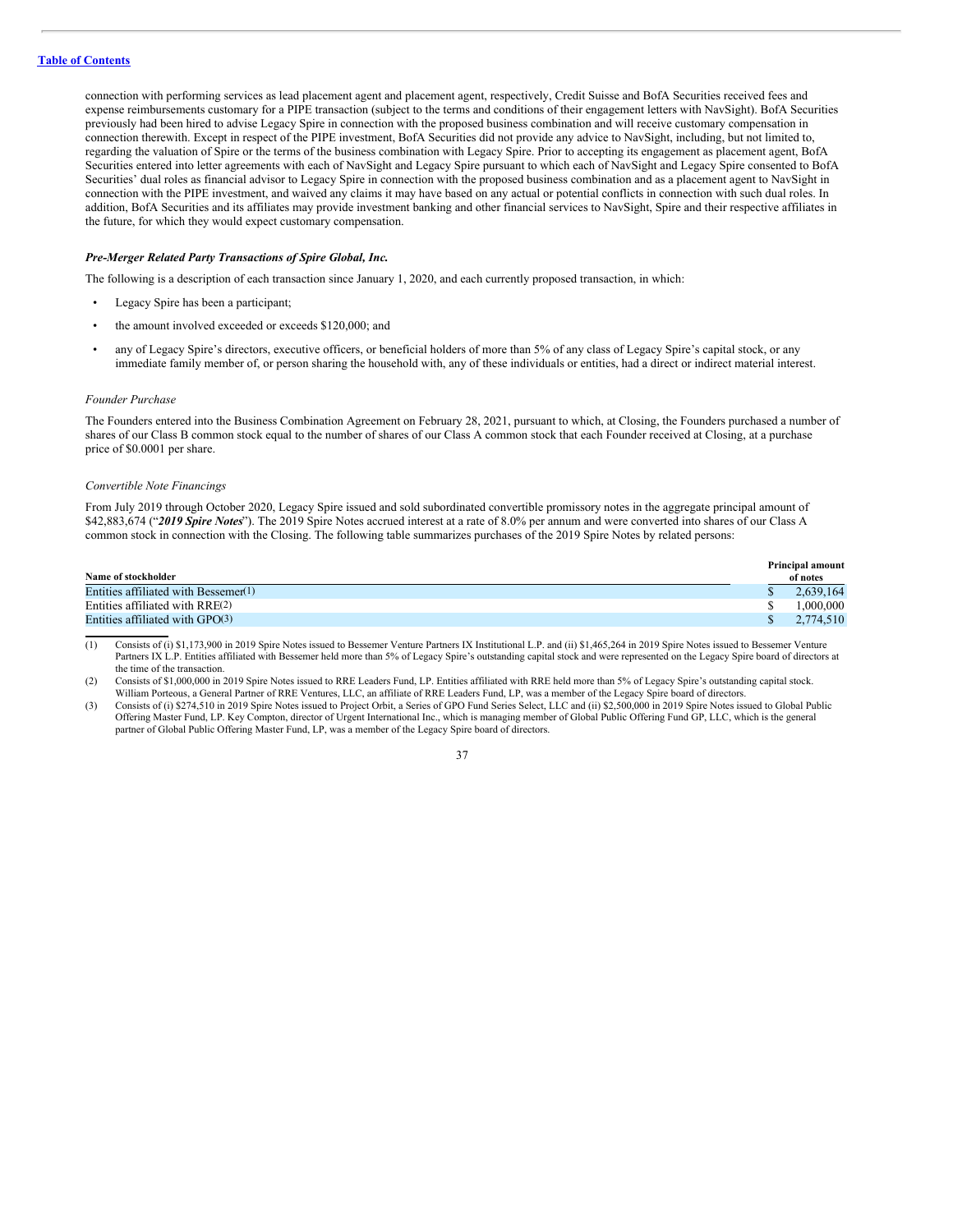connection with performing services as lead placement agent and placement agent, respectively, Credit Suisse and BofA Securities received fees and expense reimbursements customary for a PIPE transaction (subject to the terms and conditions of their engagement letters with NavSight). BofA Securities previously had been hired to advise Legacy Spire in connection with the proposed business combination and will receive customary compensation in connection therewith. Except in respect of the PIPE investment, BofA Securities did not provide any advice to NavSight, including, but not limited to, regarding the valuation of Spire or the terms of the business combination with Legacy Spire. Prior to accepting its engagement as placement agent, BofA Securities entered into letter agreements with each of NavSight and Legacy Spire pursuant to which each of NavSight and Legacy Spire consented to BofA Securities' dual roles as financial advisor to Legacy Spire in connection with the proposed business combination and as a placement agent to NavSight in connection with the PIPE investment, and waived any claims it may have based on any actual or potential conflicts in connection with such dual roles. In addition, BofA Securities and its affiliates may provide investment banking and other financial services to NavSight, Spire and their respective affiliates in the future, for which they would expect customary compensation.

### *Pre-Merger Related Party Transactions of Spire Global, Inc.*

The following is a description of each transaction since January 1, 2020, and each currently proposed transaction, in which:

- Legacy Spire has been a participant;
- the amount involved exceeded or exceeds $120,000; and
- any of Legacy Spire's directors, executive officers, or beneficial holders of more than 5% of any class of Legacy Spire's capital stock, or any immediate family member of, or person sharing the household with, any of these individuals or entities, had a direct or indirect material interest.

*Founder Purchase*

The Founders entered into the Business Combination Agreement on February 28, 2021, pursuant to which, at Closing, the Founders purchased a number of shares of our Class B common stock equal to the number of shares of our Class A common stock that each Founder received at Closing, at a purchase price of $0.0001 per share.

*Convertible Note Financings*

From July 2019 through October 2020, Legacy Spire issued and sold subordinated convertible promissory notes in the aggregate principal amount of $42,883,674 ("***2019 Spire Notes***"). The 2019 Spire Notes accrued interest at a rate of 8.0% per annum and were converted into shares of our Class A common stock in connection with the Closing. The following table summarizes purchases of the 2019 Spire Notes by related persons:

| Name of stockholder | Principal amount of notes |
|---|---|
| Entities affiliated with Bessemer(1) | $ 2,639,164 |
| Entities affiliated with RRE(2) | $ 1,000,000 |
| Entities affiliated with GPO(3) | $ 2,774,510 |

(1) Consists of (i) $1,173,900 in 2019 Spire Notes issued to Bessemer Venture Partners IX Institutional L.P. and (ii) $1,465,264 in 2019 Spire Notes issued to Bessemer Venture Partners IX L.P. Entities affiliated with Bessemer held more than 5% of Legacy Spire's outstanding capital stock and were represented on the Legacy Spire board of directors at the time of the transaction.

(2) Consists of $1,000,000 in 2019 Spire Notes issued to RRE Leaders Fund, LP. Entities affiliated with RRE held more than 5% of Legacy Spire's outstanding capital stock. William Porteous, a General Partner of RRE Ventures, LLC, an affiliate of RRE Leaders Fund, LP, was a member of the Legacy Spire board of directors.

(3) Consists of (i) $274,510 in 2019 Spire Notes issued to Project Orbit, a Series of GPO Fund Series Select, LLC and (ii) $2,500,000 in 2019 Spire Notes issued to Global Public Offering Master Fund, LP. Key Compton, director of Urgent International Inc., which is managing member of Global Public Offering Fund GP, LLC, which is the general partner of Global Public Offering Master Fund, LP, was a member of the Legacy Spire board of directors.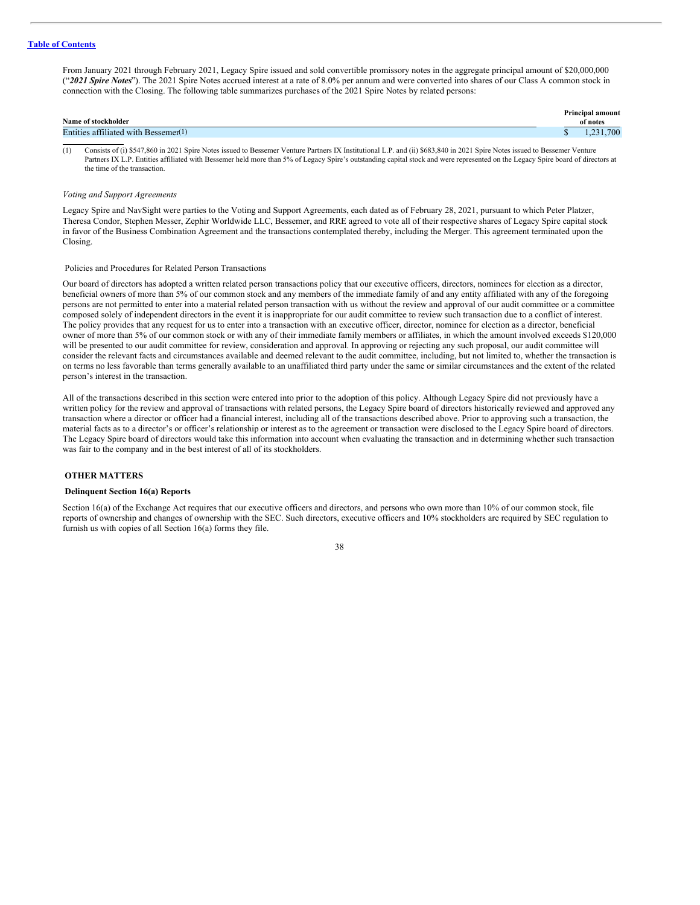From January 2021 through February 2021, Legacy Spire issued and sold convertible promissory notes in the aggregate principal amount of $20,000,000 ("***2021 Spire Notes***"). The 2021 Spire Notes accrued interest at a rate of 8.0% per annum and were converted into shares of our Class A common stock in connection with the Closing. The following table summarizes purchases of the 2021 Spire Notes by related persons:

| Name of stockholder | Principal amount of notes |
|---|---|
| Entities affiliated with Bessemer(1) | $ 1,231,700 |

(1) Consists of (i) $547,860 in 2021 Spire Notes issued to Bessemer Venture Partners IX Institutional L.P. and (ii) $683,840 in 2021 Spire Notes issued to Bessemer Venture Partners IX L.P. Entities affiliated with Bessemer held more than 5% of Legacy Spire's outstanding capital stock and were represented on the Legacy Spire board of directors at the time of the transaction.

*Voting and Support Agreements*

Legacy Spire and NavSight were parties to the Voting and Support Agreements, each dated as of February 28, 2021, pursuant to which Peter Platzer, Theresa Condor, Stephen Messer, Zephir Worldwide LLC, Bessemer, and RRE agreed to vote all of their respective shares of Legacy Spire capital stock in favor of the Business Combination Agreement and the transactions contemplated thereby, including the Merger. This agreement terminated upon the Closing.

Policies and Procedures for Related Person Transactions

Our board of directors has adopted a written related person transactions policy that our executive officers, directors, nominees for election as a director, beneficial owners of more than 5% of our common stock and any members of the immediate family of and any entity affiliated with any of the foregoing persons are not permitted to enter into a material related person transaction with us without the review and approval of our audit committee or a committee composed solely of independent directors in the event it is inappropriate for our audit committee to review such transaction due to a conflict of interest. The policy provides that any request for us to enter into a transaction with an executive officer, director, nominee for election as a director, beneficial owner of more than 5% of our common stock or with any of their immediate family members or affiliates, in which the amount involved exceeds $120,000 will be presented to our audit committee for review, consideration and approval. In approving or rejecting any such proposal, our audit committee will consider the relevant facts and circumstances available and deemed relevant to the audit committee, including, but not limited to, whether the transaction is on terms no less favorable than terms generally available to an unaffiliated third party under the same or similar circumstances and the extent of the related person's interest in the transaction.

All of the transactions described in this section were entered into prior to the adoption of this policy. Although Legacy Spire did not previously have a written policy for the review and approval of transactions with related persons, the Legacy Spire board of directors historically reviewed and approved any transaction where a director or officer had a financial interest, including all of the transactions described above. Prior to approving such a transaction, the material facts as to a director's or officer's relationship or interest as to the agreement or transaction were disclosed to the Legacy Spire board of directors. The Legacy Spire board of directors would take this information into account when evaluating the transaction and in determining whether such transaction was fair to the company and in the best interest of all of its stockholders.

## OTHER MATTERS

### Delinquent Section 16(a) Reports

Section 16(a) of the Exchange Act requires that our executive officers and directors, and persons who own more than 10% of our common stock, file reports of ownership and changes of ownership with the SEC. Such directors, executive officers and 10% stockholders are required by SEC regulation to furnish us with copies of all Section 16(a) forms they file.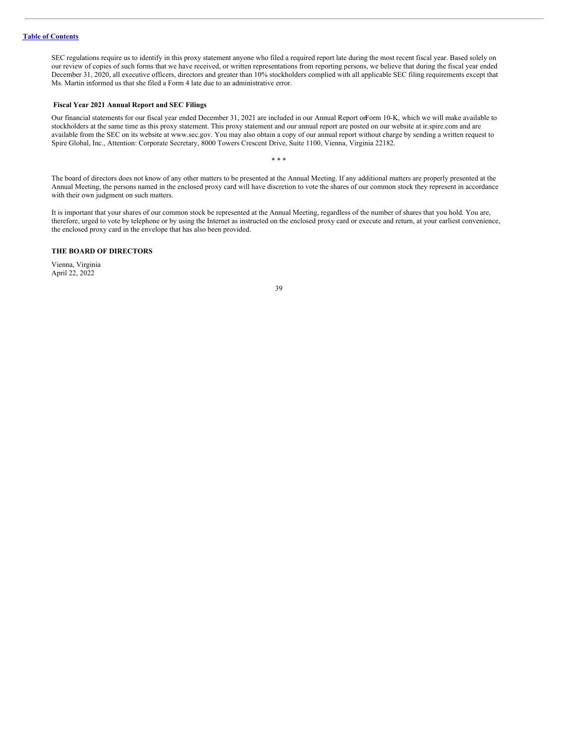SEC regulations require us to identify in this proxy statement anyone who filed a required report late during the most recent fiscal year. Based solely on our review of copies of such forms that we have received, or written representations from reporting persons, we believe that during the fiscal year ended December 31, 2020, all executive officers, directors and greater than 10% stockholders complied with all applicable SEC filing requirements except that Ms. Martin informed us that she filed a Form 4 late due to an administrative error.

### Fiscal Year 2021 Annual Report and SEC Filings

Our financial statements for our fiscal year ended December 31, 2021 are included in our Annual Report on Form 10-K, which we will make available to stockholders at the same time as this proxy statement. This proxy statement and our annual report are posted on our website at ir.spire.com and are available from the SEC on its website at www.sec.gov. You may also obtain a copy of our annual report without charge by sending a written request to Spire Global, Inc., Attention: Corporate Secretary, 8000 Towers Crescent Drive, Suite 1100, Vienna, Virginia 22182.

* * *

The board of directors does not know of any other matters to be presented at the Annual Meeting. If any additional matters are properly presented at the Annual Meeting, the persons named in the enclosed proxy card will have discretion to vote the shares of our common stock they represent in accordance with their own judgment on such matters.

It is important that your shares of our common stock be represented at the Annual Meeting, regardless of the number of shares that you hold. You are, therefore, urged to vote by telephone or by using the Internet as instructed on the enclosed proxy card or execute and return, at your earliest convenience, the enclosed proxy card in the envelope that has also been provided.

**THE BOARD OF DIRECTORS**

Vienna, Virginia
April 22, 2022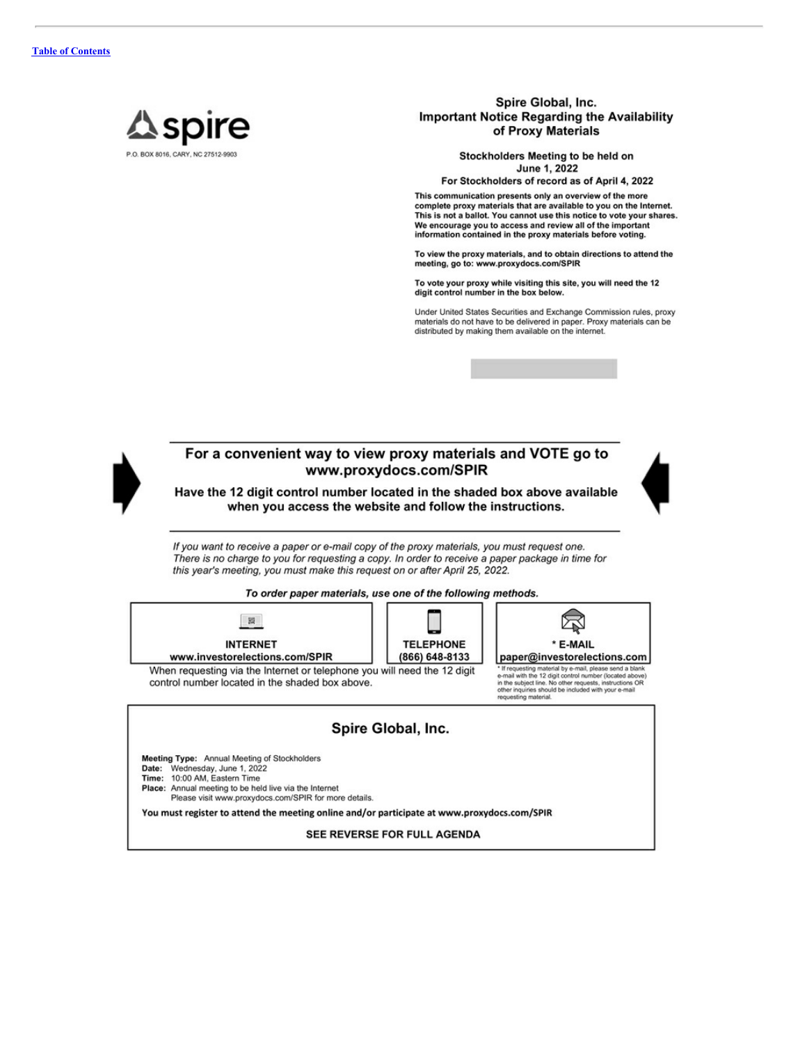Table of Contents

spire

P.O. BOX 8016, CARY, NC 27512-9903

## Spire Global, Inc.
## Important Notice Regarding the Availability of Proxy Materials

**Stockholders Meeting to be held on June 1, 2022**

**For Stockholders of record as of April 4, 2022**

**This communication presents only an overview of the more complete proxy materials that are available to you on the Internet. This is not a ballot. You cannot use this notice to vote your shares. We encourage you to access and review all of the important information contained in the proxy materials before voting.**

**To view the proxy materials, and to obtain directions to attend the meeting, go to: www.proxydocs.com/SPIR**

**To vote your proxy while visiting this site, you will need the 12 digit control number in the box below.**

Under United States Securities and Exchange Commission rules, proxy materials do not have to be delivered in paper. Proxy materials can be distributed by making them available on the internet.

---

### For a convenient way to view proxy materials and VOTE go to www.proxydocs.com/SPIR

**Have the 12 digit control number located in the shaded box above available when you access the website and follow the instructions.**

---

*If you want to receive a paper or e-mail copy of the proxy materials, you must request one. There is no charge to you for requesting a copy. In order to receive a paper package in time for this year's meeting, you must make this request on or after April 25, 2022.*

***To order paper materials, use one of the following methods.***

| INTERNET | TELEPHONE | * E-MAIL |
| --- | --- | --- |
| www.investorelections.com/SPIR | (866) 648-8133 | paper@investorelections.com |

When requesting via the Internet or telephone you will need the 12 digit control number located in the shaded box above.

\* If requesting material by e-mail, please send a blank e-mail with the 12 digit control number (located above) in the subject line. No other requests, instructions OR other inquiries should be included with your e-mail requesting material.

---

## Spire Global, Inc.

**Meeting Type:** Annual Meeting of Stockholders
**Date:** Wednesday, June 1, 2022
**Time:** 10:00 AM, Eastern Time
**Place:** Annual meeting to be held live via the Internet
Please visit www.proxydocs.com/SPIR for more details.

**You must register to attend the meeting online and/or participate at www.proxydocs.com/SPIR**

**SEE REVERSE FOR FULL AGENDA**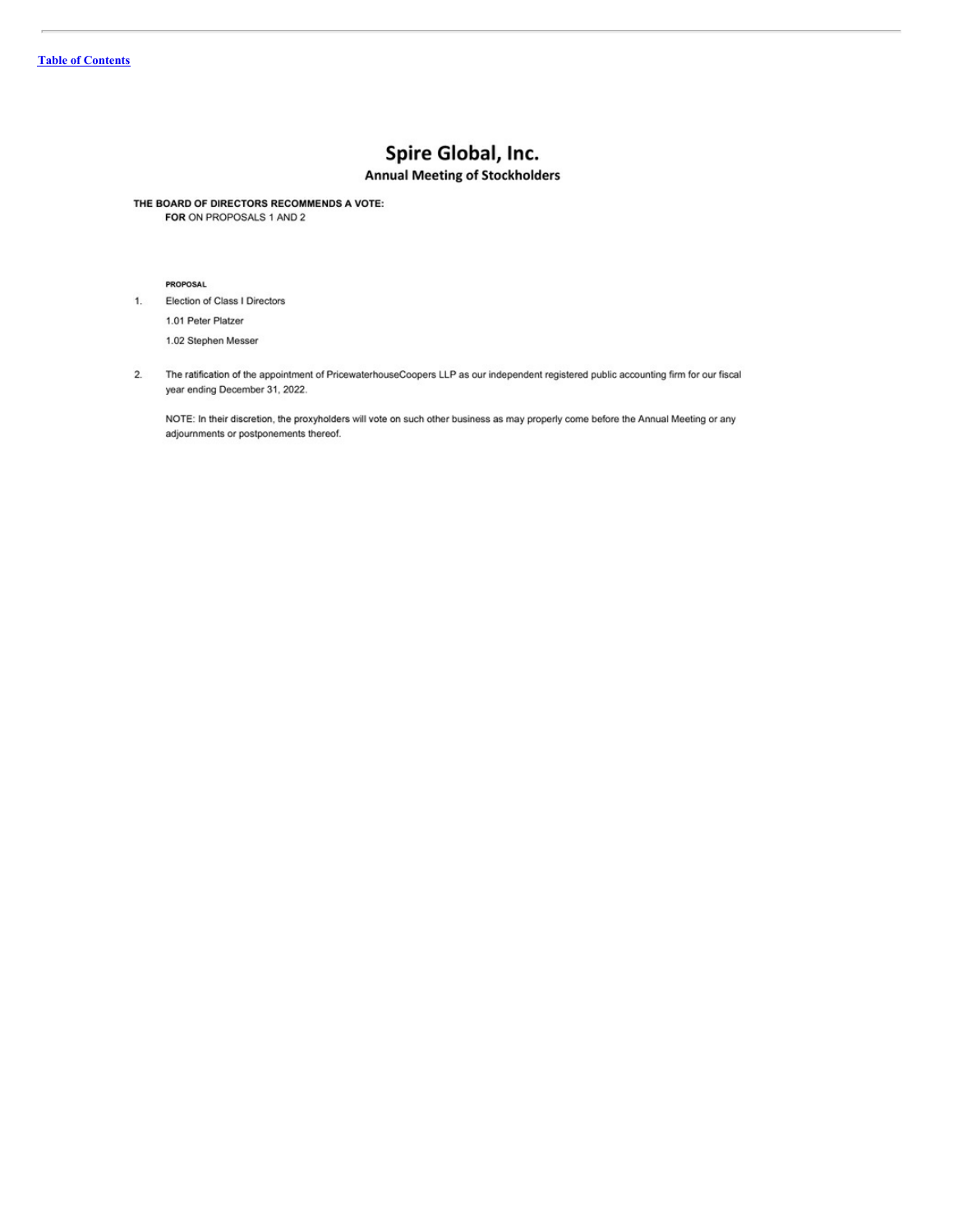[Table of Contents](#)

# Spire Global, Inc.

## Annual Meeting of Stockholders

**THE BOARD OF DIRECTORS RECOMMENDS A VOTE:**
**FOR** ON PROPOSALS 1 AND 2

**PROPOSAL**

1. Election of Class I Directors

   1.01 Peter Platzer

   1.02 Stephen Messer

2. The ratification of the appointment of PricewaterhouseCoopers LLP as our independent registered public accounting firm for our fiscal year ending December 31, 2022.

   NOTE: In their discretion, the proxyholders will vote on such other business as may properly come before the Annual Meeting or any adjournments or postponements thereof.